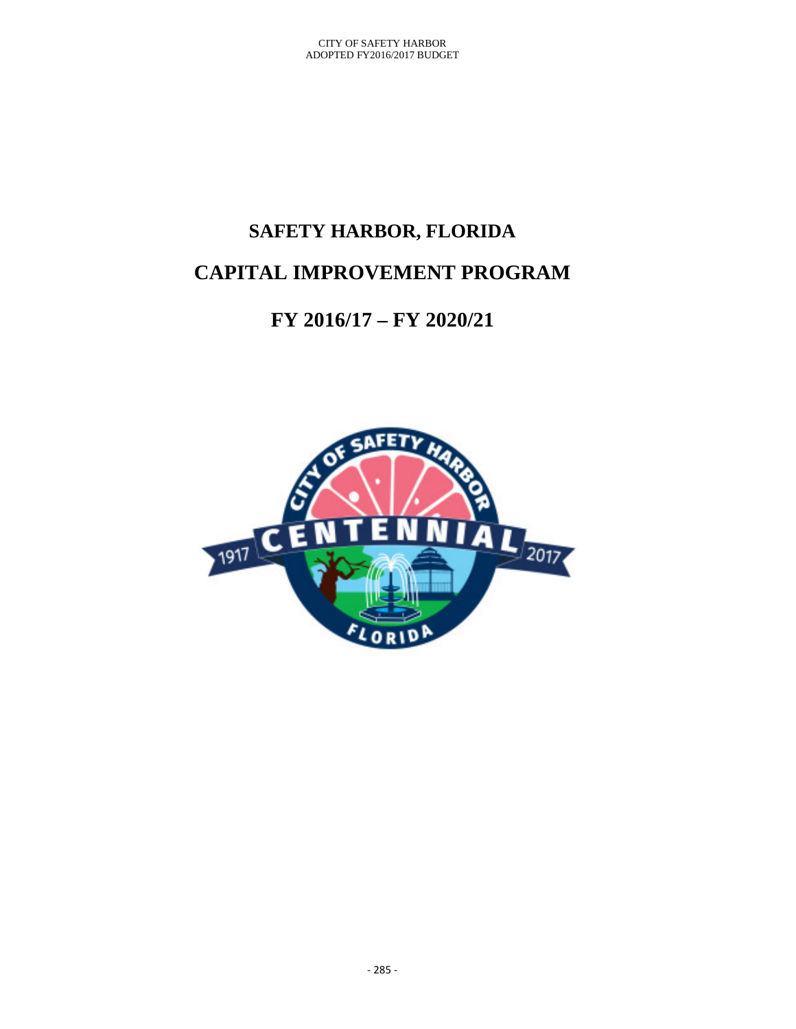# SAFETY HARBOR, FLORIDA

# CAPITAL IMPROVEMENT PROGRAM

# FY 2016/17 – FY 2020/21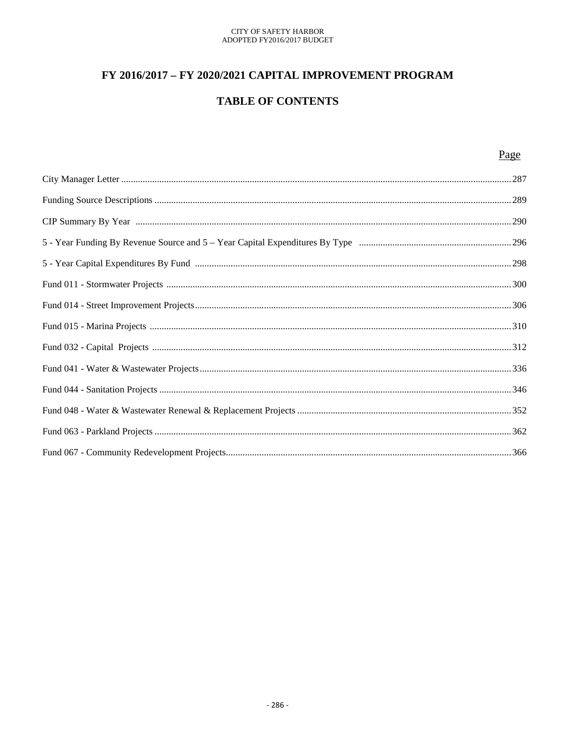# FY 2016/2017 – FY 2020/2021 CAPITAL IMPROVEMENT PROGRAM

## TABLE OF CONTENTS

| | Page |
|---|---|
| City Manager Letter | 287 |
| Funding Source Descriptions | 289 |
| CIP Summary By Year | 290 |
| 5 - Year Funding By Revenue Source and 5 – Year Capital Expenditures By Type | 296 |
| 5 - Year Capital Expenditures By Fund | 298 |
| Fund 011 - Stormwater Projects | 300 |
| Fund 014 - Street Improvement Projects | 306 |
| Fund 015 - Marina Projects | 310 |
| Fund 032 - Capital Projects | 312 |
| Fund 041 - Water & Wastewater Projects | 336 |
| Fund 044 - Sanitation Projects | 346 |
| Fund 048 - Water & Wastewater Renewal & Replacement Projects | 352 |
| Fund 063 - Parkland Projects | 362 |
| Fund 067 - Community Redevelopment Projects | 366 |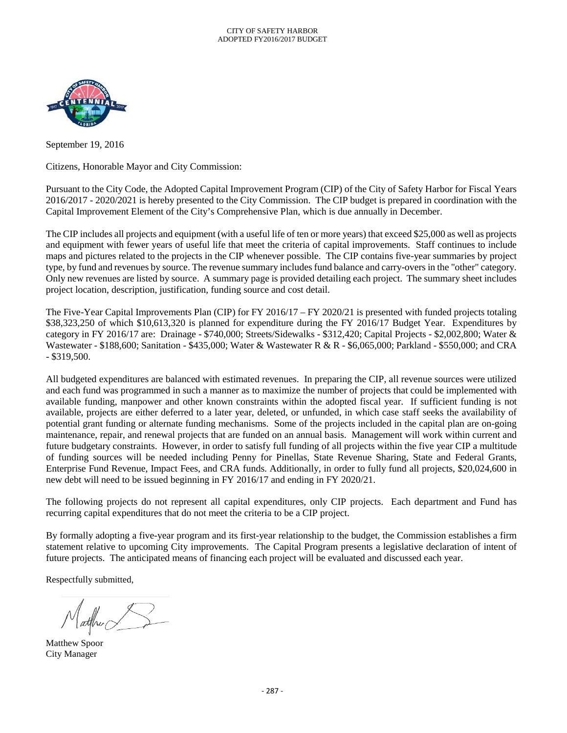September 19, 2016

Citizens, Honorable Mayor and City Commission:

Pursuant to the City Code, the Adopted Capital Improvement Program (CIP) of the City of Safety Harbor for Fiscal Years 2016/2017 - 2020/2021 is hereby presented to the City Commission. The CIP budget is prepared in coordination with the Capital Improvement Element of the City's Comprehensive Plan, which is due annually in December.

The CIP includes all projects and equipment (with a useful life of ten or more years) that exceed $25,000 as well as projects and equipment with fewer years of useful life that meet the criteria of capital improvements. Staff continues to include maps and pictures related to the projects in the CIP whenever possible. The CIP contains five-year summaries by project type, by fund and revenues by source. The revenue summary includes fund balance and carry-overs in the "other" category. Only new revenues are listed by source. A summary page is provided detailing each project. The summary sheet includes project location, description, justification, funding source and cost detail.

The Five-Year Capital Improvements Plan (CIP) for FY 2016/17 – FY 2020/21 is presented with funded projects totaling $38,323,250 of which $10,613,320 is planned for expenditure during the FY 2016/17 Budget Year. Expenditures by category in FY 2016/17 are: Drainage - $740,000; Streets/Sidewalks - $312,420; Capital Projects - $2,002,800; Water & Wastewater - $188,600; Sanitation - $435,000; Water & Wastewater R & R - $6,065,000; Parkland - $550,000; and CRA - $319,500.

All budgeted expenditures are balanced with estimated revenues. In preparing the CIP, all revenue sources were utilized and each fund was programmed in such a manner as to maximize the number of projects that could be implemented with available funding, manpower and other known constraints within the adopted fiscal year. If sufficient funding is not available, projects are either deferred to a later year, deleted, or unfunded, in which case staff seeks the availability of potential grant funding or alternate funding mechanisms. Some of the projects included in the capital plan are on-going maintenance, repair, and renewal projects that are funded on an annual basis. Management will work within current and future budgetary constraints. However, in order to satisfy full funding of all projects within the five year CIP a multitude of funding sources will be needed including Penny for Pinellas, State Revenue Sharing, State and Federal Grants, Enterprise Fund Revenue, Impact Fees, and CRA funds. Additionally, in order to fully fund all projects, $20,024,600 in new debt will need to be issued beginning in FY 2016/17 and ending in FY 2020/21.

The following projects do not represent all capital expenditures, only CIP projects. Each department and Fund has recurring capital expenditures that do not meet the criteria to be a CIP project.

By formally adopting a five-year program and its first-year relationship to the budget, the Commission establishes a firm statement relative to upcoming City improvements. The Capital Program presents a legislative declaration of intent of future projects. The anticipated means of financing each project will be evaluated and discussed each year.

Respectfully submitted,

Matthew Spoor
City Manager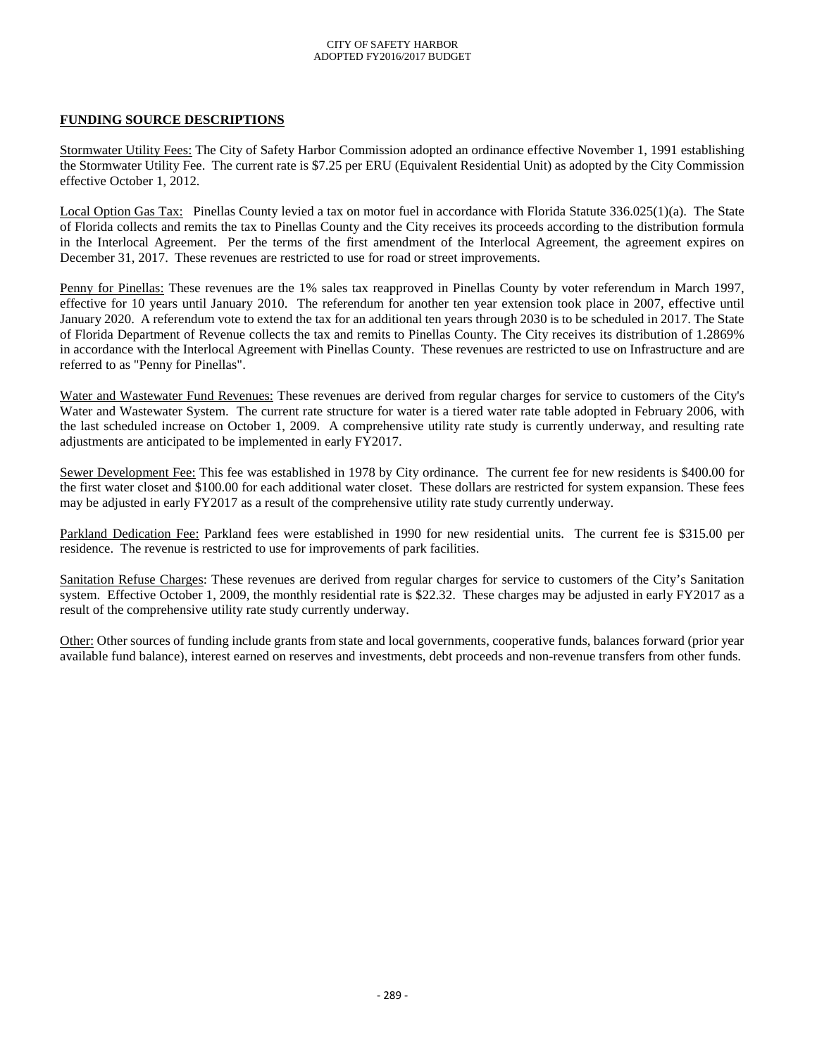## FUNDING SOURCE DESCRIPTIONS

Stormwater Utility Fees: The City of Safety Harbor Commission adopted an ordinance effective November 1, 1991 establishing the Stormwater Utility Fee. The current rate is $7.25 per ERU (Equivalent Residential Unit) as adopted by the City Commission effective October 1, 2012.

Local Option Gas Tax: Pinellas County levied a tax on motor fuel in accordance with Florida Statute 336.025(1)(a). The State of Florida collects and remits the tax to Pinellas County and the City receives its proceeds according to the distribution formula in the Interlocal Agreement. Per the terms of the first amendment of the Interlocal Agreement, the agreement expires on December 31, 2017. These revenues are restricted to use for road or street improvements.

Penny for Pinellas: These revenues are the 1% sales tax reapproved in Pinellas County by voter referendum in March 1997, effective for 10 years until January 2010. The referendum for another ten year extension took place in 2007, effective until January 2020. A referendum vote to extend the tax for an additional ten years through 2030 is to be scheduled in 2017. The State of Florida Department of Revenue collects the tax and remits to Pinellas County. The City receives its distribution of 1.2869% in accordance with the Interlocal Agreement with Pinellas County. These revenues are restricted to use on Infrastructure and are referred to as "Penny for Pinellas".

Water and Wastewater Fund Revenues: These revenues are derived from regular charges for service to customers of the City's Water and Wastewater System. The current rate structure for water is a tiered water rate table adopted in February 2006, with the last scheduled increase on October 1, 2009. A comprehensive utility rate study is currently underway, and resulting rate adjustments are anticipated to be implemented in early FY2017.

Sewer Development Fee: This fee was established in 1978 by City ordinance. The current fee for new residents is $400.00 for the first water closet and $100.00 for each additional water closet. These dollars are restricted for system expansion. These fees may be adjusted in early FY2017 as a result of the comprehensive utility rate study currently underway.

Parkland Dedication Fee: Parkland fees were established in 1990 for new residential units. The current fee is $315.00 per residence. The revenue is restricted to use for improvements of park facilities.

Sanitation Refuse Charges: These revenues are derived from regular charges for service to customers of the City's Sanitation system. Effective October 1, 2009, the monthly residential rate is $22.32. These charges may be adjusted in early FY2017 as a result of the comprehensive utility rate study currently underway.

Other: Other sources of funding include grants from state and local governments, cooperative funds, balances forward (prior year available fund balance), interest earned on reserves and investments, debt proceeds and non-revenue transfers from other funds.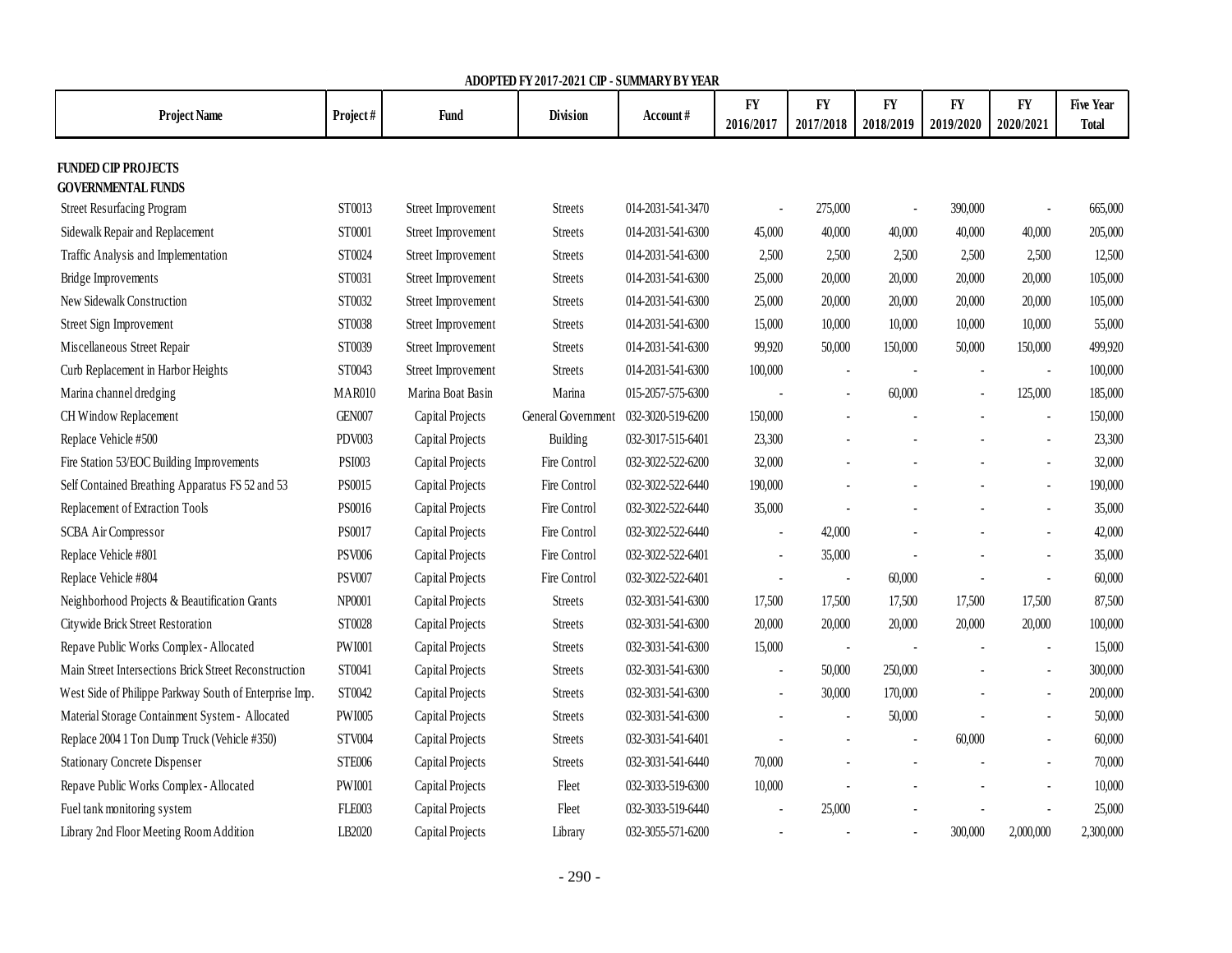## ADOPTED FY 2017-2021 CIP - SUMMARY BY YEAR

| Project Name | Project # | Fund | Division | Account # | FY 2016/2017 | FY 2017/2018 | FY 2018/2019 | FY 2019/2020 | FY 2020/2021 | Five Year Total |
|---|---|---|---|---|---|---|---|---|---|---|
| **FUNDED CIP PROJECTS** | | | | | | | | | | |
| **GOVERNMENTAL FUNDS** | | | | | | | | | | |
| Street Resurfacing Program | ST0013 | Street Improvement | Streets | 014-2031-541-3470 | - | 275,000 | - | 390,000 | - | 665,000 |
| Sidewalk Repair and Replacement | ST0001 | Street Improvement | Streets | 014-2031-541-6300 | 45,000 | 40,000 | 40,000 | 40,000 | 40,000 | 205,000 |
| Traffic Analysis and Implementation | ST0024 | Street Improvement | Streets | 014-2031-541-6300 | 2,500 | 2,500 | 2,500 | 2,500 | 2,500 | 12,500 |
| Bridge Improvements | ST0031 | Street Improvement | Streets | 014-2031-541-6300 | 25,000 | 20,000 | 20,000 | 20,000 | 20,000 | 105,000 |
| New Sidewalk Construction | ST0032 | Street Improvement | Streets | 014-2031-541-6300 | 25,000 | 20,000 | 20,000 | 20,000 | 20,000 | 105,000 |
| Street Sign Improvement | ST0038 | Street Improvement | Streets | 014-2031-541-6300 | 15,000 | 10,000 | 10,000 | 10,000 | 10,000 | 55,000 |
| Miscellaneous Street Repair | ST0039 | Street Improvement | Streets | 014-2031-541-6300 | 99,920 | 50,000 | 150,000 | 50,000 | 150,000 | 499,920 |
| Curb Replacement in Harbor Heights | ST0043 | Street Improvement | Streets | 014-2031-541-6300 | 100,000 | - | - | - | - | 100,000 |
| Marina channel dredging | MAR010 | Marina Boat Basin | Marina | 015-2057-575-6300 | - | - | 60,000 | - | 125,000 | 185,000 |
| CH Window Replacement | GEN007 | Capital Projects | General Government | 032-3020-519-6200 | 150,000 | - | - | - | - | 150,000 |
| Replace Vehicle #500 | PDV003 | Capital Projects | Building | 032-3017-515-6401 | 23,300 | - | - | - | - | 23,300 |
| Fire Station 53/EOC Building Improvements | PSI003 | Capital Projects | Fire Control | 032-3022-522-6200 | 32,000 | - | - | - | - | 32,000 |
| Self Contained Breathing Apparatus FS 52 and 53 | PS0015 | Capital Projects | Fire Control | 032-3022-522-6440 | 190,000 | - | - | - | - | 190,000 |
| Replacement of Extraction Tools | PS0016 | Capital Projects | Fire Control | 032-3022-522-6440 | 35,000 | - | - | - | - | 35,000 |
| SCBA Air Compressor | PS0017 | Capital Projects | Fire Control | 032-3022-522-6440 | - | 42,000 | - | - | - | 42,000 |
| Replace Vehicle #801 | PSV006 | Capital Projects | Fire Control | 032-3022-522-6401 | - | 35,000 | - | - | - | 35,000 |
| Replace Vehicle #804 | PSV007 | Capital Projects | Fire Control | 032-3022-522-6401 | - | - | 60,000 | - | - | 60,000 |
| Neighborhood Projects & Beautification Grants | NP0001 | Capital Projects | Streets | 032-3031-541-6300 | 17,500 | 17,500 | 17,500 | 17,500 | 17,500 | 87,500 |
| Citywide Brick Street Restoration | ST0028 | Capital Projects | Streets | 032-3031-541-6300 | 20,000 | 20,000 | 20,000 | 20,000 | 20,000 | 100,000 |
| Repave Public Works Complex - Allocated | PWI001 | Capital Projects | Streets | 032-3031-541-6300 | 15,000 | - | - | - | - | 15,000 |
| Main Street Intersections Brick Street Reconstruction | ST0041 | Capital Projects | Streets | 032-3031-541-6300 | - | 50,000 | 250,000 | - | - | 300,000 |
| West Side of Philippe Parkway South of Enterprise Imp. | ST0042 | Capital Projects | Streets | 032-3031-541-6300 | - | 30,000 | 170,000 | - | - | 200,000 |
| Material Storage Containment System - Allocated | PWI005 | Capital Projects | Streets | 032-3031-541-6300 | - | - | 50,000 | - | - | 50,000 |
| Replace 2004 1 Ton Dump Truck (Vehicle #350) | STV004 | Capital Projects | Streets | 032-3031-541-6401 | - | - | - | 60,000 | - | 60,000 |
| Stationary Concrete Dispenser | STE006 | Capital Projects | Streets | 032-3031-541-6440 | 70,000 | - | - | - | - | 70,000 |
| Repave Public Works Complex - Allocated | PWI001 | Capital Projects | Fleet | 032-3033-519-6300 | 10,000 | - | - | - | - | 10,000 |
| Fuel tank monitoring system | FLE003 | Capital Projects | Fleet | 032-3033-519-6440 | - | 25,000 | - | - | - | 25,000 |
| Library 2nd Floor Meeting Room Addition | LB2020 | Capital Projects | Library | 032-3055-571-6200 | - | - | - | 300,000 | 2,000,000 | 2,300,000 |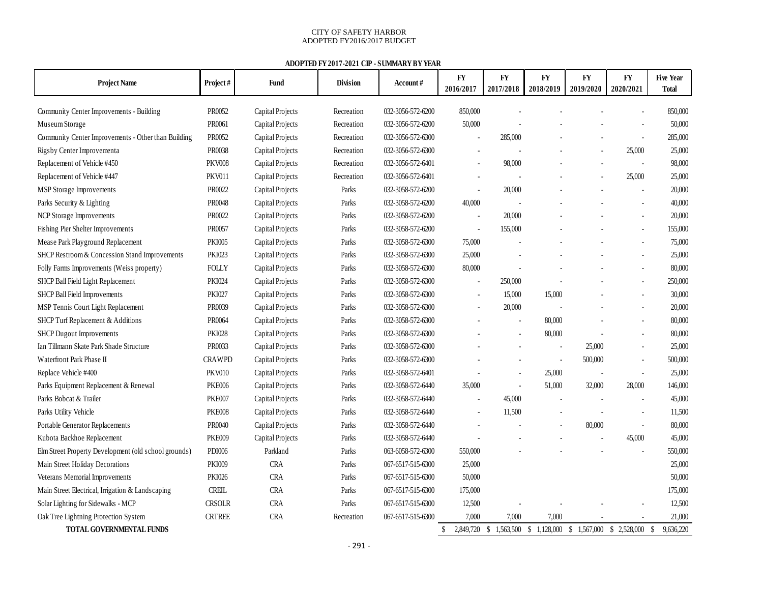CITY OF SAFETY HARBOR
ADOPTED FY2016/2017 BUDGET

**ADOPTED FY 2017-2021 CIP - SUMMARY BY YEAR**

| Project Name | Project # | Fund | Division | Account # | FY 2016/2017 | FY 2017/2018 | FY 2018/2019 | FY 2019/2020 | FY 2020/2021 | Five Year Total |
|---|---|---|---|---|---|---|---|---|---|---|
| Community Center Improvements - Building | PR0052 | Capital Projects | Recreation | 032-3056-572-6200 | 850,000 | - | - | - | - | 850,000 |
| Museum Storage | PR0061 | Capital Projects | Recreation | 032-3056-572-6200 | 50,000 | - | - | - | - | 50,000 |
| Community Center Improvements - Other than Building | PR0052 | Capital Projects | Recreation | 032-3056-572-6300 | - | 285,000 | - | - | - | 285,000 |
| Rigsby Center Improvementa | PR0038 | Capital Projects | Recreation | 032-3056-572-6300 | - | - | - | - | 25,000 | 25,000 |
| Replacement of Vehicle #450 | PKV008 | Capital Projects | Recreation | 032-3056-572-6401 | - | 98,000 | - | - | - | 98,000 |
| Replacement of Vehicle #447 | PKV011 | Capital Projects | Recreation | 032-3056-572-6401 | - | - | - | - | 25,000 | 25,000 |
| MSP Storage Improvements | PR0022 | Capital Projects | Parks | 032-3058-572-6200 | - | 20,000 | - | - | - | 20,000 |
| Parks Security & Lighting | PR0048 | Capital Projects | Parks | 032-3058-572-6200 | 40,000 | - | - | - | - | 40,000 |
| NCP Storage Improvements | PR0022 | Capital Projects | Parks | 032-3058-572-6200 | - | 20,000 | - | - | - | 20,000 |
| Fishing Pier Shelter Improvements | PR0057 | Capital Projects | Parks | 032-3058-572-6200 | - | 155,000 | - | - | - | 155,000 |
| Mease Park Playground Replacement | PKI005 | Capital Projects | Parks | 032-3058-572-6300 | 75,000 | - | - | - | - | 75,000 |
| SHCP Restroom & Concession Stand Improvements | PKI023 | Capital Projects | Parks | 032-3058-572-6300 | 25,000 | - | - | - | - | 25,000 |
| Folly Farms Improvements (Weiss property) | FOLLY | Capital Projects | Parks | 032-3058-572-6300 | 80,000 | - | - | - | - | 80,000 |
| SHCP Ball Field Light Replacement | PKI024 | Capital Projects | Parks | 032-3058-572-6300 | - | 250,000 | - | - | - | 250,000 |
| SHCP Ball Field Improvements | PKI027 | Capital Projects | Parks | 032-3058-572-6300 | - | 15,000 | 15,000 | - | - | 30,000 |
| MSP Tennis Court Light Replacement | PR0039 | Capital Projects | Parks | 032-3058-572-6300 | - | 20,000 | - | - | - | 20,000 |
| SHCP Turf Replacement & Additions | PR0064 | Capital Projects | Parks | 032-3058-572-6300 | - | - | 80,000 | - | - | 80,000 |
| SHCP Dugout Improvements | PKI028 | Capital Projects | Parks | 032-3058-572-6300 | - | - | 80,000 | - | - | 80,000 |
| Ian Tillmann Skate Park Shade Structure | PR0033 | Capital Projects | Parks | 032-3058-572-6300 | - | - | - | 25,000 | - | 25,000 |
| Waterfront Park Phase II | CRAWPD | Capital Projects | Parks | 032-3058-572-6300 | - | - | - | 500,000 | - | 500,000 |
| Replace Vehicle #400 | PKV010 | Capital Projects | Parks | 032-3058-572-6401 | - | - | 25,000 | - | - | 25,000 |
| Parks Equipment Replacement & Renewal | PKE006 | Capital Projects | Parks | 032-3058-572-6440 | 35,000 | - | 51,000 | 32,000 | 28,000 | 146,000 |
| Parks Bobcat & Trailer | PKE007 | Capital Projects | Parks | 032-3058-572-6440 | - | 45,000 | - | - | - | 45,000 |
| Parks Utility Vehicle | PKE008 | Capital Projects | Parks | 032-3058-572-6440 | - | 11,500 | - | - | - | 11,500 |
| Portable Generator Replacements | PR0040 | Capital Projects | Parks | 032-3058-572-6440 | - | - | - | 80,000 | - | 80,000 |
| Kubota Backhoe Replacement | PKE009 | Capital Projects | Parks | 032-3058-572-6440 | - | - | - | - | 45,000 | 45,000 |
| Elm Street Property Development (old school grounds) | PDI006 | Parkland | Parks | 063-6058-572-6300 | 550,000 | - | - | - | - | 550,000 |
| Main Street Holiday Decorations | PKI009 | CRA | Parks | 067-6517-515-6300 | 25,000 | | | | | 25,000 |
| Veterans Memorial Improvements | PKI026 | CRA | Parks | 067-6517-515-6300 | 50,000 | | | | | 50,000 |
| Main Street Electrical, Irrigation & Landscaping | CREIL | CRA | Parks | 067-6517-515-6300 | 175,000 | | | | | 175,000 |
| Solar Lighting for Sidewalks - MCP | CRSOLR | CRA | Parks | 067-6517-515-6300 | 12,500 | - | - | - | - | 12,500 |
| Oak Tree Lightning Protection System | CRTREE | CRA | Recreation | 067-6517-515-6300 | 7,000 | 7,000 | 7,000 | - | - | 21,000 |
| **TOTAL GOVERNMENTAL FUNDS** | | | | | $ 2,849,720 | $ 1,563,500 | $ 1,128,000 | $ 1,567,000 | $ 2,528,000 | $ 9,636,220 |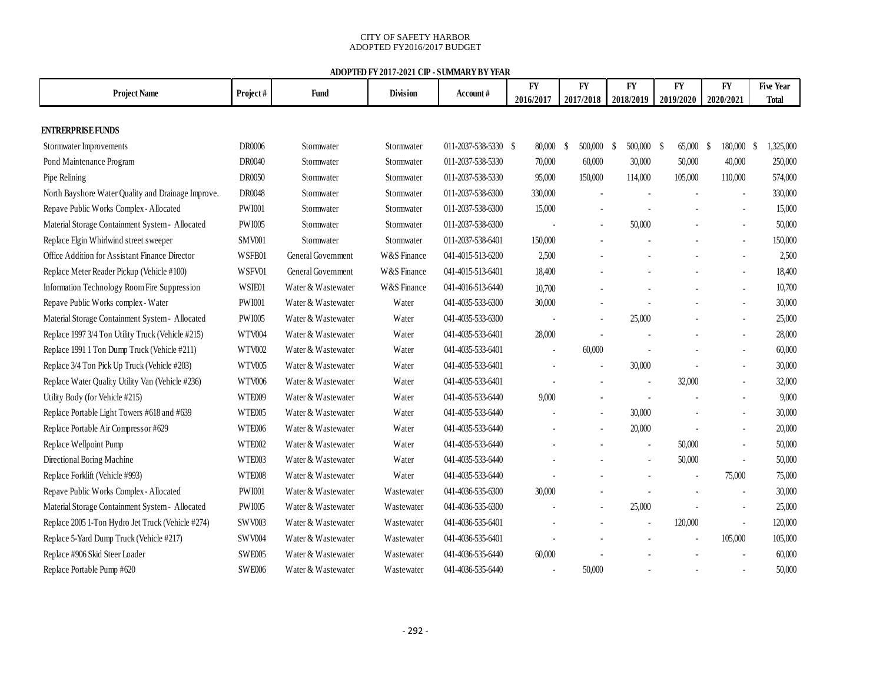CITY OF SAFETY HARBOR
ADOPTED FY2016/2017 BUDGET

**ADOPTED FY 2017-2021 CIP - SUMMARY BY YEAR**

| Project Name | Project # | Fund | Division | Account # | FY 2016/2017 | FY 2017/2018 | FY 2018/2019 | FY 2019/2020 | FY 2020/2021 | Five Year Total |
|---|---|---|---|---|---|---|---|---|---|---|
| **ENTRERPRISE FUNDS** | | | | | | | | | | |
| Stormwater Improvements | DR0006 | Stormwater | Stormwater | 011-2037-538-5330 | $ 80,000 | $ 500,000 | $ 500,000 | $ 65,000 | $ 180,000 | $ 1,325,000 |
| Pond Maintenance Program | DR0040 | Stormwater | Stormwater | 011-2037-538-5330 | 70,000 | 60,000 | 30,000 | 50,000 | 40,000 | 250,000 |
| Pipe Relining | DR0050 | Stormwater | Stormwater | 011-2037-538-5330 | 95,000 | 150,000 | 114,000 | 105,000 | 110,000 | 574,000 |
| North Bayshore Water Quality and Drainage Improve. | DR0048 | Stormwater | Stormwater | 011-2037-538-6300 | 330,000 | - | - | - | - | 330,000 |
| Repave Public Works Complex - Allocated | PWI001 | Stormwater | Stormwater | 011-2037-538-6300 | 15,000 | - | - | - | - | 15,000 |
| Material Storage Containment System - Allocated | PWI005 | Stormwater | Stormwater | 011-2037-538-6300 | - | - | 50,000 | - | - | 50,000 |
| Replace Elgin Whirlwind street sweeper | SMV001 | Stormwater | Stormwater | 011-2037-538-6401 | 150,000 | - | - | - | - | 150,000 |
| Office Addition for Assistant Finance Director | WSFB01 | General Government | W&S Finance | 041-4015-513-6200 | 2,500 | - | - | - | - | 2,500 |
| Replace Meter Reader Pickup (Vehicle #100) | WSFV01 | General Government | W&S Finance | 041-4015-513-6401 | 18,400 | - | - | - | - | 18,400 |
| Information Technology Room Fire Suppression | WSIE01 | Water & Wastewater | W&S Finance | 041-4016-513-6440 | 10,700 | - | - | - | - | 10,700 |
| Repave Public Works complex - Water | PWI001 | Water & Wastewater | Water | 041-4035-533-6300 | 30,000 | - | - | - | - | 30,000 |
| Material Storage Containment System - Allocated | PWI005 | Water & Wastewater | Water | 041-4035-533-6300 | - | - | 25,000 | - | - | 25,000 |
| Replace 1997 3/4 Ton Utility Truck (Vehicle #215) | WTV004 | Water & Wastewater | Water | 041-4035-533-6401 | 28,000 | - | - | - | - | 28,000 |
| Replace 1991 1 Ton Dump Truck (Vehicle #211) | WTV002 | Water & Wastewater | Water | 041-4035-533-6401 | - | 60,000 | - | - | - | 60,000 |
| Replace 3/4 Ton Pick Up Truck (Vehicle #203) | WTV005 | Water & Wastewater | Water | 041-4035-533-6401 | - | - | 30,000 | - | - | 30,000 |
| Replace Water Quality Utility Van (Vehicle #236) | WTV006 | Water & Wastewater | Water | 041-4035-533-6401 | - | - | - | 32,000 | - | 32,000 |
| Utility Body (for Vehicle #215) | WTE009 | Water & Wastewater | Water | 041-4035-533-6440 | 9,000 | - | - | - | - | 9,000 |
| Replace Portable Light Towers #618 and #639 | WTE005 | Water & Wastewater | Water | 041-4035-533-6440 | - | - | 30,000 | - | - | 30,000 |
| Replace Portable Air Compressor #629 | WTE006 | Water & Wastewater | Water | 041-4035-533-6440 | - | - | 20,000 | - | - | 20,000 |
| Replace Wellpoint Pump | WTE002 | Water & Wastewater | Water | 041-4035-533-6440 | - | - | - | 50,000 | - | 50,000 |
| Directional Boring Machine | WTE003 | Water & Wastewater | Water | 041-4035-533-6440 | - | - | - | 50,000 | - | 50,000 |
| Replace Forklift (Vehicle #993) | WTE008 | Water & Wastewater | Water | 041-4035-533-6440 | - | - | - | - | 75,000 | 75,000 |
| Repave Public Works Complex - Allocated | PWI001 | Water & Wastewater | Wastewater | 041-4036-535-6300 | 30,000 | - | - | - | - | 30,000 |
| Material Storage Containment System - Allocated | PWI005 | Water & Wastewater | Wastewater | 041-4036-535-6300 | - | - | 25,000 | - | - | 25,000 |
| Replace 2005 1-Ton Hydro Jet Truck (Vehicle #274) | SWV003 | Water & Wastewater | Wastewater | 041-4036-535-6401 | - | - | - | 120,000 | - | 120,000 |
| Replace 5-Yard Dump Truck (Vehicle #217) | SWV004 | Water & Wastewater | Wastewater | 041-4036-535-6401 | - | - | - | - | 105,000 | 105,000 |
| Replace #906 Skid Steer Loader | SWE005 | Water & Wastewater | Wastewater | 041-4036-535-6440 | 60,000 | - | - | - | - | 60,000 |
| Replace Portable Pump #620 | SWE006 | Water & Wastewater | Wastewater | 041-4036-535-6440 | - | 50,000 | - | - | - | 50,000 |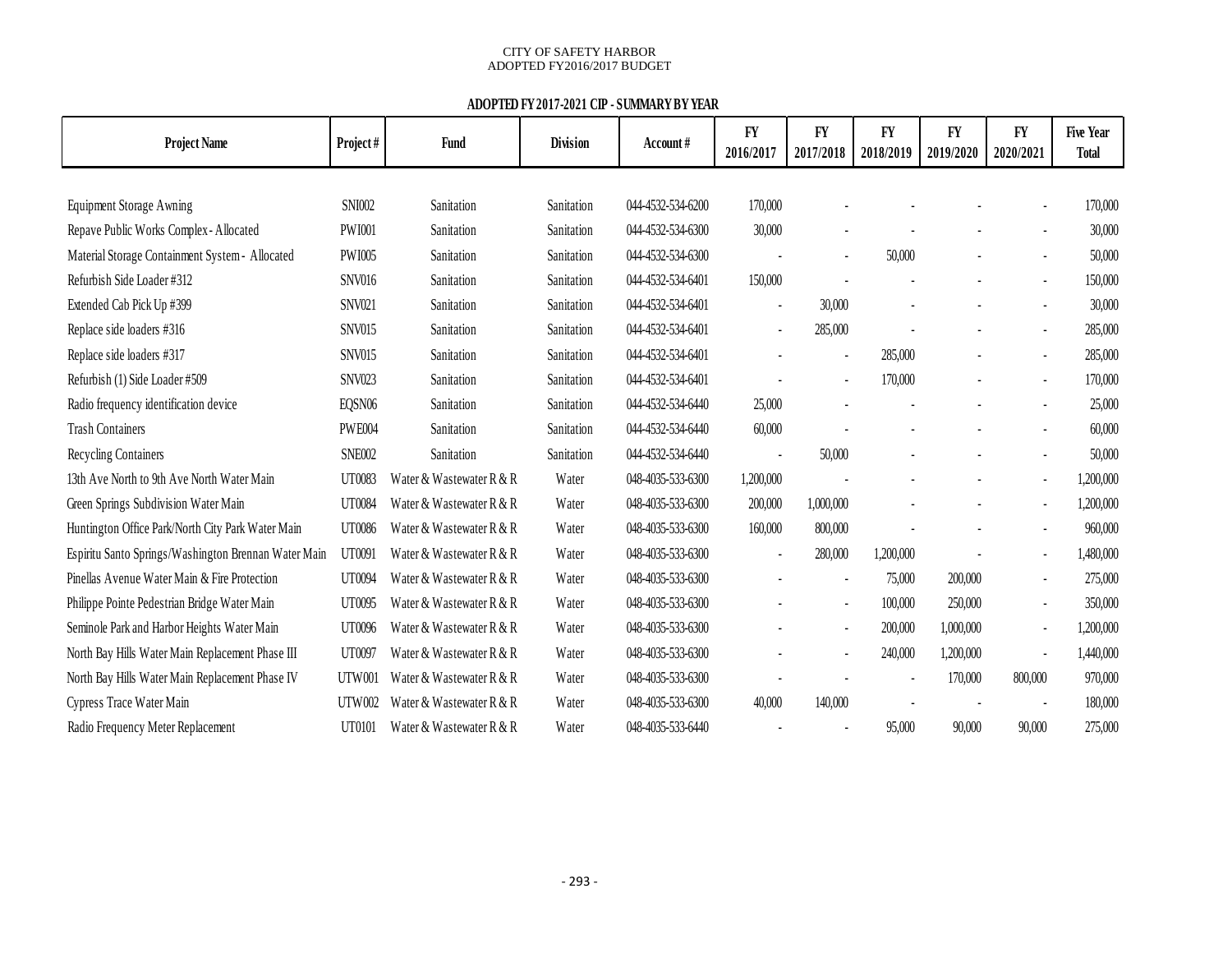CITY OF SAFETY HARBOR
ADOPTED FY2016/2017 BUDGET

**ADOPTED FY 2017-2021 CIP - SUMMARY BY YEAR**

| Project Name | Project # | Fund | Division | Account # | FY 2016/2017 | FY 2017/2018 | FY 2018/2019 | FY 2019/2020 | FY 2020/2021 | Five Year Total |
|---|---|---|---|---|---|---|---|---|---|---|
| Equipment Storage Awning | SNI002 | Sanitation | Sanitation | 044-4532-534-6200 | 170,000 | - | - | - | - | 170,000 |
| Repave Public Works Complex - Allocated | PWI001 | Sanitation | Sanitation | 044-4532-534-6300 | 30,000 | - | - | - | - | 30,000 |
| Material Storage Containment System - Allocated | PWI005 | Sanitation | Sanitation | 044-4532-534-6300 | - | - | 50,000 | - | - | 50,000 |
| Refurbish Side Loader #312 | SNV016 | Sanitation | Sanitation | 044-4532-534-6401 | 150,000 | - | - | - | - | 150,000 |
| Extended Cab Pick Up #399 | SNV021 | Sanitation | Sanitation | 044-4532-534-6401 | - | 30,000 | - | - | - | 30,000 |
| Replace side loaders #316 | SNV015 | Sanitation | Sanitation | 044-4532-534-6401 | - | 285,000 | - | - | - | 285,000 |
| Replace side loaders #317 | SNV015 | Sanitation | Sanitation | 044-4532-534-6401 | - | - | 285,000 | - | - | 285,000 |
| Refurbish (1) Side Loader #509 | SNV023 | Sanitation | Sanitation | 044-4532-534-6401 | - | - | 170,000 | - | - | 170,000 |
| Radio frequency identification device | EQSN06 | Sanitation | Sanitation | 044-4532-534-6440 | 25,000 | - | - | - | - | 25,000 |
| Trash Containers | PWE004 | Sanitation | Sanitation | 044-4532-534-6440 | 60,000 | - | - | - | - | 60,000 |
| Recycling Containers | SNE002 | Sanitation | Sanitation | 044-4532-534-6440 | - | 50,000 | - | - | - | 50,000 |
| 13th Ave North to 9th Ave North Water Main | UT0083 | Water & Wastewater R & R | Water | 048-4035-533-6300 | 1,200,000 | - | - | - | - | 1,200,000 |
| Green Springs Subdivision Water Main | UT0084 | Water & Wastewater R & R | Water | 048-4035-533-6300 | 200,000 | 1,000,000 | - | - | - | 1,200,000 |
| Huntington Office Park/North City Park Water Main | UT0086 | Water & Wastewater R & R | Water | 048-4035-533-6300 | 160,000 | 800,000 | - | - | - | 960,000 |
| Espiritu Santo Springs/Washington Brennan Water Main | UT0091 | Water & Wastewater R & R | Water | 048-4035-533-6300 | - | 280,000 | 1,200,000 | - | - | 1,480,000 |
| Pinellas Avenue Water Main & Fire Protection | UT0094 | Water & Wastewater R & R | Water | 048-4035-533-6300 | - | - | 75,000 | 200,000 | - | 275,000 |
| Philippe Pointe Pedestrian Bridge Water Main | UT0095 | Water & Wastewater R & R | Water | 048-4035-533-6300 | - | - | 100,000 | 250,000 | - | 350,000 |
| Seminole Park and Harbor Heights Water Main | UT0096 | Water & Wastewater R & R | Water | 048-4035-533-6300 | - | - | 200,000 | 1,000,000 | - | 1,200,000 |
| North Bay Hills Water Main Replacement Phase III | UT0097 | Water & Wastewater R & R | Water | 048-4035-533-6300 | - | - | 240,000 | 1,200,000 | - | 1,440,000 |
| North Bay Hills Water Main Replacement Phase IV | UTW001 | Water & Wastewater R & R | Water | 048-4035-533-6300 | - | - | - | 170,000 | 800,000 | 970,000 |
| Cypress Trace Water Main | UTW002 | Water & Wastewater R & R | Water | 048-4035-533-6300 | 40,000 | 140,000 | - | - | - | 180,000 |
| Radio Frequency Meter Replacement | UT0101 | Water & Wastewater R & R | Water | 048-4035-533-6440 | - | - | 95,000 | 90,000 | 90,000 | 275,000 |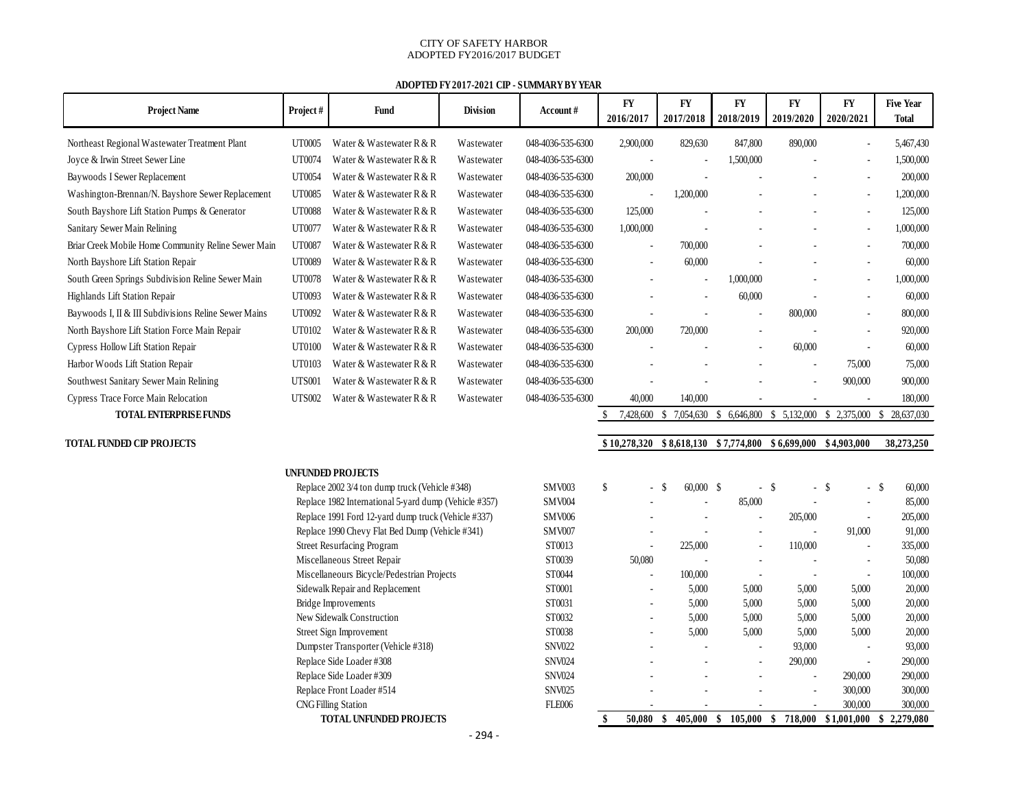CITY OF SAFETY HARBOR
ADOPTED FY2016/2017 BUDGET

**ADOPTED FY 2017-2021 CIP - SUMMARY BY YEAR**

| Project Name | Project # | Fund | Division | Account # | FY 2016/2017 | FY 2017/2018 | FY 2018/2019 | FY 2019/2020 | FY 2020/2021 | Five Year Total |
|---|---|---|---|---|---|---|---|---|---|---|
| Northeast Regional Wastewater Treatment Plant | UT0005 | Water & Wastewater R & R | Wastewater | 048-4036-535-6300 | 2,900,000 | 829,630 | 847,800 | 890,000 | - | 5,467,430 |
| Joyce & Irwin Street Sewer Line | UT0074 | Water & Wastewater R & R | Wastewater | 048-4036-535-6300 | - | - | 1,500,000 | - | - | 1,500,000 |
| Baywoods I Sewer Replacement | UT0054 | Water & Wastewater R & R | Wastewater | 048-4036-535-6300 | 200,000 | - | - | - | - | 200,000 |
| Washington-Brennan/N. Bayshore Sewer Replacement | UT0085 | Water & Wastewater R & R | Wastewater | 048-4036-535-6300 | - | 1,200,000 | - | - | - | 1,200,000 |
| South Bayshore Lift Station Pumps & Generator | UT0088 | Water & Wastewater R & R | Wastewater | 048-4036-535-6300 | 125,000 | - | - | - | - | 125,000 |
| Sanitary Sewer Main Relining | UT0077 | Water & Wastewater R & R | Wastewater | 048-4036-535-6300 | 1,000,000 | - | - | - | - | 1,000,000 |
| Briar Creek Mobile Home Community Reline Sewer Main | UT0087 | Water & Wastewater R & R | Wastewater | 048-4036-535-6300 | - | 700,000 | - | - | - | 700,000 |
| North Bayshore Lift Station Repair | UT0089 | Water & Wastewater R & R | Wastewater | 048-4036-535-6300 | - | 60,000 | - | - | - | 60,000 |
| South Green Springs Subdivision Reline Sewer Main | UT0078 | Water & Wastewater R & R | Wastewater | 048-4036-535-6300 | - | - | 1,000,000 | - | - | 1,000,000 |
| Highlands Lift Station Repair | UT0093 | Water & Wastewater R & R | Wastewater | 048-4036-535-6300 | - | - | 60,000 | - | - | 60,000 |
| Baywoods I, II & III Subdivisions Reline Sewer Mains | UT0092 | Water & Wastewater R & R | Wastewater | 048-4036-535-6300 | - | - | - | 800,000 | - | 800,000 |
| North Bayshore Lift Station Force Main Repair | UT0102 | Water & Wastewater R & R | Wastewater | 048-4036-535-6300 | 200,000 | 720,000 | - | - | - | 920,000 |
| Cypress Hollow Lift Station Repair | UT0100 | Water & Wastewater R & R | Wastewater | 048-4036-535-6300 | - | - | - | 60,000 | - | 60,000 |
| Harbor Woods Lift Station Repair | UT0103 | Water & Wastewater R & R | Wastewater | 048-4036-535-6300 | - | - | - | - | 75,000 | 75,000 |
| Southwest Sanitary Sewer Main Relining | UTS001 | Water & Wastewater R & R | Wastewater | 048-4036-535-6300 | - | - | - | - | 900,000 | 900,000 |
| Cypress Trace Force Main Relocation | UTS002 | Water & Wastewater R & R | Wastewater | 048-4036-535-6300 | 40,000 | 140,000 | - | - | - | 180,000 |
| **TOTAL ENTERPRISE FUNDS** | | | | | $ 7,428,600 | $ 7,054,630 | $ 6,646,800 | $ 5,132,000 | $ 2,375,000 | $ 28,637,030 |
| **TOTAL FUNDED CIP PROJECTS** | | | | | **$ 10,278,320** | **$ 8,618,130** | **$ 7,774,800** | **$ 6,699,000** | **$ 4,903,000** | **38,273,250** |

**UNFUNDED PROJECTS**

| Project Name | Account # | FY 2016/2017 | FY 2017/2018 | FY 2018/2019 | FY 2019/2020 | FY 2020/2021 | Five Year Total |
|---|---|---|---|---|---|---|---|
| Replace 2002 3/4 ton dump truck (Vehicle #348) | SMV003 | $ - | $ 60,000 | $ - | $ - | $ - | $ 60,000 |
| Replace 1982 International 5-yard dump (Vehicle #357) | SMV004 | - | - | 85,000 | - | - | 85,000 |
| Replace 1991 Ford 12-yard dump truck (Vehicle #337) | SMV006 | - | - | - | 205,000 | - | 205,000 |
| Replace 1990 Chevy Flat Bed Dump (Vehicle #341) | SMV007 | - | - | - | - | 91,000 | 91,000 |
| Street Resurfacing Program | ST0013 | - | 225,000 | - | 110,000 | - | 335,000 |
| Miscellaneous Street Repair | ST0039 | 50,080 | - | - | - | - | 50,080 |
| Miscellaneours Bicycle/Pedestrian Projects | ST0044 | - | 100,000 | - | - | - | 100,000 |
| Sidewalk Repair and Replacement | ST0001 | - | 5,000 | 5,000 | 5,000 | 5,000 | 20,000 |
| Bridge Improvements | ST0031 | - | 5,000 | 5,000 | 5,000 | 5,000 | 20,000 |
| New Sidewalk Construction | ST0032 | - | 5,000 | 5,000 | 5,000 | 5,000 | 20,000 |
| Street Sign Improvement | ST0038 | - | 5,000 | 5,000 | 5,000 | 5,000 | 20,000 |
| Dumpster Transporter (Vehicle #318) | SNV022 | - | - | - | 93,000 | - | 93,000 |
| Replace Side Loader #308 | SNV024 | - | - | - | 290,000 | - | 290,000 |
| Replace Side Loader #309 | SNV024 | - | - | - | - | 290,000 | 290,000 |
| Replace Front Loader #514 | SNV025 | - | - | - | - | 300,000 | 300,000 |
| CNG Filling Station | FLE006 | - | - | - | - | 300,000 | 300,000 |
| **TOTAL UNFUNDED PROJECTS** | | **$ 50,080** | **$ 405,000** | **$ 105,000** | **$ 718,000** | **$ 1,001,000** | **$ 2,279,080** |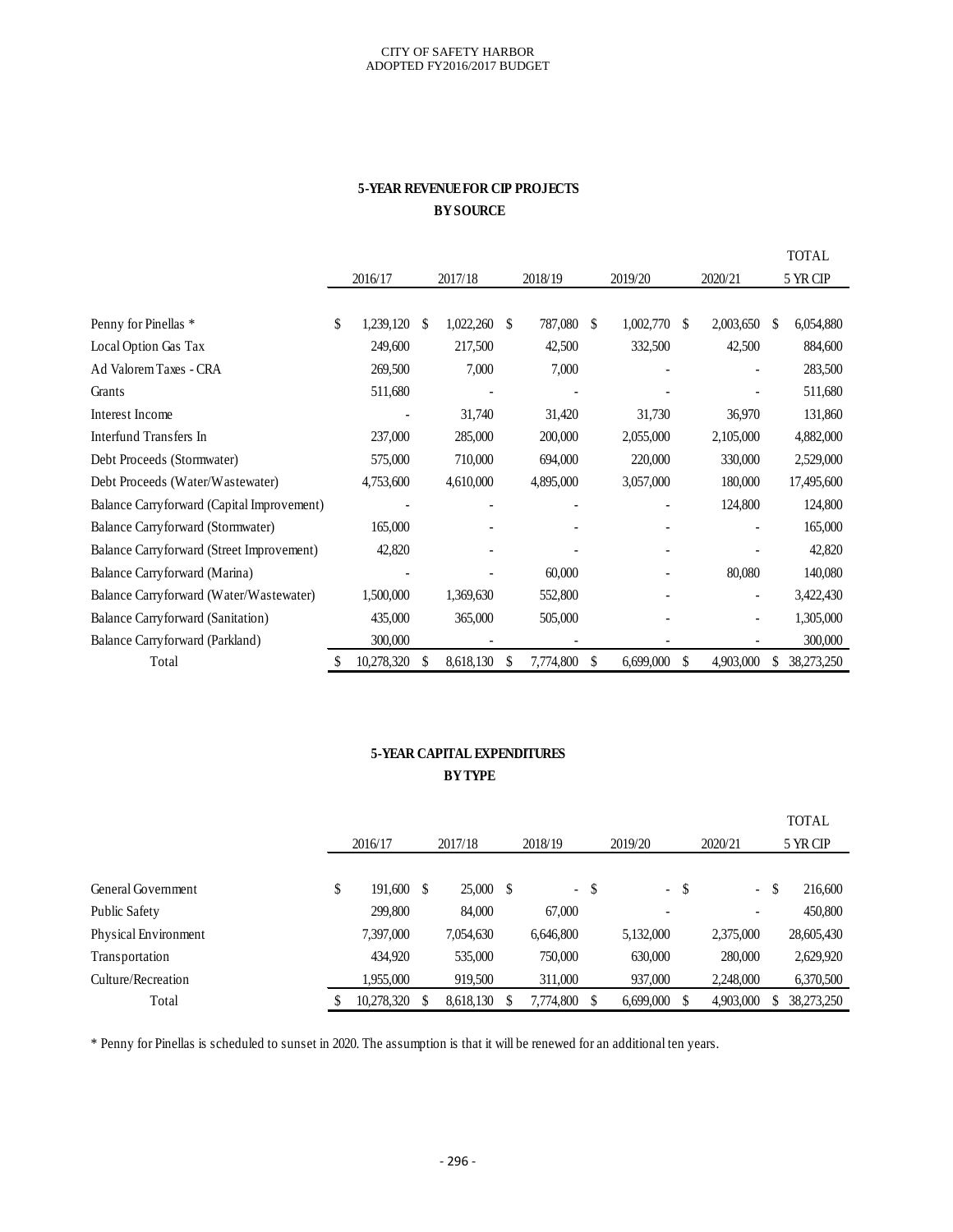## 5-YEAR REVENUE FOR CIP PROJECTS
### BY SOURCE

| | 2016/17 | 2017/18 | 2018/19 | 2019/20 | 2020/21 | TOTAL 5 YR CIP |
|---|---|---|---|---|---|---|
| Penny for Pinellas * | $ 1,239,120 | $ 1,022,260 | $ 787,080 | $ 1,002,770 | $ 2,003,650 | $ 6,054,880 |
| Local Option Gas Tax | 249,600 | 217,500 | 42,500 | 332,500 | 42,500 | 884,600 |
| Ad Valorem Taxes - CRA | 269,500 | 7,000 | 7,000 | - | - | 283,500 |
| Grants | 511,680 | - | - | - | - | 511,680 |
| Interest Income | - | 31,740 | 31,420 | 31,730 | 36,970 | 131,860 |
| Interfund Transfers In | 237,000 | 285,000 | 200,000 | 2,055,000 | 2,105,000 | 4,882,000 |
| Debt Proceeds (Stormwater) | 575,000 | 710,000 | 694,000 | 220,000 | 330,000 | 2,529,000 |
| Debt Proceeds (Water/Wastewater) | 4,753,600 | 4,610,000 | 4,895,000 | 3,057,000 | 180,000 | 17,495,600 |
| Balance Carryforward (Capital Improvement) | - | - | - | - | 124,800 | 124,800 |
| Balance Carryforward (Stormwater) | 165,000 | - | - | - | - | 165,000 |
| Balance Carryforward (Street Improvement) | 42,820 | - | - | - | - | 42,820 |
| Balance Carryforward (Marina) | - | - | 60,000 | - | 80,080 | 140,080 |
| Balance Carryforward (Water/Wastewater) | 1,500,000 | 1,369,630 | 552,800 | - | - | 3,422,430 |
| Balance Carryforward (Sanitation) | 435,000 | 365,000 | 505,000 | - | - | 1,305,000 |
| Balance Carryforward (Parkland) | 300,000 | - | - | - | - | 300,000 |
| Total | $ 10,278,320 | $ 8,618,130 | $ 7,774,800 | $ 6,699,000 | $ 4,903,000 | $ 38,273,250 |

## 5-YEAR CAPITAL EXPENDITURES
### BY TYPE

| | 2016/17 | 2017/18 | 2018/19 | 2019/20 | 2020/21 | TOTAL 5 YR CIP |
|---|---|---|---|---|---|---|
| General Government | $ 191,600 | $ 25,000 | $ - | $ - | $ - | $ 216,600 |
| Public Safety | 299,800 | 84,000 | 67,000 | - | - | 450,800 |
| Physical Environment | 7,397,000 | 7,054,630 | 6,646,800 | 5,132,000 | 2,375,000 | 28,605,430 |
| Transportation | 434,920 | 535,000 | 750,000 | 630,000 | 280,000 | 2,629,920 |
| Culture/Recreation | 1,955,000 | 919,500 | 311,000 | 937,000 | 2,248,000 | 6,370,500 |
| Total | $ 10,278,320 | $ 8,618,130 | $ 7,774,800 | $ 6,699,000 | $ 4,903,000 | $ 38,273,250 |

* Penny for Pinellas is scheduled to sunset in 2020. The assumption is that it will be renewed for an additional ten years.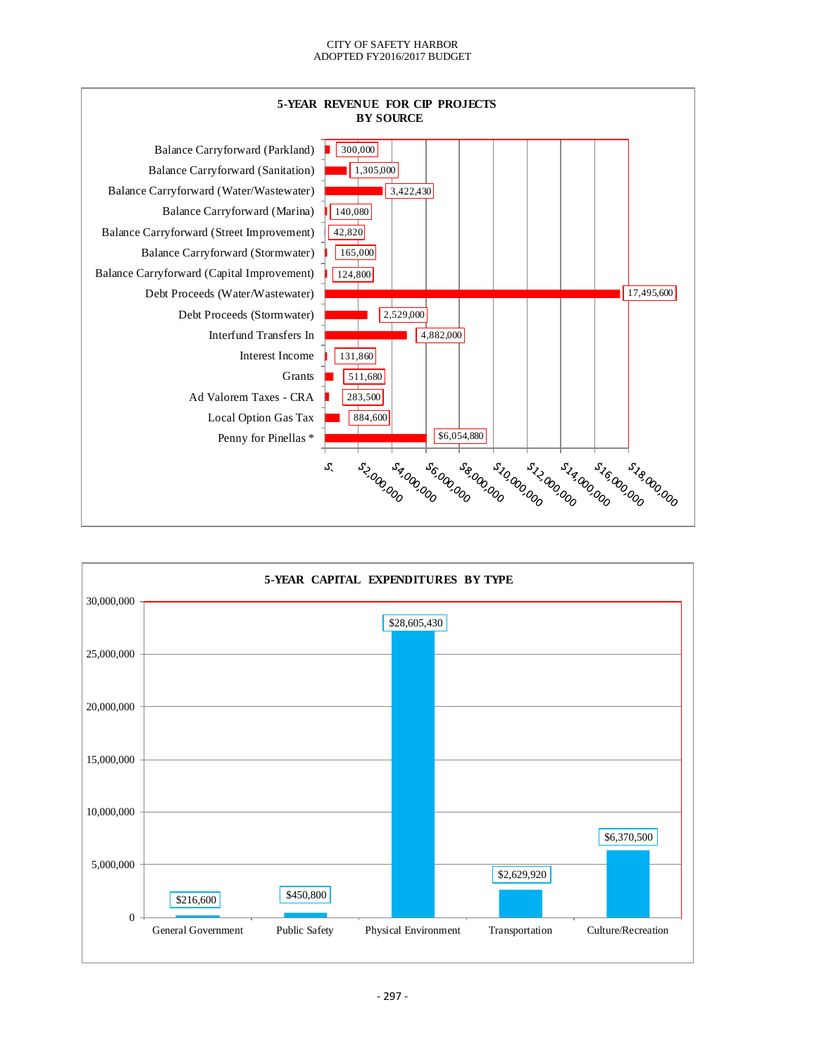CITY OF SAFETY HARBOR
ADOPTED FY2016/2017 BUDGET

## 5-YEAR REVENUE FOR CIP PROJECTS BY SOURCE

| Source | Amount |
|---|---|
| Balance Carryforward (Parkland) | 300,000 |
| Balance Carryforward (Sanitation) | 1,305,000 |
| Balance Carryforward (Water/Wastewater) | 3,422,430 |
| Balance Carryforward (Marina) | 140,080 |
| Balance Carryforward (Street Improvement) | 42,820 |
| Balance Carryforward (Stormwater) | 165,000 |
| Balance Carryforward (Capital Improvement) | 124,800 |
| Debt Proceeds (Water/Wastewater) | 17,495,600 |
| Debt Proceeds (Stormwater) | 2,529,000 |
| Interfund Transfers In | 4,882,000 |
| Interest Income | 131,860 |
| Grants | 511,680 |
| Ad Valorem Taxes - CRA | 283,500 |
| Local Option Gas Tax | 884,600 |
| Penny for Pinellas * | $6,054,880 |

## 5-YEAR CAPITAL EXPENDITURES BY TYPE

| Type | Amount |
|---|---|
| General Government | $216,600 |
| Public Safety | $450,800 |
| Physical Environment | $28,605,430 |
| Transportation | $2,629,920 |
| Culture/Recreation | $6,370,500 |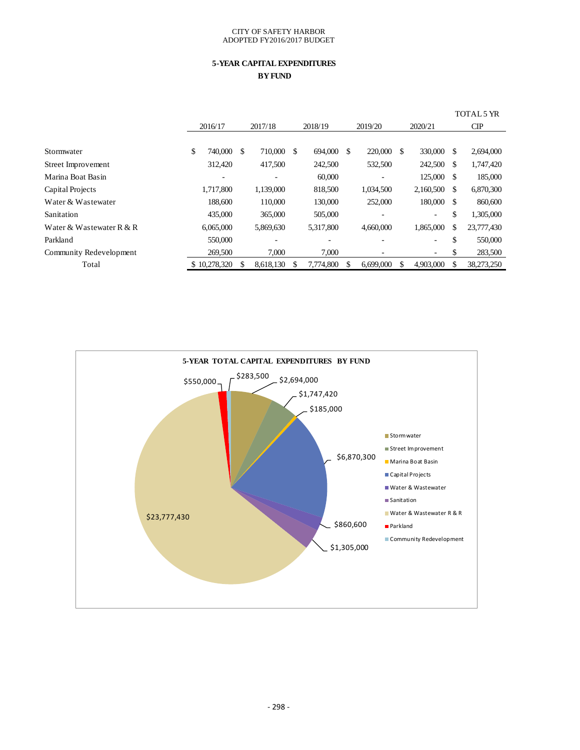CITY OF SAFETY HARBOR
ADOPTED FY2016/2017 BUDGET

## 5-YEAR CAPITAL EXPENDITURES
## BY FUND

| | 2016/17 | 2017/18 | 2018/19 | 2019/20 | 2020/21 | TOTAL 5 YR CIP |
|---|---|---|---|---|---|---|
| Stormwater | $ 740,000 | $ 710,000 | $ 694,000 | $ 220,000 | $ 330,000 | $ 2,694,000 |
| Street Improvement | 312,420 | 417,500 | 242,500 | 532,500 | 242,500 | $ 1,747,420 |
| Marina Boat Basin | - | - | 60,000 | - | 125,000 | $ 185,000 |
| Capital Projects | 1,717,800 | 1,139,000 | 818,500 | 1,034,500 | 2,160,500 | $ 6,870,300 |
| Water & Wastewater | 188,600 | 110,000 | 130,000 | 252,000 | 180,000 | $ 860,600 |
| Sanitation | 435,000 | 365,000 | 505,000 | - | - | $ 1,305,000 |
| Water & Wastewater R & R | 6,065,000 | 5,869,630 | 5,317,800 | 4,660,000 | 1,865,000 | $ 23,777,430 |
| Parkland | 550,000 | - | - | - | - | $ 550,000 |
| Community Redevelopment | 269,500 | 7,000 | 7,000 | - | - | $ 283,500 |
| Total | $ 10,278,320 | $ 8,618,130 | $ 7,774,800 | $ 6,699,000 | $ 4,903,000 | $ 38,273,250 |

**5-YEAR TOTAL CAPITAL EXPENDITURES BY FUND**

| Fund | Amount |
|---|---|
| Stormwater | $2,694,000 |
| Street Improvement | $1,747,420 |
| Marina Boat Basin | $185,000 |
| Capital Projects | $6,870,300 |
| Water & Wastewater | $860,600 |
| Sanitation | $1,305,000 |
| Water & Wastewater R & R | $23,777,430 |
| Parkland | $550,000 |
| Community Redevelopment | $283,500 |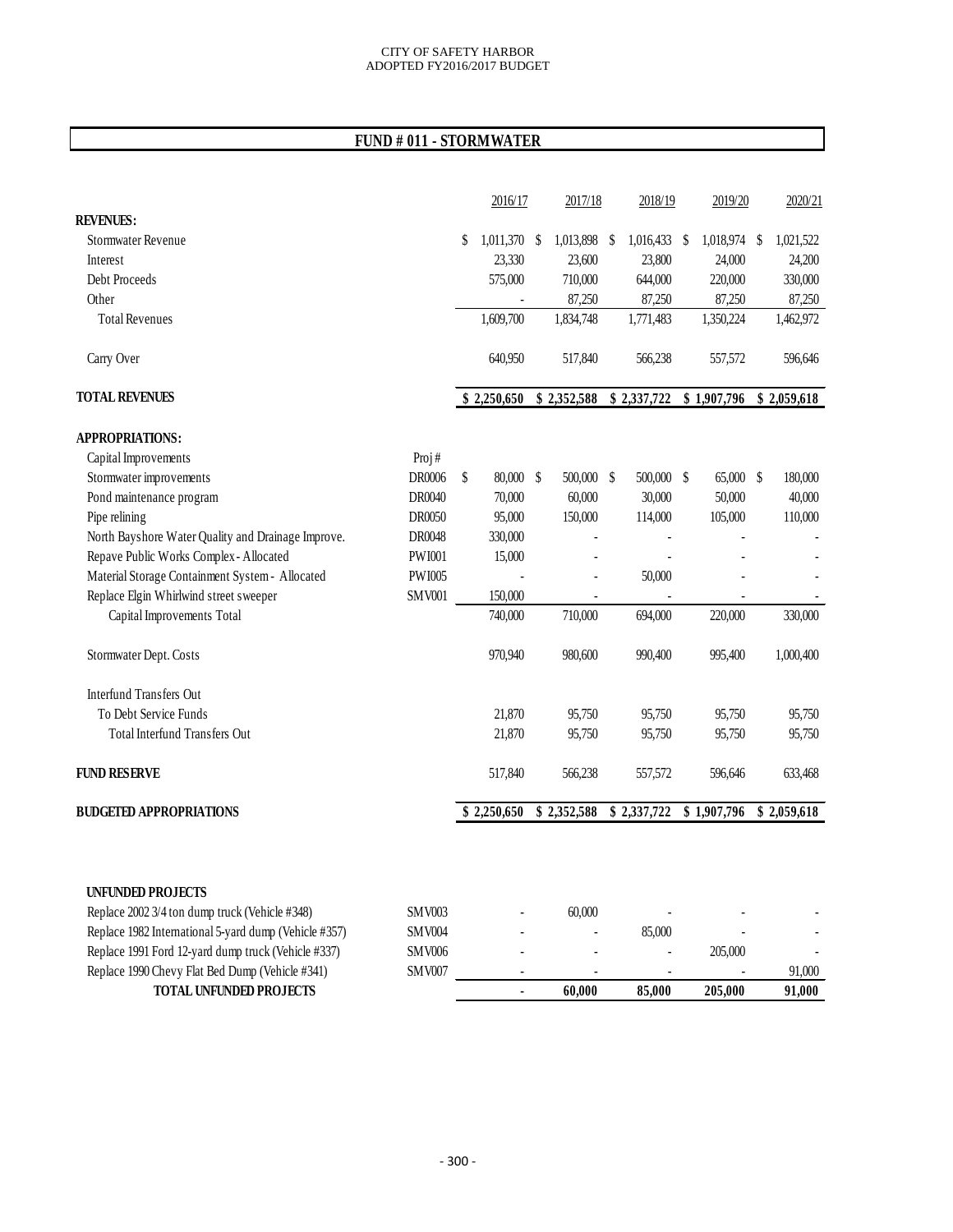CITY OF SAFETY HARBOR
ADOPTED FY2016/2017 BUDGET

## FUND # 011 - STORMWATER

| | | 2016/17 | 2017/18 | 2018/19 | 2019/20 | 2020/21 |
|---|---|---|---|---|---|---|
| **REVENUES:** | | | | | | |
| Stormwater Revenue | | $ 1,011,370 | $ 1,013,898 | $ 1,016,433 | $ 1,018,974 | $ 1,021,522 |
| Interest | | 23,330 | 23,600 | 23,800 | 24,000 | 24,200 |
| Debt Proceeds | | 575,000 | 710,000 | 644,000 | 220,000 | 330,000 |
| Other | | - | 87,250 | 87,250 | 87,250 | 87,250 |
| Total Revenues | | 1,609,700 | 1,834,748 | 1,771,483 | 1,350,224 | 1,462,972 |
| Carry Over | | 640,950 | 517,840 | 566,238 | 557,572 | 596,646 |
| **TOTAL REVENUES** | | **$ 2,250,650** | **$ 2,352,588** | **$ 2,337,722** | **$ 1,907,796** | **$ 2,059,618** |
| **APPROPRIATIONS:** | | | | | | |
| Capital Improvements | Proj # | | | | | |
| Stormwater improvements | DR0006 | $ 80,000 | $ 500,000 | $ 500,000 | $ 65,000 | $ 180,000 |
| Pond maintenance program | DR0040 | 70,000 | 60,000 | 30,000 | 50,000 | 40,000 |
| Pipe relining | DR0050 | 95,000 | 150,000 | 114,000 | 105,000 | 110,000 |
| North Bayshore Water Quality and Drainage Improve. | DR0048 | 330,000 | - | - | - | - |
| Repave Public Works Complex - Allocated | PWI001 | 15,000 | - | - | - | - |
| Material Storage Containment System - Allocated | PWI005 | - | - | 50,000 | - | - |
| Replace Elgin Whirlwind street sweeper | SMV001 | 150,000 | - | - | - | - |
| Capital Improvements Total | | 740,000 | 710,000 | 694,000 | 220,000 | 330,000 |
| Stormwater Dept. Costs | | 970,940 | 980,600 | 990,400 | 995,400 | 1,000,400 |
| Interfund Transfers Out | | | | | | |
| To Debt Service Funds | | 21,870 | 95,750 | 95,750 | 95,750 | 95,750 |
| Total Interfund Transfers Out | | 21,870 | 95,750 | 95,750 | 95,750 | 95,750 |
| **FUND RESERVE** | | 517,840 | 566,238 | 557,572 | 596,646 | 633,468 |
| **BUDGETED APPROPRIATIONS** | | **$ 2,250,650** | **$ 2,352,588** | **$ 2,337,722** | **$ 1,907,796** | **$ 2,059,618** |

| **UNFUNDED PROJECTS** | | 2016/17 | 2017/18 | 2018/19 | 2019/20 | 2020/21 |
|---|---|---|---|---|---|---|
| Replace 2002 3/4 ton dump truck (Vehicle #348) | SMV003 | - | 60,000 | - | - | - |
| Replace 1982 International 5-yard dump (Vehicle #357) | SMV004 | - | - | 85,000 | - | - |
| Replace 1991 Ford 12-yard dump truck (Vehicle #337) | SMV006 | - | - | - | 205,000 | - |
| Replace 1990 Chevy Flat Bed Dump (Vehicle #341) | SMV007 | - | - | - | - | 91,000 |
| **TOTAL UNFUNDED PROJECTS** | | **-** | **60,000** | **85,000** | **205,000** | **91,000** |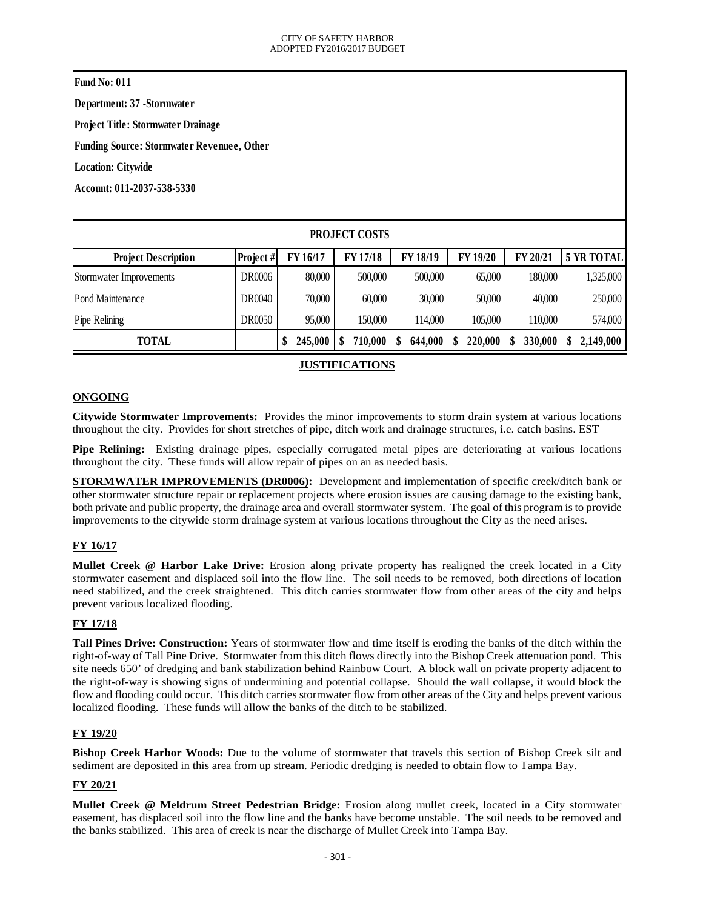**Fund No: 011**

**Department: 37 -Stormwater**

**Project Title: Stormwater Drainage**

**Funding Source: Stormwater Revenuee, Other**

**Location: Citywide**

**Account: 011-2037-538-5330**

**PROJECT COSTS**

| Project Description | Project # | FY 16/17 | FY 17/18 | FY 18/19 | FY 19/20 | FY 20/21 | 5 YR TOTAL |
|---|---|---|---|---|---|---|---|
| Stormwater Improvements | DR0006 | 80,000 | 500,000 | 500,000 | 65,000 | 180,000 | 1,325,000 |
| Pond Maintenance | DR0040 | 70,000 | 60,000 | 30,000 | 50,000 | 40,000 | 250,000 |
| Pipe Relining | DR0050 | 95,000 | 150,000 | 114,000 | 105,000 | 110,000 | 574,000 |
| **TOTAL** | | **$ 245,000** | **$ 710,000** | **$ 644,000** | **$ 220,000** | **$ 330,000** | **$ 2,149,000** |

## JUSTIFICATIONS

### ONGOING

**Citywide Stormwater Improvements:** Provides the minor improvements to storm drain system at various locations throughout the city. Provides for short stretches of pipe, ditch work and drainage structures, i.e. catch basins. EST

**Pipe Relining:** Existing drainage pipes, especially corrugated metal pipes are deteriorating at various locations throughout the city. These funds will allow repair of pipes on an as needed basis.

**STORMWATER IMPROVEMENTS (DR0006):** Development and implementation of specific creek/ditch bank or other stormwater structure repair or replacement projects where erosion issues are causing damage to the existing bank, both private and public property, the drainage area and overall stormwater system. The goal of this program is to provide improvements to the citywide storm drainage system at various locations throughout the City as the need arises.

### FY 16/17

**Mullet Creek @ Harbor Lake Drive:** Erosion along private property has realigned the creek located in a City stormwater easement and displaced soil into the flow line. The soil needs to be removed, both directions of location need stabilized, and the creek straightened. This ditch carries stormwater flow from other areas of the city and helps prevent various localized flooding.

### FY 17/18

**Tall Pines Drive: Construction:** Years of stormwater flow and time itself is eroding the banks of the ditch within the right-of-way of Tall Pine Drive. Stormwater from this ditch flows directly into the Bishop Creek attenuation pond. This site needs 650' of dredging and bank stabilization behind Rainbow Court. A block wall on private property adjacent to the right-of-way is showing signs of undermining and potential collapse. Should the wall collapse, it would block the flow and flooding could occur. This ditch carries stormwater flow from other areas of the City and helps prevent various localized flooding. These funds will allow the banks of the ditch to be stabilized.

### FY 19/20

**Bishop Creek Harbor Woods:** Due to the volume of stormwater that travels this section of Bishop Creek silt and sediment are deposited in this area from up stream. Periodic dredging is needed to obtain flow to Tampa Bay.

### FY 20/21

**Mullet Creek @ Meldrum Street Pedestrian Bridge:** Erosion along mullet creek, located in a City stormwater easement, has displaced soil into the flow line and the banks have become unstable. The soil needs to be removed and the banks stabilized. This area of creek is near the discharge of Mullet Creek into Tampa Bay.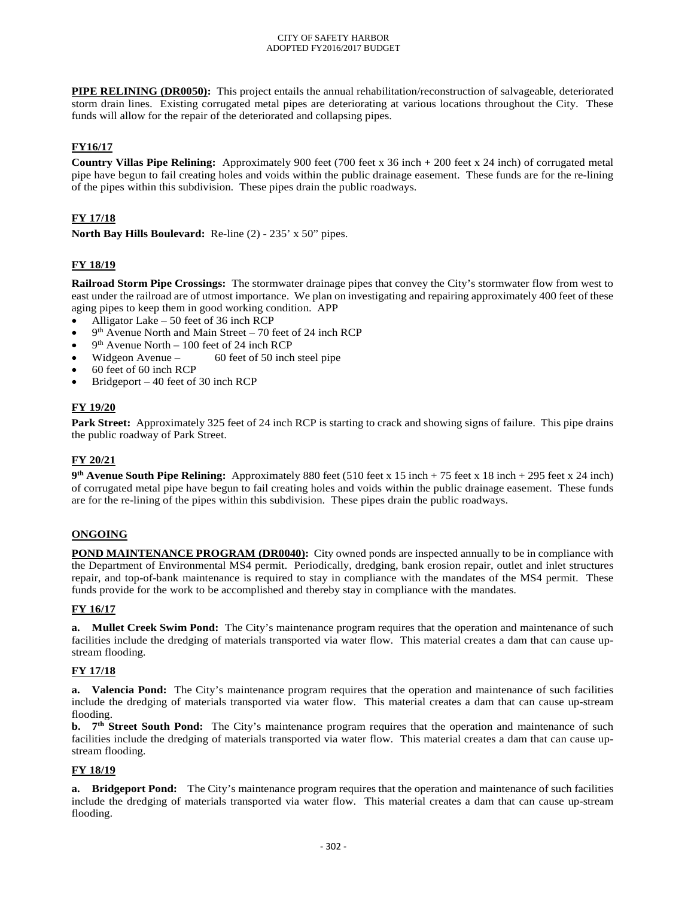**PIPE RELINING (DR0050):** This project entails the annual rehabilitation/reconstruction of salvageable, deteriorated storm drain lines. Existing corrugated metal pipes are deteriorating at various locations throughout the City. These funds will allow for the repair of the deteriorated and collapsing pipes.

### FY16/17

**Country Villas Pipe Relining:** Approximately 900 feet (700 feet x 36 inch + 200 feet x 24 inch) of corrugated metal pipe have begun to fail creating holes and voids within the public drainage easement. These funds are for the re-lining of the pipes within this subdivision. These pipes drain the public roadways.

### FY 17/18

**North Bay Hills Boulevard:** Re-line (2) - 235' x 50" pipes.

### FY 18/19

**Railroad Storm Pipe Crossings:** The stormwater drainage pipes that convey the City's stormwater flow from west to east under the railroad are of utmost importance. We plan on investigating and repairing approximately 400 feet of these aging pipes to keep them in good working condition. APP

- Alligator Lake – 50 feet of 36 inch RCP
- 9th Avenue North and Main Street – 70 feet of 24 inch RCP
- 9th Avenue North – 100 feet of 24 inch RCP
- Widgeon Avenue – 60 feet of 50 inch steel pipe
- 60 feet of 60 inch RCP
- Bridgeport – 40 feet of 30 inch RCP

### FY 19/20

**Park Street:** Approximately 325 feet of 24 inch RCP is starting to crack and showing signs of failure. This pipe drains the public roadway of Park Street.

### FY 20/21

**9th Avenue South Pipe Relining:** Approximately 880 feet (510 feet x 15 inch + 75 feet x 18 inch + 295 feet x 24 inch) of corrugated metal pipe have begun to fail creating holes and voids within the public drainage easement. These funds are for the re-lining of the pipes within this subdivision. These pipes drain the public roadways.

### ONGOING

**POND MAINTENANCE PROGRAM (DR0040):** City owned ponds are inspected annually to be in compliance with the Department of Environmental MS4 permit. Periodically, dredging, bank erosion repair, outlet and inlet structures repair, and top-of-bank maintenance is required to stay in compliance with the mandates of the MS4 permit. These funds provide for the work to be accomplished and thereby stay in compliance with the mandates.

### FY 16/17

**a. Mullet Creek Swim Pond:** The City's maintenance program requires that the operation and maintenance of such facilities include the dredging of materials transported via water flow. This material creates a dam that can cause up-stream flooding.

### FY 17/18

**a. Valencia Pond:** The City's maintenance program requires that the operation and maintenance of such facilities include the dredging of materials transported via water flow. This material creates a dam that can cause up-stream flooding.

**b. 7th Street South Pond:** The City's maintenance program requires that the operation and maintenance of such facilities include the dredging of materials transported via water flow. This material creates a dam that can cause up-stream flooding.

### FY 18/19

**a. Bridgeport Pond:** The City's maintenance program requires that the operation and maintenance of such facilities include the dredging of materials transported via water flow. This material creates a dam that can cause up-stream flooding.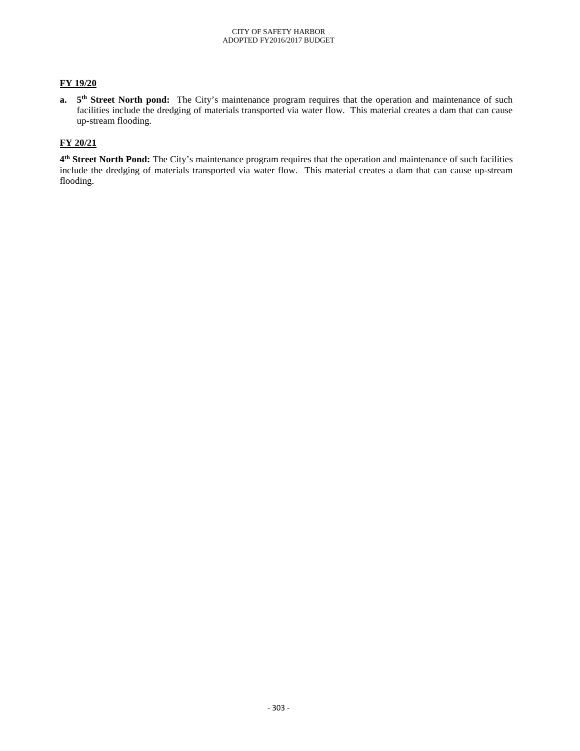**FY 19/20**

**a. 5th Street North pond:** The City's maintenance program requires that the operation and maintenance of such facilities include the dredging of materials transported via water flow. This material creates a dam that can cause up-stream flooding.

**FY 20/21**

**4th Street North Pond:** The City's maintenance program requires that the operation and maintenance of such facilities include the dredging of materials transported via water flow. This material creates a dam that can cause up-stream flooding.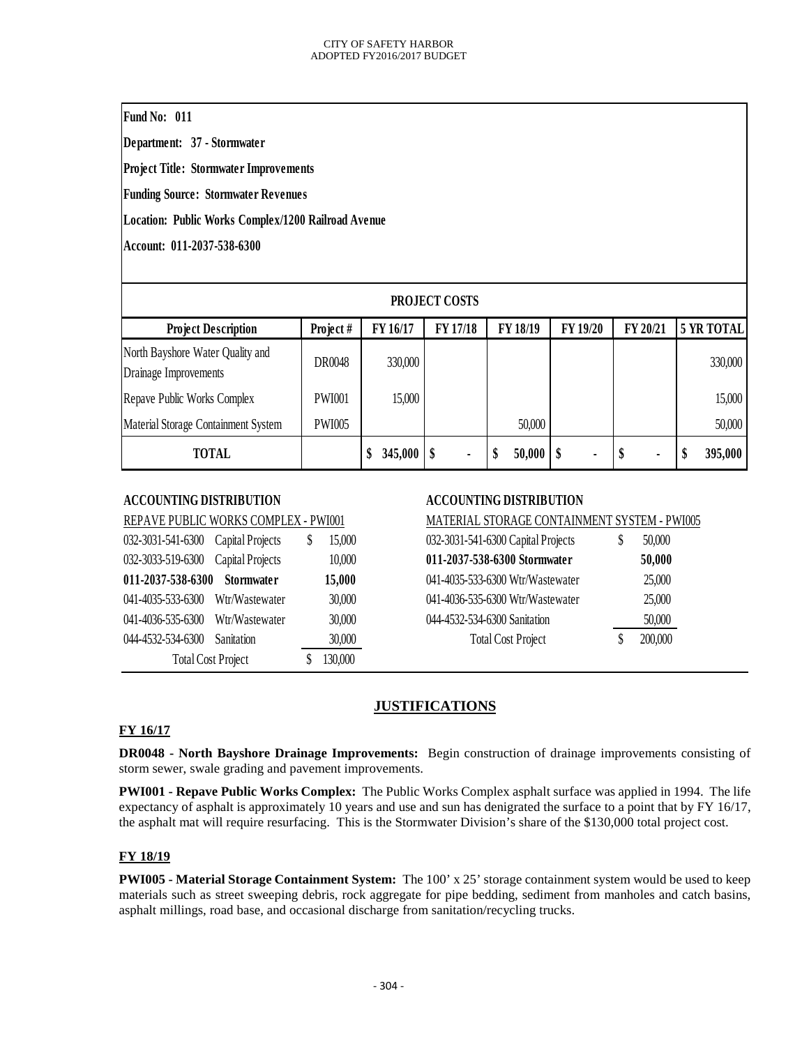**Fund No: 011**

**Department: 37 - Stormwater**

**Project Title: Stormwater Improvements**

**Funding Source: Stormwater Revenues**

**Location: Public Works Complex/1200 Railroad Avenue**

**Account: 011-2037-538-6300**

| PROJECT COSTS | | | | | | | |
|---|---|---|---|---|---|---|---|
| **Project Description** | **Project #** | **FY 16/17** | **FY 17/18** | **FY 18/19** | **FY 19/20** | **FY 20/21** | **5 YR TOTAL** |
| North Bayshore Water Quality and Drainage Improvements | DR0048 | 330,000 | | | | | 330,000 |
| Repave Public Works Complex | PWI001 | 15,000 | | | | | 15,000 |
| Material Storage Containment System | PWI005 | | | 50,000 | | | 50,000 |
| **TOTAL** | | **$ 345,000** | **$ -** | **$ 50,000** | **$ -** | **$ -** | **$ 395,000** |

**ACCOUNTING DISTRIBUTION**

REPAVE PUBLIC WORKS COMPLEX - PWI001

| Account | Description | Amount |
|---|---|---|
| 032-3031-541-6300 | Capital Projects | $ 15,000 |
| 032-3033-519-6300 | Capital Projects | 10,000 |
| **011-2037-538-6300** | **Stormwater** | **15,000** |
| 041-4035-533-6300 | Wtr/Wastewater | 30,000 |
| 041-4036-535-6300 | Wtr/Wastewater | 30,000 |
| 044-4532-534-6300 | Sanitation | 30,000 |
| Total Cost Project | | $ 130,000 |

**ACCOUNTING DISTRIBUTION**

MATERIAL STORAGE CONTAINMENT SYSTEM - PWI005

| Account | Amount |
|---|---|
| 032-3031-541-6300 Capital Projects | $ 50,000 |
| **011-2037-538-6300 Stormwater** | **50,000** |
| 041-4035-533-6300 Wtr/Wastewater | 25,000 |
| 041-4036-535-6300 Wtr/Wastewater | 25,000 |
| 044-4532-534-6300 Sanitation | 50,000 |
| Total Cost Project | $ 200,000 |

## JUSTIFICATIONS

### FY 16/17

**DR0048 - North Bayshore Drainage Improvements:** Begin construction of drainage improvements consisting of storm sewer, swale grading and pavement improvements.

**PWI001 - Repave Public Works Complex:** The Public Works Complex asphalt surface was applied in 1994. The life expectancy of asphalt is approximately 10 years and use and sun has denigrated the surface to a point that by FY 16/17, the asphalt mat will require resurfacing. This is the Stormwater Division's share of the $130,000 total project cost.

### FY 18/19

**PWI005 - Material Storage Containment System:** The 100' x 25' storage containment system would be used to keep materials such as street sweeping debris, rock aggregate for pipe bedding, sediment from manholes and catch basins, asphalt millings, road base, and occasional discharge from sanitation/recycling trucks.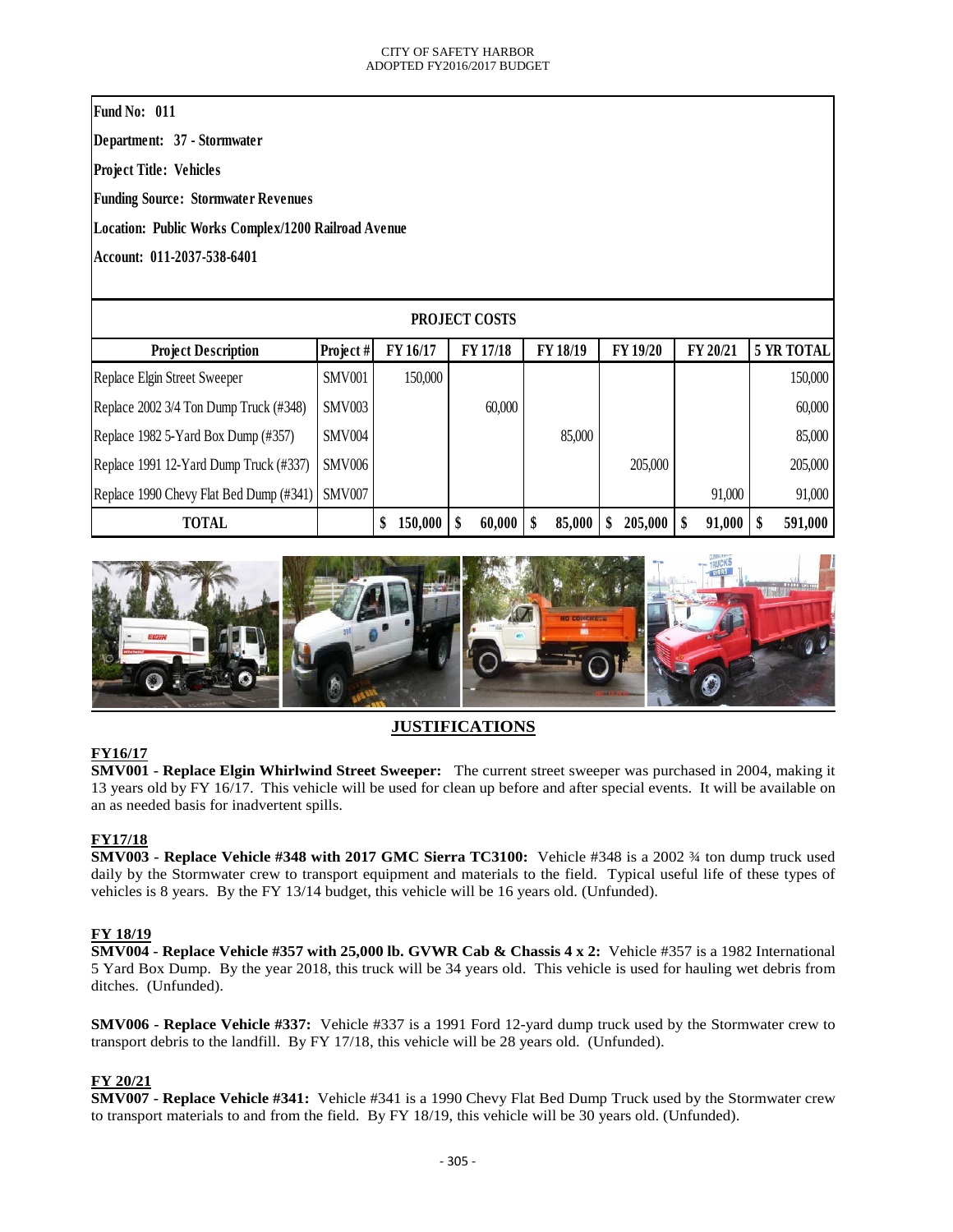**Fund No: 011**

**Department: 37 - Stormwater**

**Project Title: Vehicles**

**Funding Source: Stormwater Revenues**

**Location: Public Works Complex/1200 Railroad Avenue**

**Account: 011-2037-538-6401**

**PROJECT COSTS**

| Project Description | Project # | FY 16/17 | FY 17/18 | FY 18/19 | FY 19/20 | FY 20/21 | 5 YR TOTAL |
|---|---|---|---|---|---|---|---|
| Replace Elgin Street Sweeper | SMV001 | 150,000 | | | | | 150,000 |
| Replace 2002 3/4 Ton Dump Truck (#348) | SMV003 | | 60,000 | | | | 60,000 |
| Replace 1982 5-Yard Box Dump (#357) | SMV004 | | | 85,000 | | | 85,000 |
| Replace 1991 12-Yard Dump Truck (#337) | SMV006 | | | | 205,000 | | 205,000 |
| Replace 1990 Chevy Flat Bed Dump (#341) | SMV007 | | | | | 91,000 | 91,000 |
| **TOTAL** | | **$ 150,000** | **$ 60,000** | **$ 85,000** | **$ 205,000** | **$ 91,000** | **$ 591,000** |

## JUSTIFICATIONS

**FY16/17**

**SMV001 - Replace Elgin Whirlwind Street Sweeper:** The current street sweeper was purchased in 2004, making it 13 years old by FY 16/17. This vehicle will be used for clean up before and after special events. It will be available on an as needed basis for inadvertent spills.

**FY17/18**

**SMV003 - Replace Vehicle #348 with 2017 GMC Sierra TC3100:** Vehicle #348 is a 2002 ¾ ton dump truck used daily by the Stormwater crew to transport equipment and materials to the field. Typical useful life of these types of vehicles is 8 years. By the FY 13/14 budget, this vehicle will be 16 years old. (Unfunded).

**FY 18/19**

**SMV004 - Replace Vehicle #357 with 25,000 lb. GVWR Cab & Chassis 4 x 2:** Vehicle #357 is a 1982 International 5 Yard Box Dump. By the year 2018, this truck will be 34 years old. This vehicle is used for hauling wet debris from ditches. (Unfunded).

**SMV006 - Replace Vehicle #337:** Vehicle #337 is a 1991 Ford 12-yard dump truck used by the Stormwater crew to transport debris to the landfill. By FY 17/18, this vehicle will be 28 years old. (Unfunded).

**FY 20/21**

**SMV007 - Replace Vehicle #341:** Vehicle #341 is a 1990 Chevy Flat Bed Dump Truck used by the Stormwater crew to transport materials to and from the field. By FY 18/19, this vehicle will be 30 years old. (Unfunded).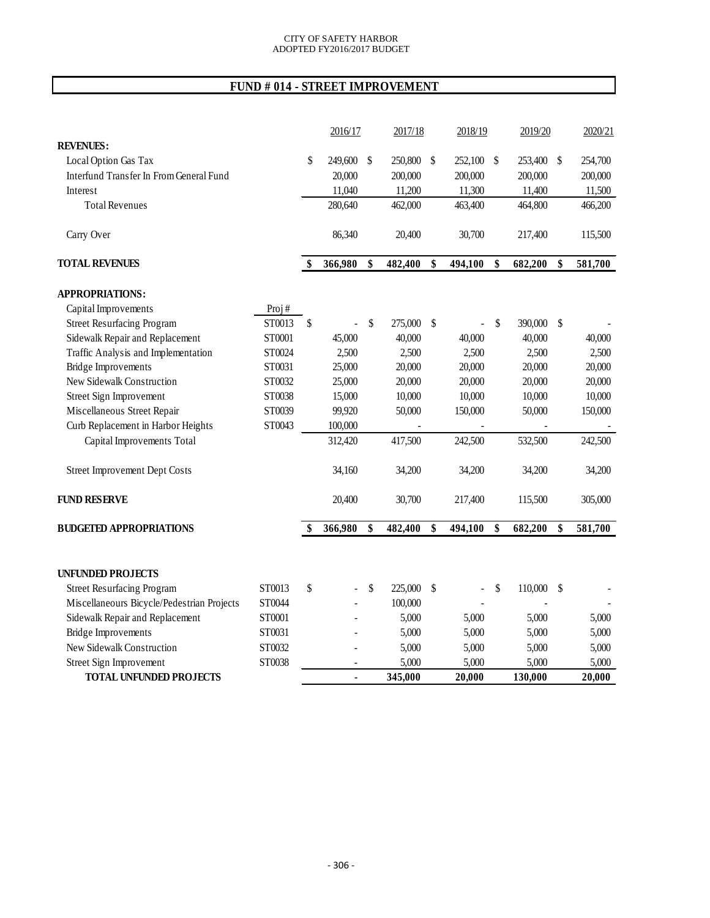CITY OF SAFETY HARBOR
ADOPTED FY2016/2017 BUDGET

# FUND # 014 - STREET IMPROVEMENT

| | | 2016/17 | 2017/18 | 2018/19 | 2019/20 | 2020/21 |
|---|---|---|---|---|---|---|
| **REVENUES:** | | | | | | |
| Local Option Gas Tax | | $ 249,600 | $ 250,800 | $ 252,100 | $ 253,400 | $ 254,700 |
| Interfund Transfer In From General Fund | | 20,000 | 200,000 | 200,000 | 200,000 | 200,000 |
| Interest | | 11,040 | 11,200 | 11,300 | 11,400 | 11,500 |
| Total Revenues | | 280,640 | 462,000 | 463,400 | 464,800 | 466,200 |
| Carry Over | | 86,340 | 20,400 | 30,700 | 217,400 | 115,500 |
| **TOTAL REVENUES** | | **$ 366,980** | **$ 482,400** | **$ 494,100** | **$ 682,200** | **$ 581,700** |
| **APPROPRIATIONS:** | | | | | | |
| Capital Improvements | Proj # | | | | | |
| Street Resurfacing Program | ST0013 | $ - | $ 275,000 | $ - | $ 390,000 | $ - |
| Sidewalk Repair and Replacement | ST0001 | 45,000 | 40,000 | 40,000 | 40,000 | 40,000 |
| Traffic Analysis and Implementation | ST0024 | 2,500 | 2,500 | 2,500 | 2,500 | 2,500 |
| Bridge Improvements | ST0031 | 25,000 | 20,000 | 20,000 | 20,000 | 20,000 |
| New Sidewalk Construction | ST0032 | 25,000 | 20,000 | 20,000 | 20,000 | 20,000 |
| Street Sign Improvement | ST0038 | 15,000 | 10,000 | 10,000 | 10,000 | 10,000 |
| Miscellaneous Street Repair | ST0039 | 99,920 | 50,000 | 150,000 | 50,000 | 150,000 |
| Curb Replacement in Harbor Heights | ST0043 | 100,000 | - | - | - | - |
| Capital Improvements Total | | 312,420 | 417,500 | 242,500 | 532,500 | 242,500 |
| Street Improvement Dept Costs | | 34,160 | 34,200 | 34,200 | 34,200 | 34,200 |
| **FUND RESERVE** | | 20,400 | 30,700 | 217,400 | 115,500 | 305,000 |
| **BUDGETED APPROPRIATIONS** | | **$ 366,980** | **$ 482,400** | **$ 494,100** | **$ 682,200** | **$ 581,700** |
| **UNFUNDED PROJECTS** | | | | | | |
| Street Resurfacing Program | ST0013 | $ - | $ 225,000 | $ - | $ 110,000 | $ - |
| Miscellaneous Bicycle/Pedestrian Projects | ST0044 | - | 100,000 | - | - | - |
| Sidewalk Repair and Replacement | ST0001 | - | 5,000 | 5,000 | 5,000 | 5,000 |
| Bridge Improvements | ST0031 | - | 5,000 | 5,000 | 5,000 | 5,000 |
| New Sidewalk Construction | ST0032 | - | 5,000 | 5,000 | 5,000 | 5,000 |
| Street Sign Improvement | ST0038 | - | 5,000 | 5,000 | 5,000 | 5,000 |
| **TOTAL UNFUNDED PROJECTS** | | **-** | **345,000** | **20,000** | **130,000** | **20,000** |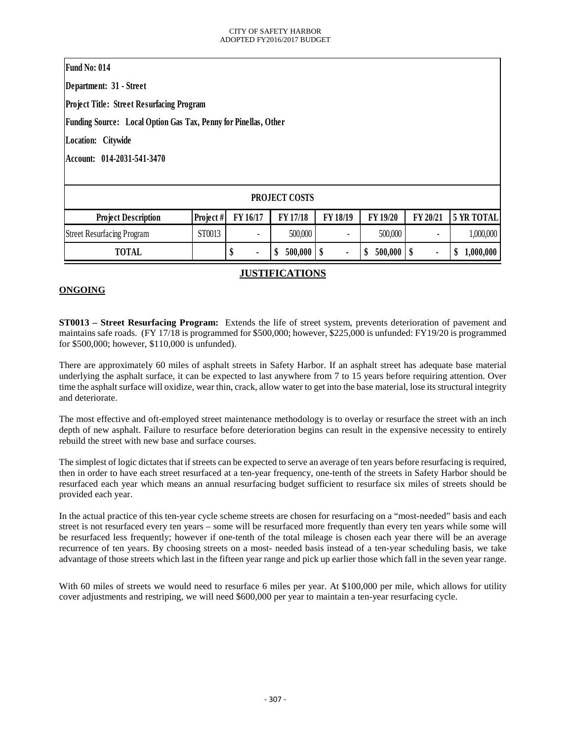**Fund No: 014**

**Department: 31 - Street**

**Project Title: Street Resurfacing Program**

**Funding Source: Local Option Gas Tax, Penny for Pinellas, Other**

**Location: Citywide**

**Account: 014-2031-541-3470**

| PROJECT COSTS | | | | | | | |
|---|---|---|---|---|---|---|---|
| **Project Description** | **Project #** | **FY 16/17** | **FY 17/18** | **FY 18/19** | **FY 19/20** | **FY 20/21** | **5 YR TOTAL** |
| Street Resurfacing Program | ST0013 | - | 500,000 | - | 500,000 | - | 1,000,000 |
| **TOTAL** | | **$ -** | **$ 500,000** | **$ -** | **$ 500,000** | **$ -** | **$ 1,000,000** |

## JUSTIFICATIONS

**ONGOING**

**ST0013 – Street Resurfacing Program:** Extends the life of street system, prevents deterioration of pavement and maintains safe roads. (FY 17/18 is programmed for $500,000; however, $225,000 is unfunded: FY19/20 is programmed for $500,000; however, $110,000 is unfunded).

There are approximately 60 miles of asphalt streets in Safety Harbor. If an asphalt street has adequate base material underlying the asphalt surface, it can be expected to last anywhere from 7 to 15 years before requiring attention. Over time the asphalt surface will oxidize, wear thin, crack, allow water to get into the base material, lose its structural integrity and deteriorate.

The most effective and oft-employed street maintenance methodology is to overlay or resurface the street with an inch depth of new asphalt. Failure to resurface before deterioration begins can result in the expensive necessity to entirely rebuild the street with new base and surface courses.

The simplest of logic dictates that if streets can be expected to serve an average of ten years before resurfacing is required, then in order to have each street resurfaced at a ten-year frequency, one-tenth of the streets in Safety Harbor should be resurfaced each year which means an annual resurfacing budget sufficient to resurface six miles of streets should be provided each year.

In the actual practice of this ten-year cycle scheme streets are chosen for resurfacing on a "most-needed" basis and each street is not resurfaced every ten years – some will be resurfaced more frequently than every ten years while some will be resurfaced less frequently; however if one-tenth of the total mileage is chosen each year there will be an average recurrence of ten years. By choosing streets on a most- needed basis instead of a ten-year scheduling basis, we take advantage of those streets which last in the fifteen year range and pick up earlier those which fall in the seven year range.

With 60 miles of streets we would need to resurface 6 miles per year. At $100,000 per mile, which allows for utility cover adjustments and restriping, we will need $600,000 per year to maintain a ten-year resurfacing cycle.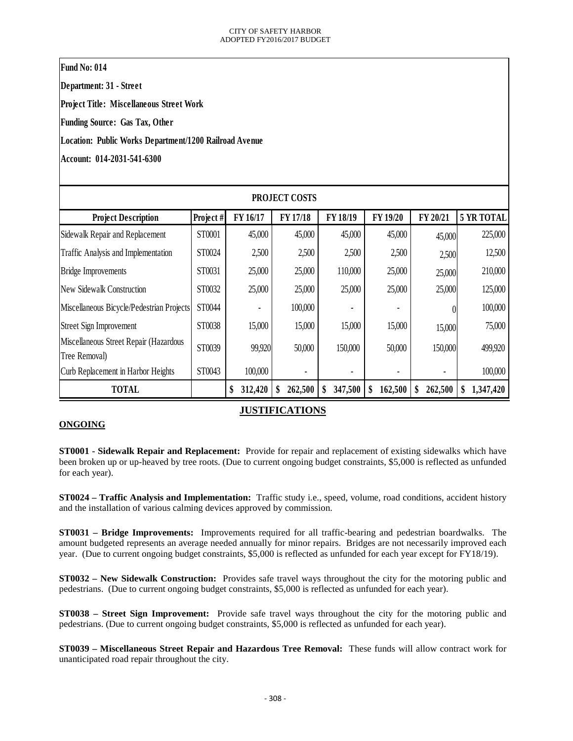**Fund No: 014**

**Department: 31 - Street**

**Project Title: Miscellaneous Street Work**

**Funding Source: Gas Tax, Other**

**Location: Public Works Department/1200 Railroad Avenue**

**Account: 014-2031-541-6300**

| PROJECT COSTS | | | | | | | |
|---|---|---|---|---|---|---|---|
| **Project Description** | **Project #** | **FY 16/17** | **FY 17/18** | **FY 18/19** | **FY 19/20** | **FY 20/21** | **5 YR TOTAL** |
| Sidewalk Repair and Replacement | ST0001 | 45,000 | 45,000 | 45,000 | 45,000 | 45,000 | 225,000 |
| Traffic Analysis and Implementation | ST0024 | 2,500 | 2,500 | 2,500 | 2,500 | 2,500 | 12,500 |
| Bridge Improvements | ST0031 | 25,000 | 25,000 | 110,000 | 25,000 | 25,000 | 210,000 |
| New Sidewalk Construction | ST0032 | 25,000 | 25,000 | 25,000 | 25,000 | 25,000 | 125,000 |
| Miscellaneous Bicycle/Pedestrian Projects | ST0044 | - | 100,000 | - | - | 0 | 100,000 |
| Street Sign Improvement | ST0038 | 15,000 | 15,000 | 15,000 | 15,000 | 15,000 | 75,000 |
| Miscellaneous Street Repair (Hazardous Tree Removal) | ST0039 | 99,920 | 50,000 | 150,000 | 50,000 | 150,000 | 499,920 |
| Curb Replacement in Harbor Heights | ST0043 | 100,000 | - | - | - | - | 100,000 |
| **TOTAL** | | **$ 312,420** | **$ 262,500** | **$ 347,500** | **$ 162,500** | **$ 262,500** | **$ 1,347,420** |

## JUSTIFICATIONS

**ONGOING**

**ST0001 - Sidewalk Repair and Replacement:** Provide for repair and replacement of existing sidewalks which have been broken up or up-heaved by tree roots. (Due to current ongoing budget constraints, $5,000 is reflected as unfunded for each year).

**ST0024 – Traffic Analysis and Implementation:** Traffic study i.e., speed, volume, road conditions, accident history and the installation of various calming devices approved by commission.

**ST0031 – Bridge Improvements:** Improvements required for all traffic-bearing and pedestrian boardwalks. The amount budgeted represents an average needed annually for minor repairs. Bridges are not necessarily improved each year. (Due to current ongoing budget constraints, $5,000 is reflected as unfunded for each year except for FY18/19).

**ST0032 – New Sidewalk Construction:** Provides safe travel ways throughout the city for the motoring public and pedestrians. (Due to current ongoing budget constraints, $5,000 is reflected as unfunded for each year).

**ST0038 – Street Sign Improvement:** Provide safe travel ways throughout the city for the motoring public and pedestrians. (Due to current ongoing budget constraints, $5,000 is reflected as unfunded for each year).

**ST0039 – Miscellaneous Street Repair and Hazardous Tree Removal:** These funds will allow contract work for unanticipated road repair throughout the city.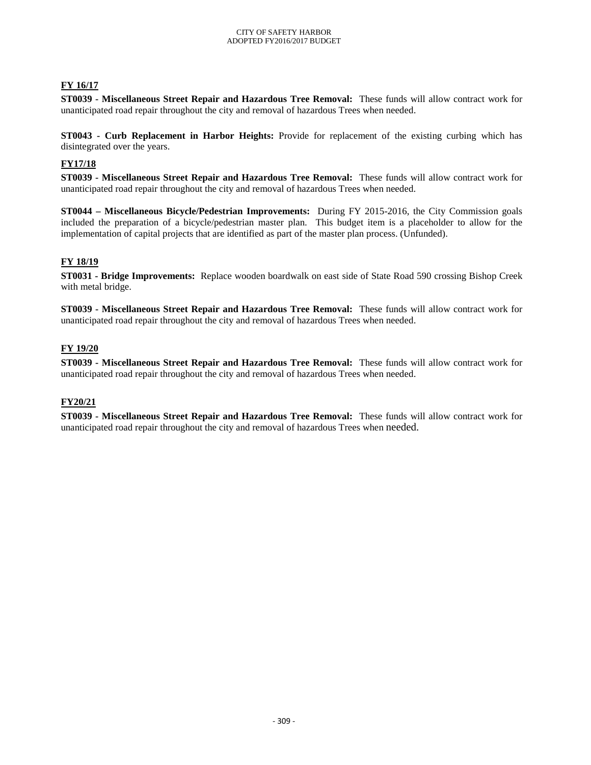**FY 16/17**

**ST0039 - Miscellaneous Street Repair and Hazardous Tree Removal:** These funds will allow contract work for unanticipated road repair throughout the city and removal of hazardous Trees when needed.

**ST0043 - Curb Replacement in Harbor Heights:** Provide for replacement of the existing curbing which has disintegrated over the years.

**FY17/18**

**ST0039 - Miscellaneous Street Repair and Hazardous Tree Removal:** These funds will allow contract work for unanticipated road repair throughout the city and removal of hazardous Trees when needed.

**ST0044 – Miscellaneous Bicycle/Pedestrian Improvements:** During FY 2015-2016, the City Commission goals included the preparation of a bicycle/pedestrian master plan. This budget item is a placeholder to allow for the implementation of capital projects that are identified as part of the master plan process. (Unfunded).

**FY 18/19**

**ST0031 - Bridge Improvements:** Replace wooden boardwalk on east side of State Road 590 crossing Bishop Creek with metal bridge.

**ST0039 - Miscellaneous Street Repair and Hazardous Tree Removal:** These funds will allow contract work for unanticipated road repair throughout the city and removal of hazardous Trees when needed.

**FY 19/20**

**ST0039 - Miscellaneous Street Repair and Hazardous Tree Removal:** These funds will allow contract work for unanticipated road repair throughout the city and removal of hazardous Trees when needed.

**FY20/21**

**ST0039 - Miscellaneous Street Repair and Hazardous Tree Removal:** These funds will allow contract work for unanticipated road repair throughout the city and removal of hazardous Trees when needed.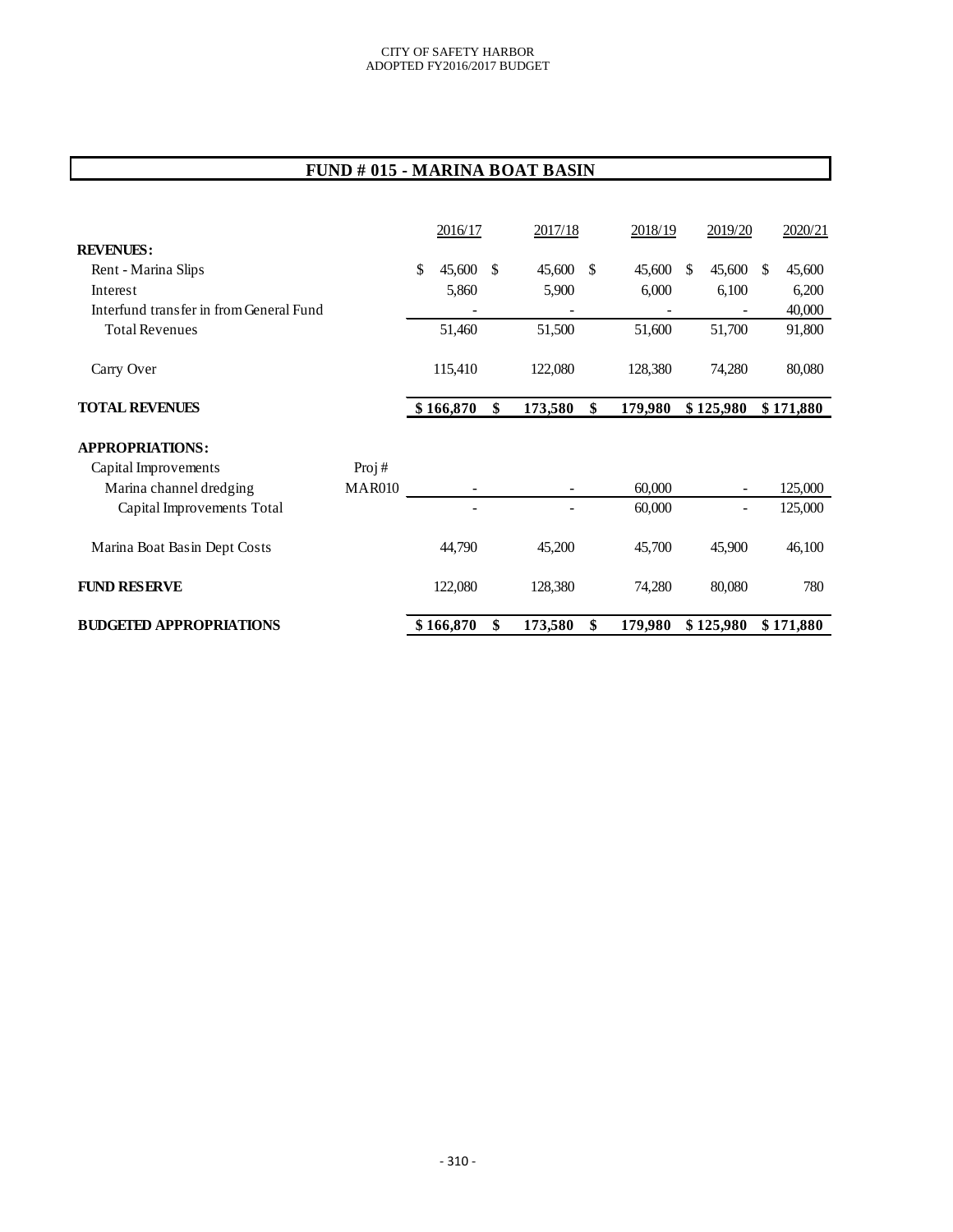CITY OF SAFETY HARBOR
ADOPTED FY2016/2017 BUDGET

## FUND # 015 - MARINA BOAT BASIN

| | | 2016/17 | 2017/18 | 2018/19 | 2019/20 | 2020/21 |
|---|---|---|---|---|---|---|
| **REVENUES:** | | | | | | |
| Rent - Marina Slips | | $ 45,600 | $ 45,600 | $ 45,600 | $ 45,600 | $ 45,600 |
| Interest | | 5,860 | 5,900 | 6,000 | 6,100 | 6,200 |
| Interfund transfer in from General Fund | | - | - | - | - | 40,000 |
| Total Revenues | | 51,460 | 51,500 | 51,600 | 51,700 | 91,800 |
| Carry Over | | 115,410 | 122,080 | 128,380 | 74,280 | 80,080 |
| **TOTAL REVENUES** | | **$ 166,870** | **$ 173,580** | **$ 179,980** | **$ 125,980** | **$ 171,880** |
| **APPROPRIATIONS:** | | | | | | |
| Capital Improvements | Proj # | | | | | |
| Marina channel dredging | MAR010 | - | - | 60,000 | - | 125,000 |
| Capital Improvements Total | | - | - | 60,000 | - | 125,000 |
| Marina Boat Basin Dept Costs | | 44,790 | 45,200 | 45,700 | 45,900 | 46,100 |
| **FUND RESERVE** | | 122,080 | 128,380 | 74,280 | 80,080 | 780 |
| **BUDGETED APPROPRIATIONS** | | **$ 166,870** | **$ 173,580** | **$ 179,980** | **$ 125,980** | **$ 171,880** |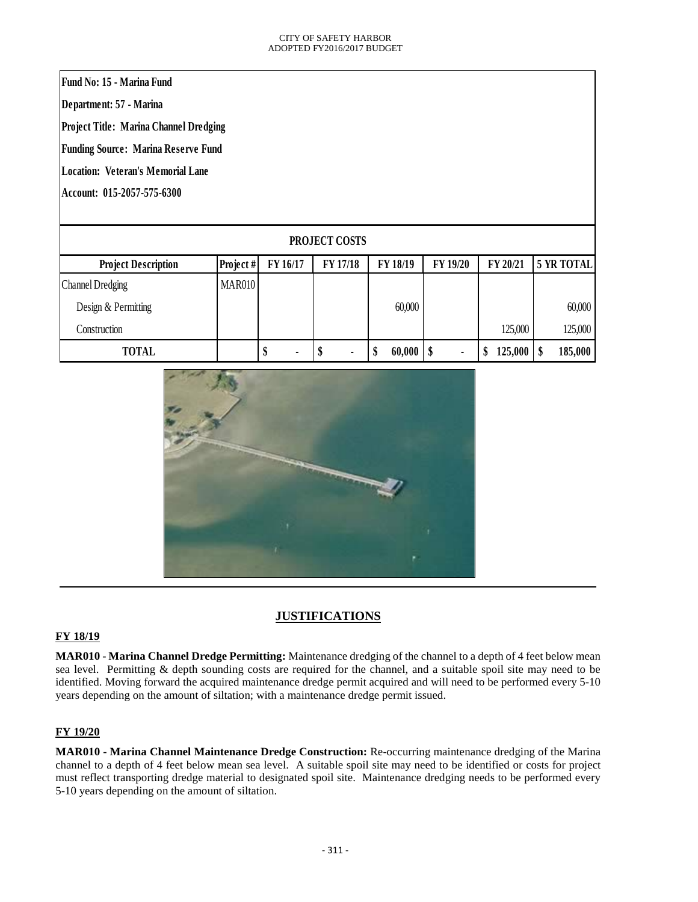**Fund No: 15 - Marina Fund**

**Department: 57 - Marina**

**Project Title: Marina Channel Dredging**

**Funding Source: Marina Reserve Fund**

**Location: Veteran's Memorial Lane**

**Account: 015-2057-575-6300**

**PROJECT COSTS**

| Project Description | Project # | FY 16/17 | FY 17/18 | FY 18/19 | FY 19/20 | FY 20/21 | 5 YR TOTAL |
|---|---|---|---|---|---|---|---|
| Channel Dredging | MAR010 | | | | | | |
| Design & Permitting | | | | 60,000 | | | 60,000 |
| Construction | | | | | | 125,000 | 125,000 |
| **TOTAL** | | **$ -** | **$ -** | **$ 60,000** | **$ -** | **$ 125,000** | **$ 185,000** |

## JUSTIFICATIONS

### FY 18/19

**MAR010 - Marina Channel Dredge Permitting:** Maintenance dredging of the channel to a depth of 4 feet below mean sea level. Permitting & depth sounding costs are required for the channel, and a suitable spoil site may need to be identified. Moving forward the acquired maintenance dredge permit acquired and will need to be performed every 5-10 years depending on the amount of siltation; with a maintenance dredge permit issued.

### FY 19/20

**MAR010 - Marina Channel Maintenance Dredge Construction:** Re-occurring maintenance dredging of the Marina channel to a depth of 4 feet below mean sea level. A suitable spoil site may need to be identified or costs for project must reflect transporting dredge material to designated spoil site. Maintenance dredging needs to be performed every 5-10 years depending on the amount of siltation.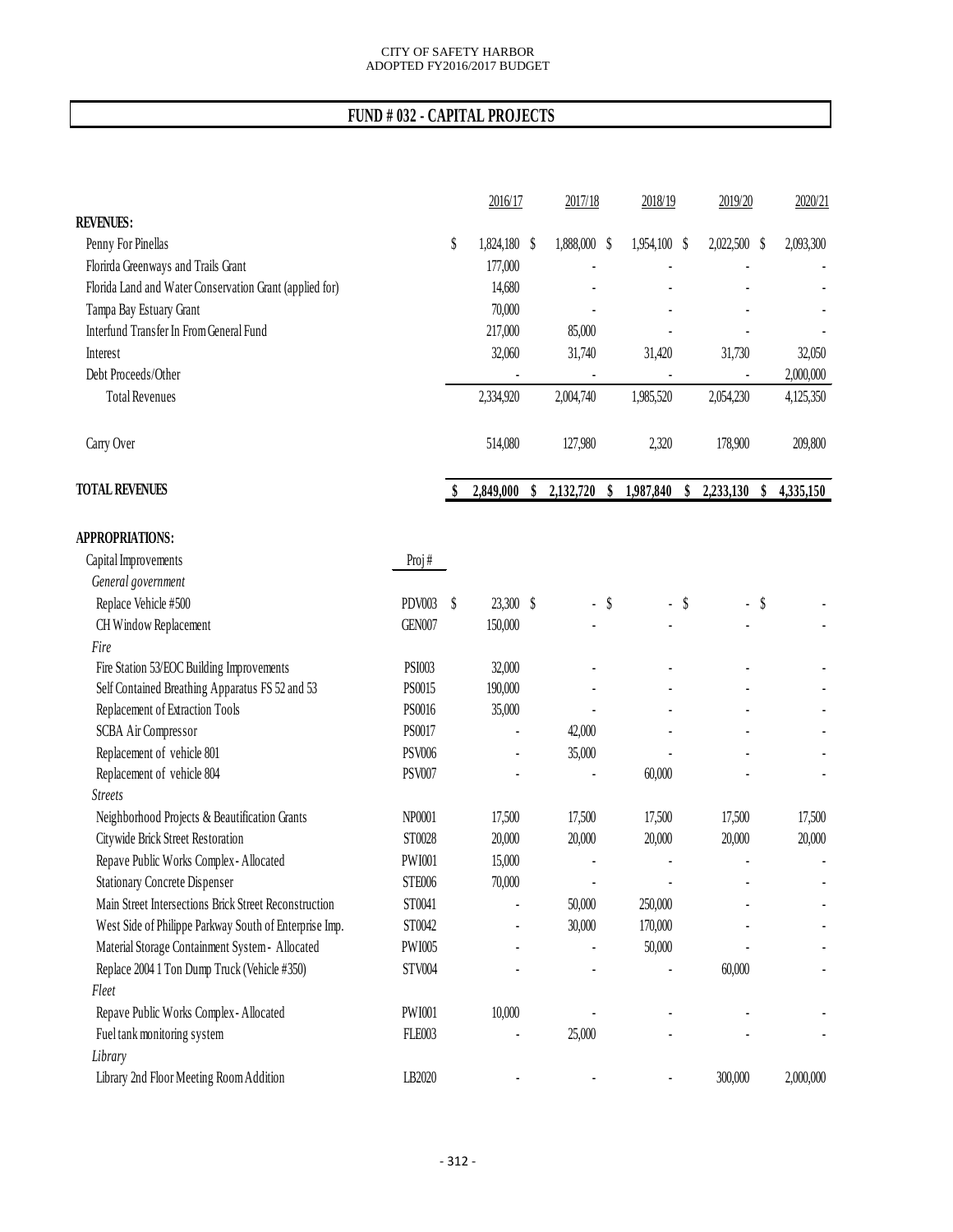CITY OF SAFETY HARBOR
ADOPTED FY2016/2017 BUDGET

# FUND # 032 - CAPITAL PROJECTS

| | | 2016/17 | 2017/18 | 2018/19 | 2019/20 | 2020/21 |
|---|---|---|---|---|---|---|
| **REVENUES:** | | | | | | |
| Penny For Pinellas | | $ 1,824,180 | $ 1,888,000 | $ 1,954,100 | $ 2,022,500 | $ 2,093,300 |
| Florirda Greenways and Trails Grant | | 177,000 | - | - | - | - |
| Florida Land and Water Conservation Grant (applied for) | | 14,680 | - | - | - | - |
| Tampa Bay Estuary Grant | | 70,000 | - | - | - | - |
| Interfund Transfer In From General Fund | | 217,000 | 85,000 | - | - | - |
| Interest | | 32,060 | 31,740 | 31,420 | 31,730 | 32,050 |
| Debt Proceeds/Other | | - | - | - | - | 2,000,000 |
| Total Revenues | | 2,334,920 | 2,004,740 | 1,985,520 | 2,054,230 | 4,125,350 |
| Carry Over | | 514,080 | 127,980 | 2,320 | 178,900 | 209,800 |
| **TOTAL REVENUES** | | **$ 2,849,000** | **$ 2,132,720** | **$ 1,987,840** | **$ 2,233,130** | **$ 4,335,150** |
| **APPROPRIATIONS:** | | | | | | |
| Capital Improvements | Proj # | | | | | |
| *General government* | | | | | | |
| Replace Vehicle #500 | PDV003 | $ 23,300 | $ - | $ - | $ - | $ - |
| CH Window Replacement | GEN007 | 150,000 | - | - | - | - |
| *Fire* | | | | | | |
| Fire Station 53/EOC Building Improvements | PSI003 | 32,000 | - | - | - | - |
| Self Contained Breathing Apparatus FS 52 and 53 | PS0015 | 190,000 | - | - | - | - |
| Replacement of Extraction Tools | PS0016 | 35,000 | - | - | - | - |
| SCBA Air Compressor | PS0017 | - | 42,000 | - | - | - |
| Replacement of vehicle 801 | PSV006 | - | 35,000 | - | - | - |
| Replacement of vehicle 804 | PSV007 | - | - | 60,000 | - | - |
| *Streets* | | | | | | |
| Neighborhood Projects & Beautification Grants | NP0001 | 17,500 | 17,500 | 17,500 | 17,500 | 17,500 |
| Citywide Brick Street Restoration | ST0028 | 20,000 | 20,000 | 20,000 | 20,000 | 20,000 |
| Repave Public Works Complex - Allocated | PWI001 | 15,000 | - | - | - | - |
| Stationary Concrete Dispenser | STE006 | 70,000 | - | - | - | - |
| Main Street Intersections Brick Street Reconstruction | ST0041 | - | 50,000 | 250,000 | - | - |
| West Side of Philippe Parkway South of Enterprise Imp. | ST0042 | - | 30,000 | 170,000 | - | - |
| Material Storage Containment System - Allocated | PWI005 | - | - | 50,000 | - | - |
| Replace 2004 1 Ton Dump Truck (Vehicle #350) | STV004 | - | - | - | 60,000 | - |
| *Fleet* | | | | | | |
| Repave Public Works Complex - Allocated | PWI001 | 10,000 | - | - | - | - |
| Fuel tank monitoring system | FLE003 | - | 25,000 | - | - | - |
| *Library* | | | | | | |
| Library 2nd Floor Meeting Room Addition | LB2020 | - | - | - | 300,000 | 2,000,000 |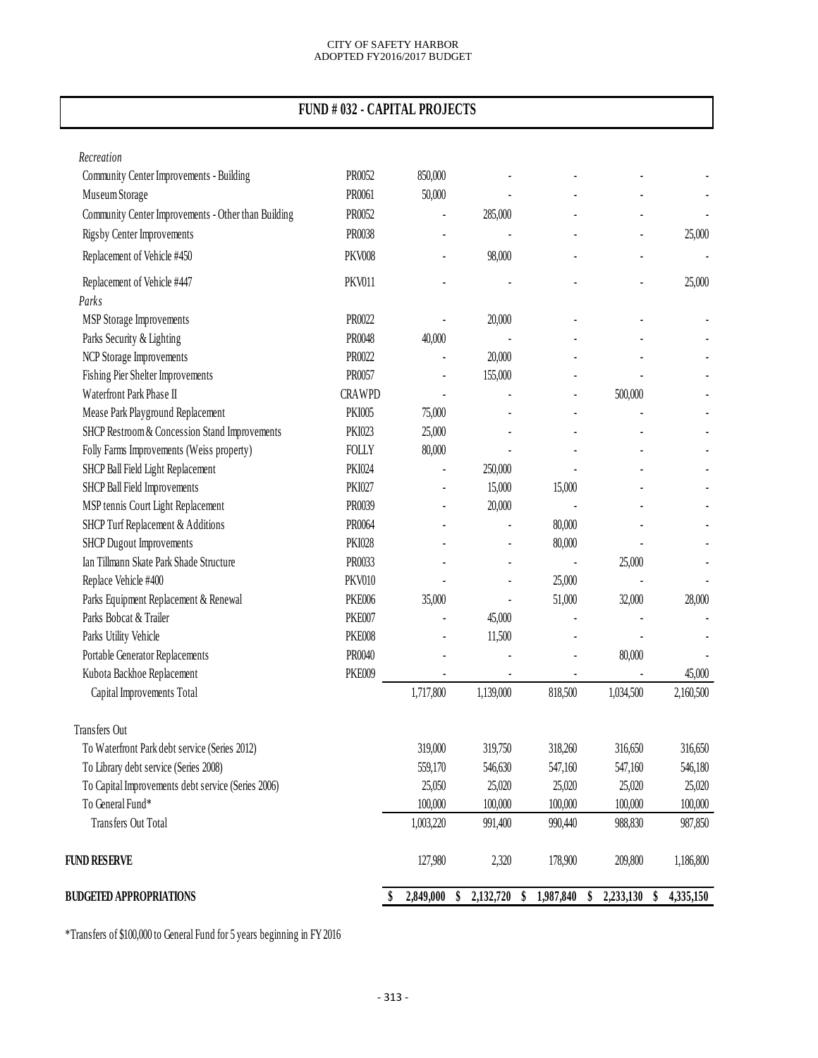CITY OF SAFETY HARBOR
ADOPTED FY2016/2017 BUDGET

## FUND # 032 - CAPITAL PROJECTS

| | | | | | | |
|---|---|---|---|---|---|---|
| *Recreation* | | | | | | |
| Community Center Improvements - Building | PR0052 | 850,000 | - | - | - | - |
| Museum Storage | PR0061 | 50,000 | - | - | - | - |
| Community Center Improvements - Other than Building | PR0052 | - | 285,000 | - | - | - |
| Rigsby Center Improvements | PR0038 | - | - | - | - | 25,000 |
| Replacement of Vehicle #450 | PKV008 | - | 98,000 | - | - | - |
| Replacement of Vehicle #447 | PKV011 | - | - | - | - | 25,000 |
| *Parks* | | | | | | |
| MSP Storage Improvements | PR0022 | - | 20,000 | - | - | - |
| Parks Security & Lighting | PR0048 | 40,000 | - | - | - | - |
| NCP Storage Improvements | PR0022 | - | 20,000 | - | - | - |
| Fishing Pier Shelter Improvements | PR0057 | - | 155,000 | - | - | - |
| Waterfront Park Phase II | CRAWPD | - | - | - | 500,000 | - |
| Mease Park Playground Replacement | PKI005 | 75,000 | - | - | - | - |
| SHCP Restroom & Concession Stand Improvements | PKI023 | 25,000 | - | - | - | - |
| Folly Farms Improvements (Weiss property) | FOLLY | 80,000 | - | - | - | - |
| SHCP Ball Field Light Replacement | PKI024 | - | 250,000 | - | - | - |
| SHCP Ball Field Improvements | PKI027 | - | 15,000 | 15,000 | - | - |
| MSP tennis Court Light Replacement | PR0039 | - | 20,000 | - | - | - |
| SHCP Turf Replacement & Additions | PR0064 | - | - | 80,000 | - | - |
| SHCP Dugout Improvements | PKI028 | - | - | 80,000 | - | - |
| Ian Tillmann Skate Park Shade Structure | PR0033 | - | - | - | 25,000 | - |
| Replace Vehicle #400 | PKV010 | - | - | 25,000 | - | - |
| Parks Equipment Replacement & Renewal | PKE006 | 35,000 | - | 51,000 | 32,000 | 28,000 |
| Parks Bobcat & Trailer | PKE007 | - | 45,000 | - | - | - |
| Parks Utility Vehicle | PKE008 | - | 11,500 | - | - | - |
| Portable Generator Replacements | PR0040 | - | - | - | 80,000 | - |
| Kubota Backhoe Replacement | PKE009 | - | - | - | - | 45,000 |
| Capital Improvements Total | | 1,717,800 | 1,139,000 | 818,500 | 1,034,500 | 2,160,500 |
| | | | | | | |
| Transfers Out | | | | | | |
| To Waterfront Park debt service (Series 2012) | | 319,000 | 319,750 | 318,260 | 316,650 | 316,650 |
| To Library debt service (Series 2008) | | 559,170 | 546,630 | 547,160 | 547,160 | 546,180 |
| To Capital Improvements debt service (Series 2006) | | 25,050 | 25,020 | 25,020 | 25,020 | 25,020 |
| To General Fund* | | 100,000 | 100,000 | 100,000 | 100,000 | 100,000 |
| Transfers Out Total | | 1,003,220 | 991,400 | 990,440 | 988,830 | 987,850 |
| | | | | | | |
| **FUND RESERVE** | | 127,980 | 2,320 | 178,900 | 209,800 | 1,186,800 |
| | | | | | | |
| **BUDGETED APPROPRIATIONS** | | **$ 2,849,000** | **$ 2,132,720** | **$ 1,987,840** | **$ 2,233,130** | **$ 4,335,150** |

*Transfers of $100,000 to General Fund for 5 years beginning in FY 2016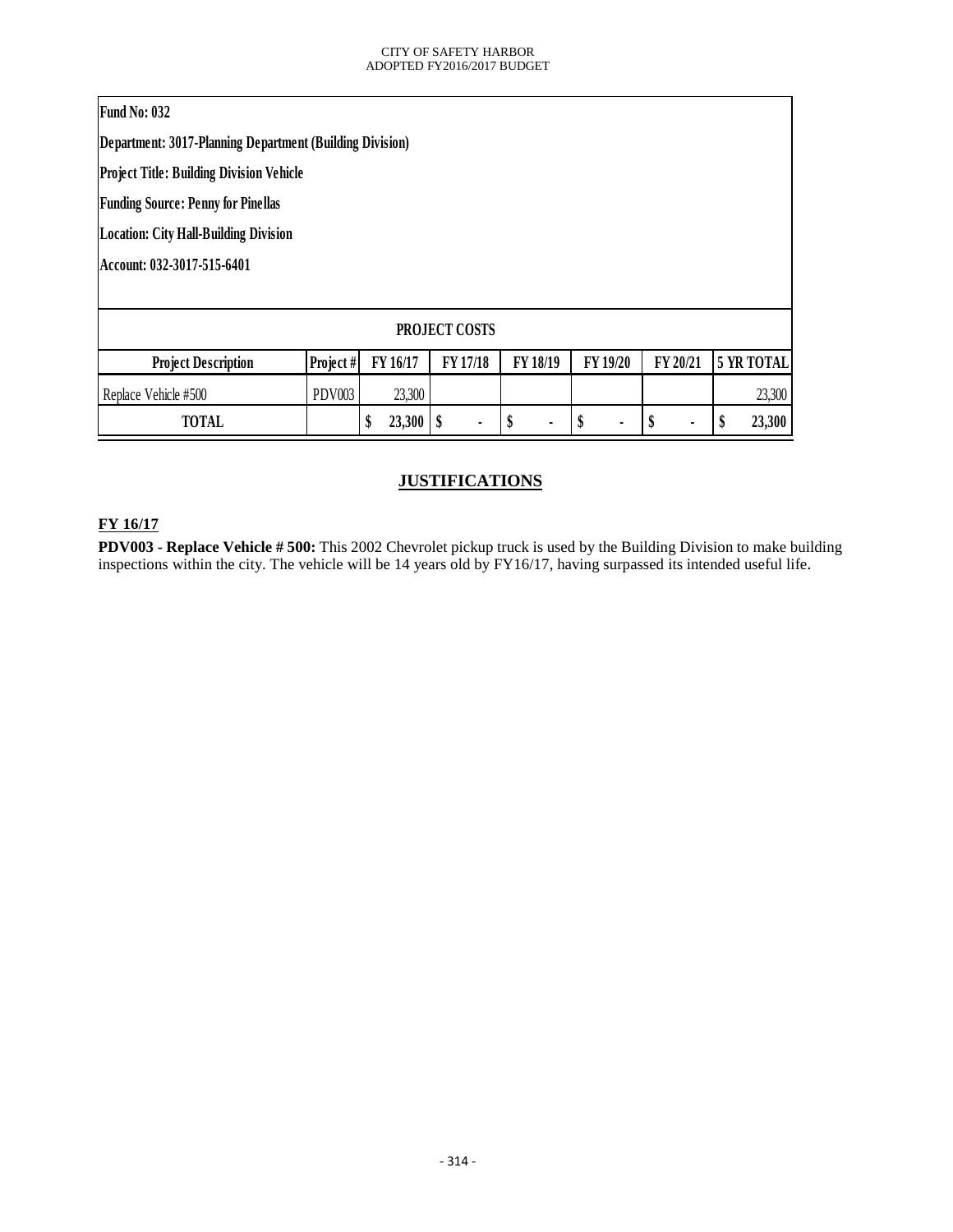**Fund No: 032**

**Department: 3017-Planning Department (Building Division)**

**Project Title: Building Division Vehicle**

**Funding Source: Penny for Pinellas**

**Location: City Hall-Building Division**

**Account: 032-3017-515-6401**

| PROJECT COSTS | | | | | | | |
|---|---|---|---|---|---|---|---|
| **Project Description** | **Project #** | **FY 16/17** | **FY 17/18** | **FY 18/19** | **FY 19/20** | **FY 20/21** | **5 YR TOTAL** |
| Replace Vehicle #500 | PDV003 | 23,300 | | | | | 23,300 |
| **TOTAL** | | **$ 23,300** | **$ -** | **$ -** | **$ -** | **$ -** | **$ 23,300** |

## JUSTIFICATIONS

**FY 16/17**

**PDV003 - Replace Vehicle # 500:** This 2002 Chevrolet pickup truck is used by the Building Division to make building inspections within the city. The vehicle will be 14 years old by FY16/17, having surpassed its intended useful life.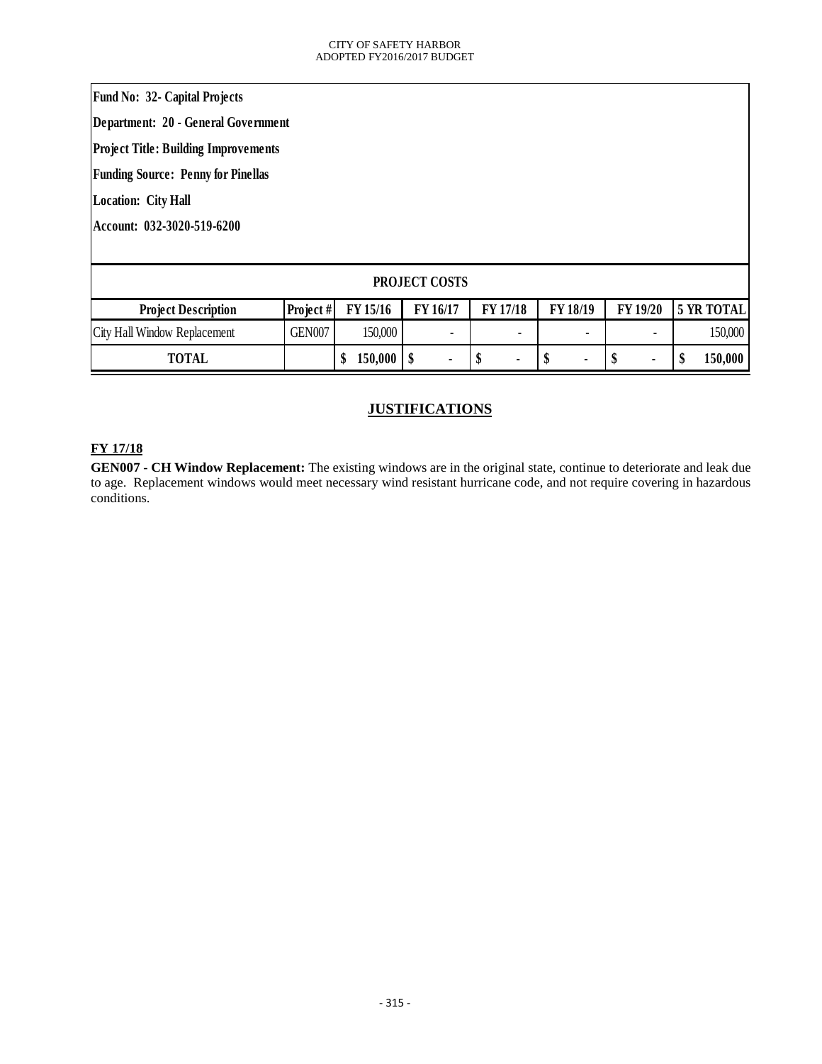**Fund No: 32- Capital Projects**

**Department: 20 - General Government**

**Project Title: Building Improvements**

**Funding Source: Penny for Pinellas**

**Location: City Hall**

**Account: 032-3020-519-6200**

**PROJECT COSTS**

| Project Description | Project # | FY 15/16 | FY 16/17 | FY 17/18 | FY 18/19 | FY 19/20 | 5 YR TOTAL |
|---|---|---|---|---|---|---|---|
| City Hall Window Replacement | GEN007 | 150,000 | - | - | - | - | 150,000 |
| **TOTAL** | | **$ 150,000** | **$ -** | **$ -** | **$ -** | **$ -** | **$ 150,000** |

## JUSTIFICATIONS

**FY 17/18**

**GEN007 - CH Window Replacement:** The existing windows are in the original state, continue to deteriorate and leak due to age. Replacement windows would meet necessary wind resistant hurricane code, and not require covering in hazardous conditions.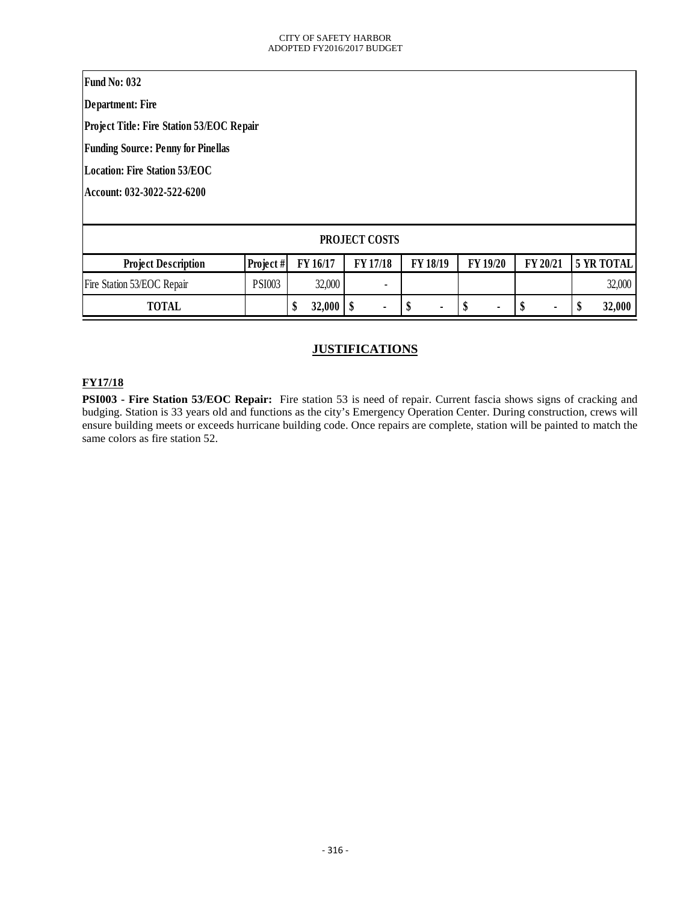**Fund No: 032**

**Department: Fire**

**Project Title: Fire Station 53/EOC Repair**

**Funding Source: Penny for Pinellas**

**Location: Fire Station 53/EOC**

**Account: 032-3022-522-6200**

| PROJECT COSTS | | | | | | | |
|---|---|---|---|---|---|---|---|
| **Project Description** | **Project #** | **FY 16/17** | **FY 17/18** | **FY 18/19** | **FY 19/20** | **FY 20/21** | **5 YR TOTAL** |
| Fire Station 53/EOC Repair | PSI003 | 32,000 | - | | | | 32,000 |
| **TOTAL** | | **$ 32,000** | **$ -** | **$ -** | **$ -** | **$ -** | **$ 32,000** |

## JUSTIFICATIONS

**FY17/18**

**PSI003 - Fire Station 53/EOC Repair:** Fire station 53 is need of repair. Current fascia shows signs of cracking and budging. Station is 33 years old and functions as the city's Emergency Operation Center. During construction, crews will ensure building meets or exceeds hurricane building code. Once repairs are complete, station will be painted to match the same colors as fire station 52.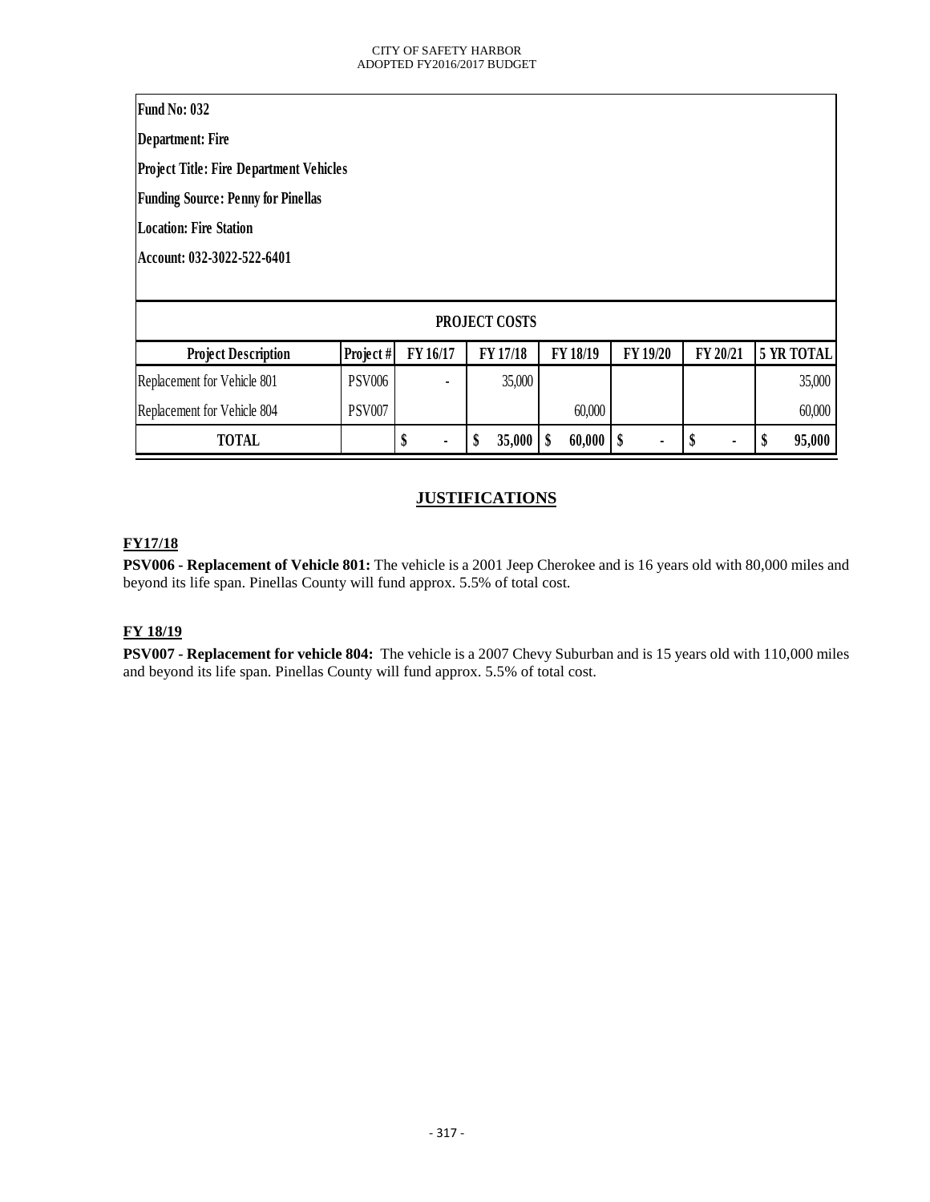**Fund No: 032**

**Department: Fire**

**Project Title: Fire Department Vehicles**

**Funding Source: Penny for Pinellas**

**Location: Fire Station**

**Account: 032-3022-522-6401**

| PROJECT COSTS | | | | | | | |
|---|---|---|---|---|---|---|---|
| **Project Description** | **Project #** | **FY 16/17** | **FY 17/18** | **FY 18/19** | **FY 19/20** | **FY 20/21** | **5 YR TOTAL** |
| Replacement for Vehicle 801 | PSV006 | - | 35,000 | | | | 35,000 |
| Replacement for Vehicle 804 | PSV007 | | | 60,000 | | | 60,000 |
| **TOTAL** | | **$ -** | **$ 35,000** | **$ 60,000** | **$ -** | **$ -** | **$ 95,000** |

## JUSTIFICATIONS

**FY17/18**

**PSV006 - Replacement of Vehicle 801:** The vehicle is a 2001 Jeep Cherokee and is 16 years old with 80,000 miles and beyond its life span. Pinellas County will fund approx. 5.5% of total cost.

**FY 18/19**

**PSV007 - Replacement for vehicle 804:** The vehicle is a 2007 Chevy Suburban and is 15 years old with 110,000 miles and beyond its life span. Pinellas County will fund approx. 5.5% of total cost.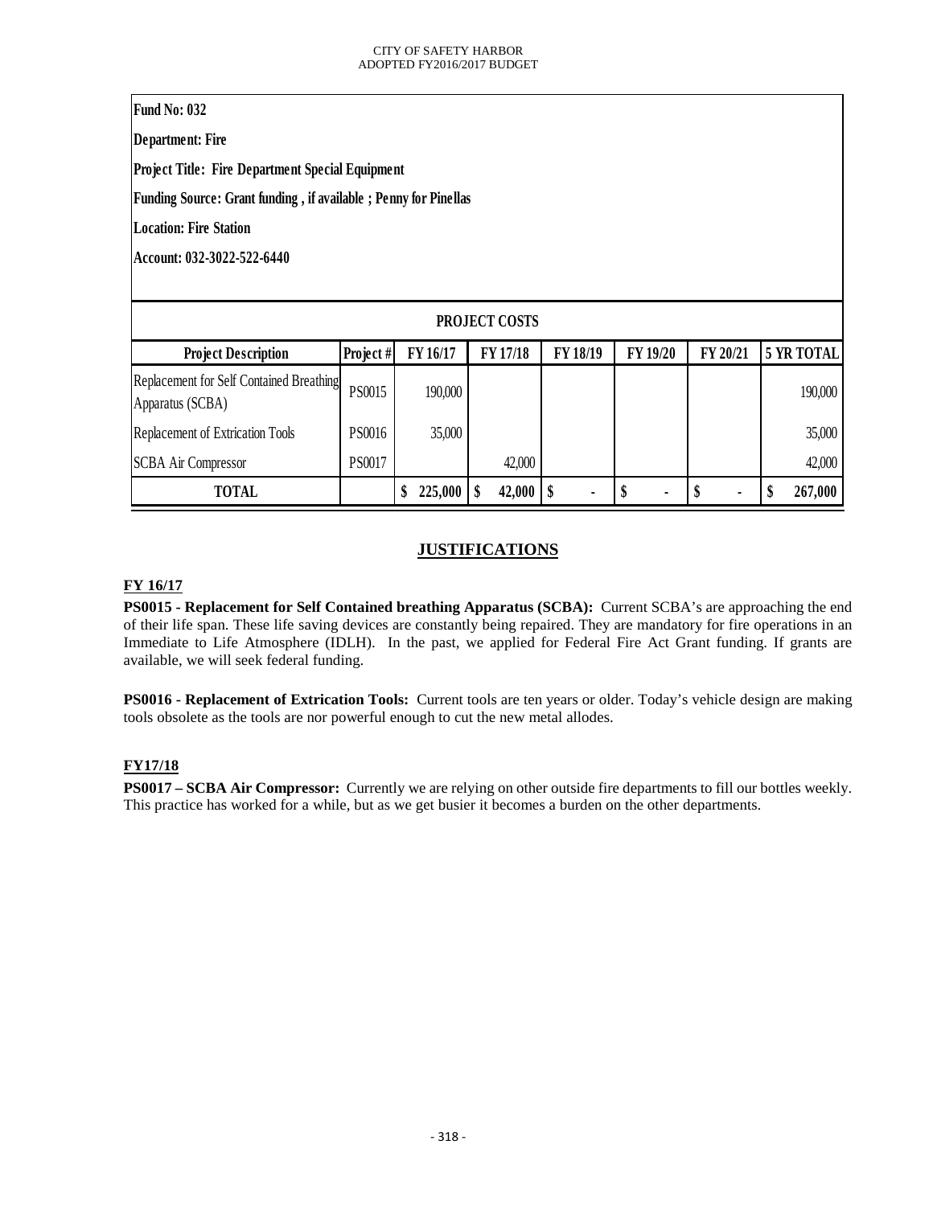**Fund No: 032**

**Department: Fire**

**Project Title: Fire Department Special Equipment**

**Funding Source: Grant funding , if available ; Penny for Pinellas**

**Location: Fire Station**

**Account: 032-3022-522-6440**

| PROJECT COSTS | | | | | | | |
|---|---|---|---|---|---|---|---|
| **Project Description** | **Project #** | **FY 16/17** | **FY 17/18** | **FY 18/19** | **FY 19/20** | **FY 20/21** | **5 YR TOTAL** |
| Replacement for Self Contained Breathing Apparatus (SCBA) | PS0015 | 190,000 | | | | | 190,000 |
| Replacement of Extrication Tools | PS0016 | 35,000 | | | | | 35,000 |
| SCBA Air Compressor | PS0017 | | 42,000 | | | | 42,000 |
| **TOTAL** | | **$ 225,000** | **$ 42,000** | **$ -** | **$ -** | **$ -** | **$ 267,000** |

## JUSTIFICATIONS

**FY 16/17**

**PS0015 - Replacement for Self Contained breathing Apparatus (SCBA):** Current SCBA's are approaching the end of their life span. These life saving devices are constantly being repaired. They are mandatory for fire operations in an Immediate to Life Atmosphere (IDLH). In the past, we applied for Federal Fire Act Grant funding. If grants are available, we will seek federal funding.

**PS0016 - Replacement of Extrication Tools:** Current tools are ten years or older. Today's vehicle design are making tools obsolete as the tools are nor powerful enough to cut the new metal allodes.

**FY17/18**

**PS0017 – SCBA Air Compressor:** Currently we are relying on other outside fire departments to fill our bottles weekly. This practice has worked for a while, but as we get busier it becomes a burden on the other departments.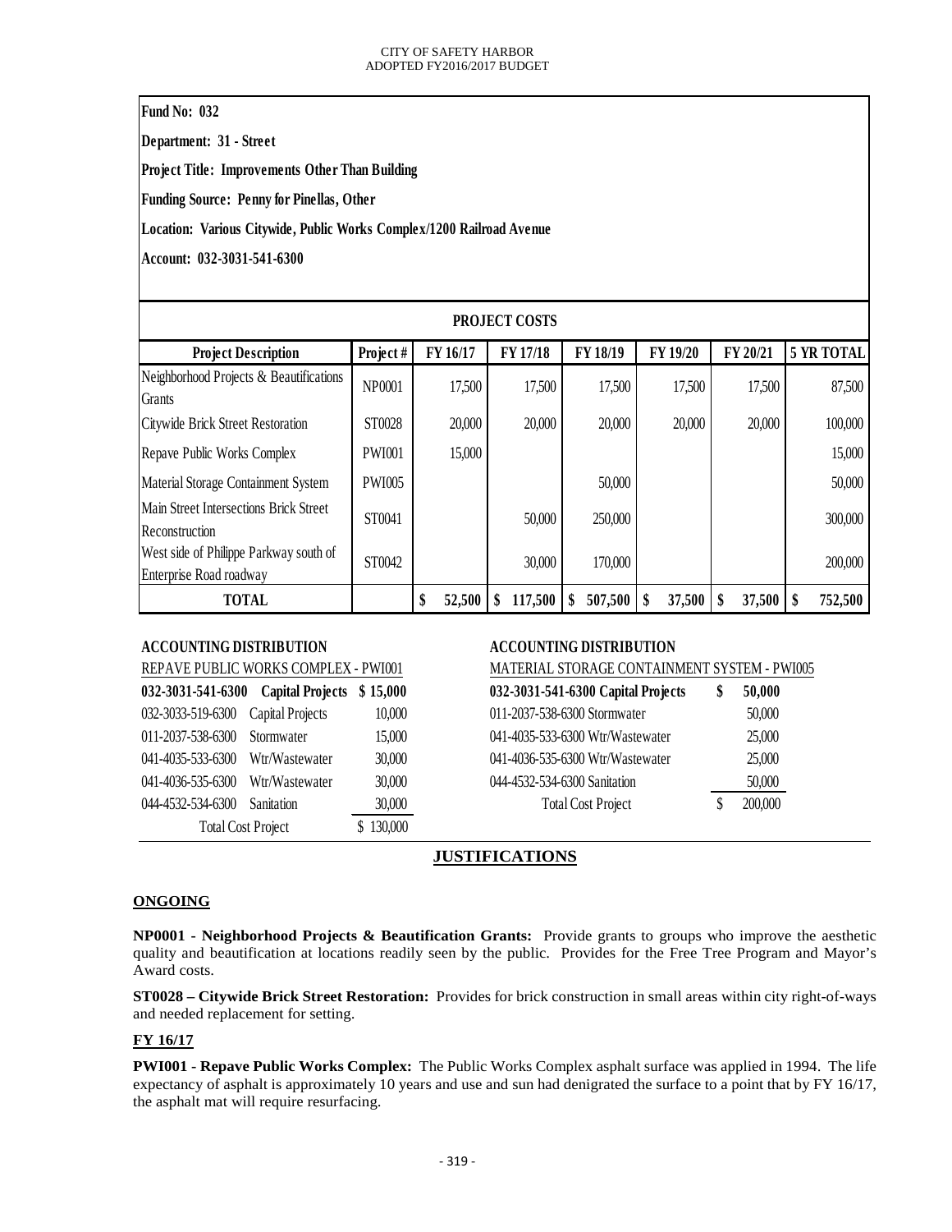**Fund No: 032**

**Department: 31 - Street**

**Project Title: Improvements Other Than Building**

**Funding Source: Penny for Pinellas, Other**

**Location: Various Citywide, Public Works Complex/1200 Railroad Avenue**

**Account: 032-3031-541-6300**

**PROJECT COSTS**

| Project Description | Project # | FY 16/17 | FY 17/18 | FY 18/19 | FY 19/20 | FY 20/21 | 5 YR TOTAL |
|---|---|---|---|---|---|---|---|
| Neighborhood Projects & Beautifications Grants | NP0001 | 17,500 | 17,500 | 17,500 | 17,500 | 17,500 | 87,500 |
| Citywide Brick Street Restoration | ST0028 | 20,000 | 20,000 | 20,000 | 20,000 | 20,000 | 100,000 |
| Repave Public Works Complex | PWI001 | 15,000 | | | | | 15,000 |
| Material Storage Containment System | PWI005 | | | 50,000 | | | 50,000 |
| Main Street Intersections Brick Street Reconstruction | ST0041 | | 50,000 | 250,000 | | | 300,000 |
| West side of Philippe Parkway south of Enterprise Road roadway | ST0042 | | 30,000 | 170,000 | | | 200,000 |
| **TOTAL** | | **$ 52,500** | **$ 117,500** | **$ 507,500** | **$ 37,500** | **$ 37,500** | **$ 752,500** |

**ACCOUNTING DISTRIBUTION**

REPAVE PUBLIC WORKS COMPLEX - PWI001

| Account | Description | Amount |
|---|---|---|
| **032-3031-541-6300** | **Capital Projects** | **$ 15,000** |
| 032-3033-519-6300 | Capital Projects | 10,000 |
| 011-2037-538-6300 | Stormwater | 15,000 |
| 041-4035-533-6300 | Wtr/Wastewater | 30,000 |
| 041-4036-535-6300 | Wtr/Wastewater | 30,000 |
| 044-4532-534-6300 | Sanitation | 30,000 |
| | Total Cost Project | $ 130,000 |

**ACCOUNTING DISTRIBUTION**

MATERIAL STORAGE CONTAINMENT SYSTEM - PWI005

| Account | Amount |
|---|---|
| **032-3031-541-6300 Capital Projects** | **$ 50,000** |
| 011-2037-538-6300 Stormwater | 50,000 |
| 041-4035-533-6300 Wtr/Wastewater | 25,000 |
| 041-4036-535-6300 Wtr/Wastewater | 25,000 |
| 044-4532-534-6300 Sanitation | 50,000 |
| Total Cost Project | $ 200,000 |

## JUSTIFICATIONS

### ONGOING

**NP0001 - Neighborhood Projects & Beautification Grants:** Provide grants to groups who improve the aesthetic quality and beautification at locations readily seen by the public. Provides for the Free Tree Program and Mayor's Award costs.

**ST0028 – Citywide Brick Street Restoration:** Provides for brick construction in small areas within city right-of-ways and needed replacement for setting.

### FY 16/17

**PWI001 - Repave Public Works Complex:** The Public Works Complex asphalt surface was applied in 1994. The life expectancy of asphalt is approximately 10 years and use and sun had denigrated the surface to a point that by FY 16/17, the asphalt mat will require resurfacing.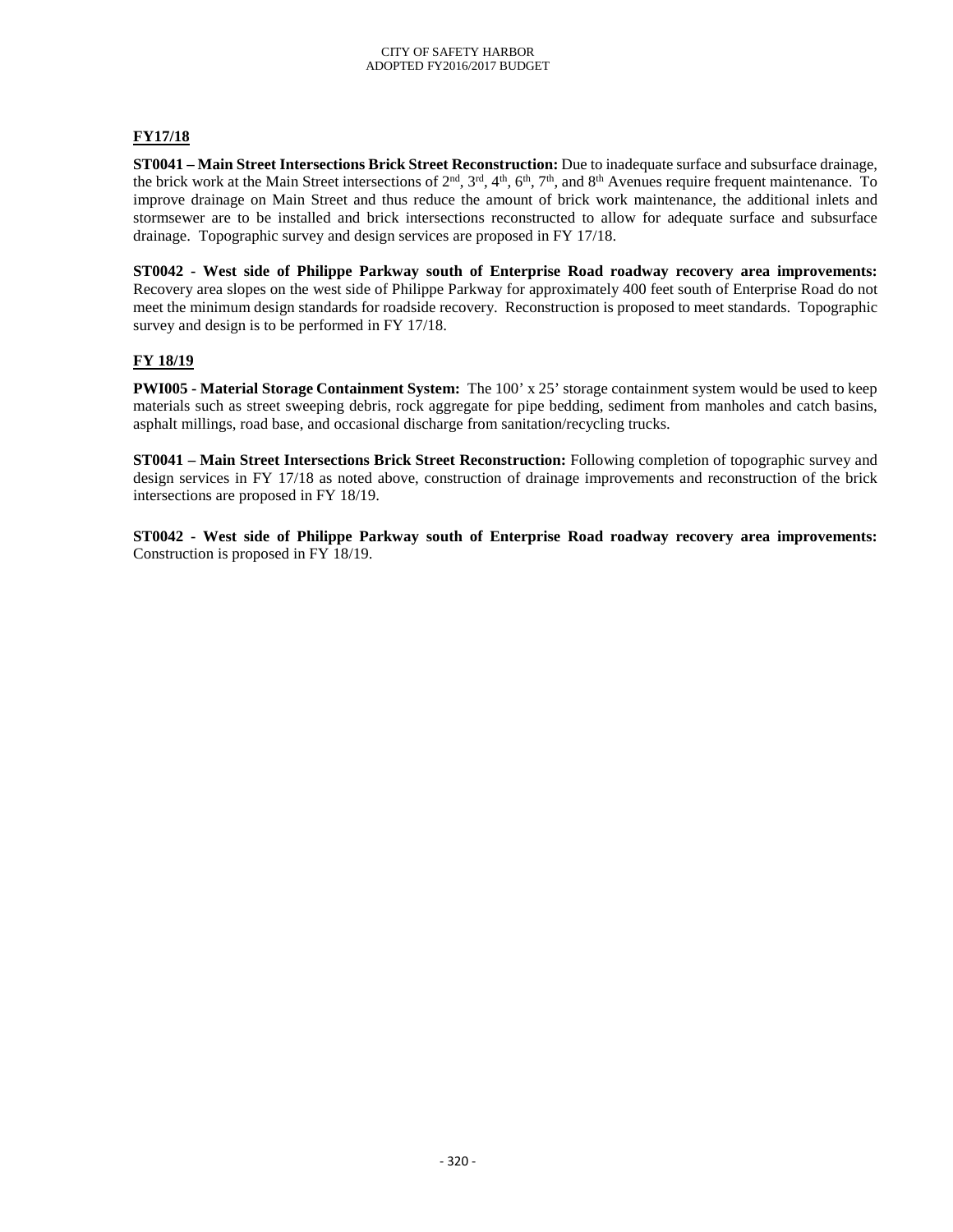## FY17/18

**ST0041 – Main Street Intersections Brick Street Reconstruction:** Due to inadequate surface and subsurface drainage, the brick work at the Main Street intersections of 2nd, 3rd, 4th, 6th, 7th, and 8th Avenues require frequent maintenance. To improve drainage on Main Street and thus reduce the amount of brick work maintenance, the additional inlets and stormsewer are to be installed and brick intersections reconstructed to allow for adequate surface and subsurface drainage. Topographic survey and design services are proposed in FY 17/18.

**ST0042 - West side of Philippe Parkway south of Enterprise Road roadway recovery area improvements:** Recovery area slopes on the west side of Philippe Parkway for approximately 400 feet south of Enterprise Road do not meet the minimum design standards for roadside recovery. Reconstruction is proposed to meet standards. Topographic survey and design is to be performed in FY 17/18.

## FY 18/19

**PWI005 - Material Storage Containment System:** The 100' x 25' storage containment system would be used to keep materials such as street sweeping debris, rock aggregate for pipe bedding, sediment from manholes and catch basins, asphalt millings, road base, and occasional discharge from sanitation/recycling trucks.

**ST0041 – Main Street Intersections Brick Street Reconstruction:** Following completion of topographic survey and design services in FY 17/18 as noted above, construction of drainage improvements and reconstruction of the brick intersections are proposed in FY 18/19.

**ST0042 - West side of Philippe Parkway south of Enterprise Road roadway recovery area improvements:** Construction is proposed in FY 18/19.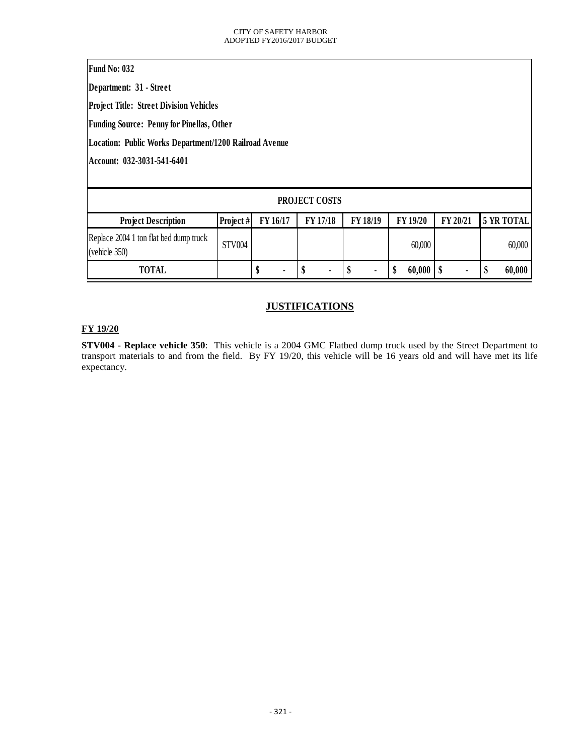**Fund No: 032**

**Department: 31 - Street**

**Project Title: Street Division Vehicles**

**Funding Source: Penny for Pinellas, Other**

**Location: Public Works Department/1200 Railroad Avenue**

**Account: 032-3031-541-6401**

| PROJECT COSTS | | | | | | | |
|---|---|---|---|---|---|---|---|
| **Project Description** | **Project #** | **FY 16/17** | **FY 17/18** | **FY 18/19** | **FY 19/20** | **FY 20/21** | **5 YR TOTAL** |
| Replace 2004 1 ton flat bed dump truck (vehicle 350) | STV004 | | | | 60,000 | | 60,000 |
| **TOTAL** | | **$ -** | **$ -** | **$ -** | **$ 60,000** | **$ -** | **$ 60,000** |

## JUSTIFICATIONS

**FY 19/20**

**STV004 - Replace vehicle 350**: This vehicle is a 2004 GMC Flatbed dump truck used by the Street Department to transport materials to and from the field. By FY 19/20, this vehicle will be 16 years old and will have met its life expectancy.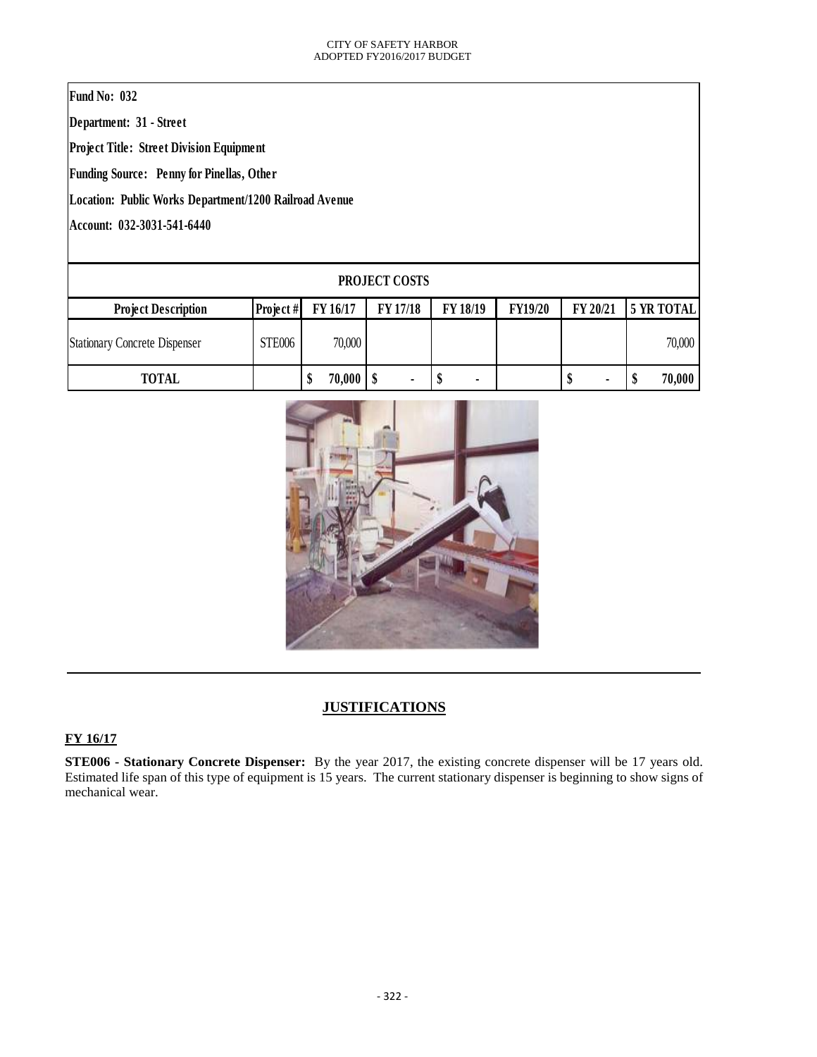**Fund No: 032**

**Department: 31 - Street**

**Project Title: Street Division Equipment**

**Funding Source: Penny for Pinellas, Other**

**Location: Public Works Department/1200 Railroad Avenue**

**Account: 032-3031-541-6440**

| PROJECT COSTS | | | | | | | |
|---|---|---|---|---|---|---|---|
| **Project Description** | **Project #** | **FY 16/17** | **FY 17/18** | **FY 18/19** | **FY19/20** | **FY 20/21** | **5 YR TOTAL** |
| Stationary Concrete Dispenser | STE006 | 70,000 | | | | | 70,000 |
| **TOTAL** | | **$ 70,000** | **$ -** | **$ -** | | **$ -** | **$ 70,000** |

## JUSTIFICATIONS

**FY 16/17**

**STE006 - Stationary Concrete Dispenser:** By the year 2017, the existing concrete dispenser will be 17 years old. Estimated life span of this type of equipment is 15 years. The current stationary dispenser is beginning to show signs of mechanical wear.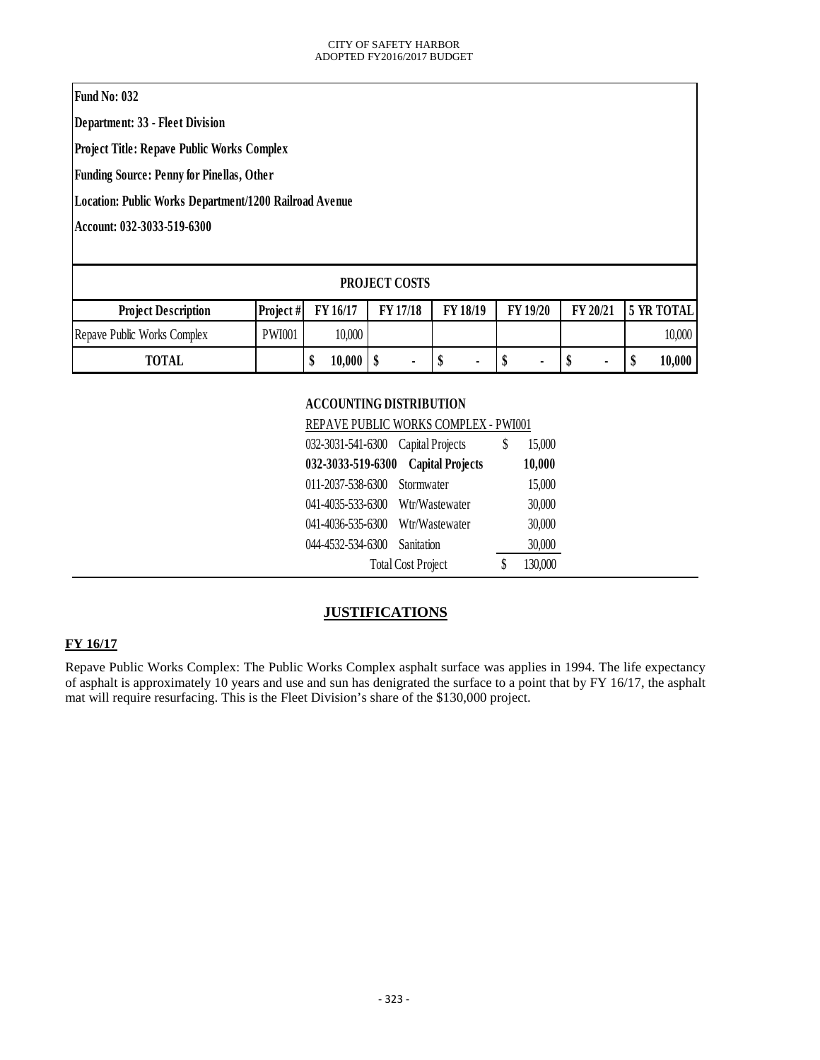**Fund No: 032**

**Department: 33 - Fleet Division**

**Project Title: Repave Public Works Complex**

**Funding Source: Penny for Pinellas, Other**

**Location: Public Works Department/1200 Railroad Avenue**

**Account: 032-3033-519-6300**

**PROJECT COSTS**

| Project Description | Project # | FY 16/17 | FY 17/18 | FY 18/19 | FY 19/20 | FY 20/21 | 5 YR TOTAL |
|---|---|---|---|---|---|---|---|
| Repave Public Works Complex | PWI001 | 10,000 | | | | | 10,000 |
| **TOTAL** | | **$ 10,000** | **$ -** | **$ -** | **$ -** | **$ -** | **$ 10,000** |

**ACCOUNTING DISTRIBUTION**

REPAVE PUBLIC WORKS COMPLEX - PWI001

| Account | Description | Amount |
|---|---|---|
| 032-3031-541-6300 | Capital Projects | $ 15,000 |
| **032-3033-519-6300** | **Capital Projects** | **10,000** |
| 011-2037-538-6300 | Stormwater | 15,000 |
| 041-4035-533-6300 | Wtr/Wastewater | 30,000 |
| 041-4036-535-6300 | Wtr/Wastewater | 30,000 |
| 044-4532-534-6300 | Sanitation | 30,000 |
| | Total Cost Project | $ 130,000 |

## JUSTIFICATIONS

**FY 16/17**

Repave Public Works Complex: The Public Works Complex asphalt surface was applies in 1994. The life expectancy of asphalt is approximately 10 years and use and sun has denigrated the surface to a point that by FY 16/17, the asphalt mat will require resurfacing. This is the Fleet Division's share of the $130,000 project.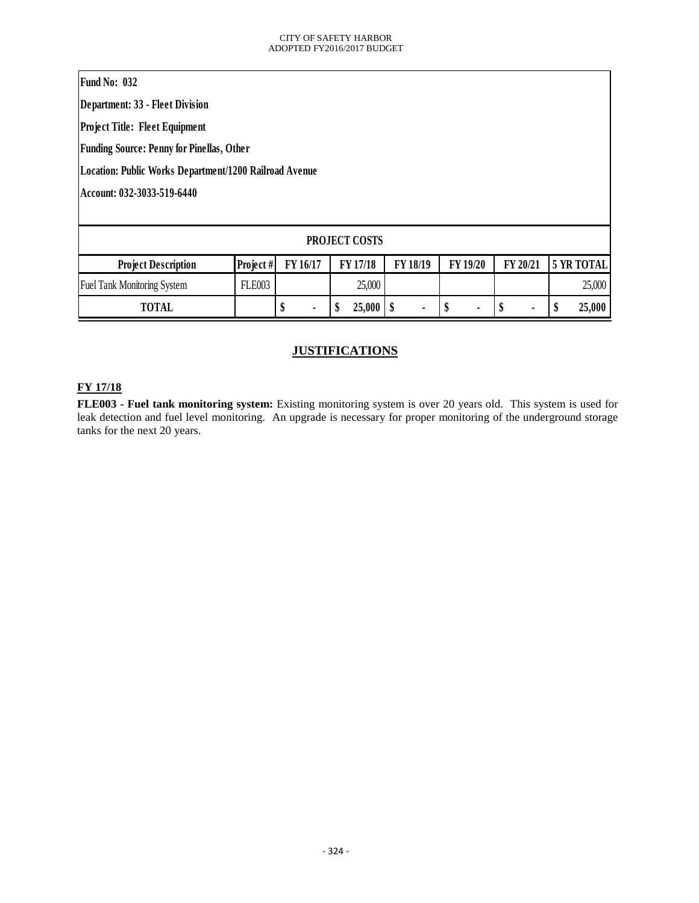**Fund No: 032**

**Department: 33 - Fleet Division**

**Project Title: Fleet Equipment**

**Funding Source: Penny for Pinellas, Other**

**Location: Public Works Department/1200 Railroad Avenue**

**Account: 032-3033-519-6440**

| PROJECT COSTS | | | | | | | |
|---|---|---|---|---|---|---|---|
| **Project Description** | **Project #** | **FY 16/17** | **FY 17/18** | **FY 18/19** | **FY 19/20** | **FY 20/21** | **5 YR TOTAL** |
| Fuel Tank Monitoring System | FLE003 | | 25,000 | | | | 25,000 |
| **TOTAL** | | **$ -** | **$ 25,000** | **$ -** | **$ -** | **$ -** | **$ 25,000** |

## JUSTIFICATIONS

**FY 17/18**

**FLE003 - Fuel tank monitoring system:** Existing monitoring system is over 20 years old. This system is used for leak detection and fuel level monitoring. An upgrade is necessary for proper monitoring of the underground storage tanks for the next 20 years.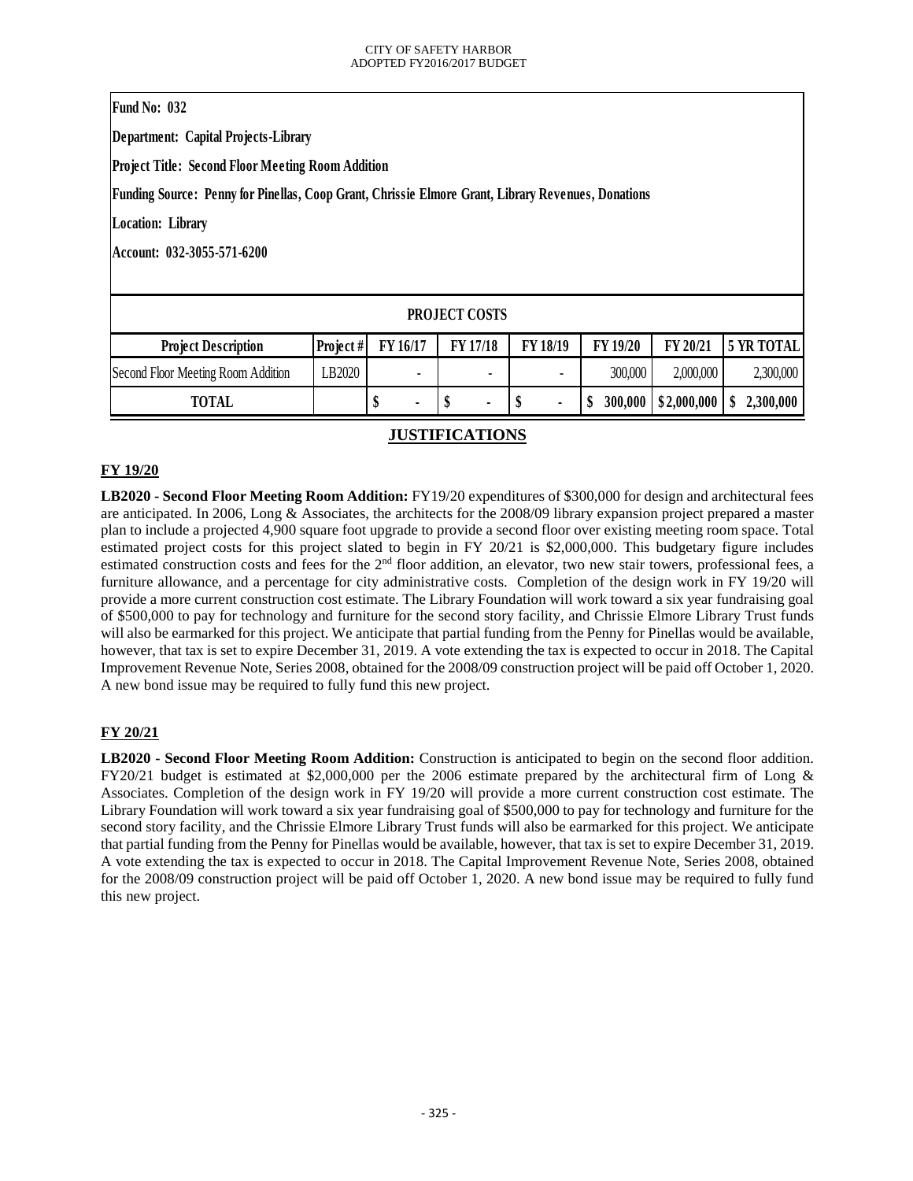**Fund No: 032**

**Department: Capital Projects-Library**

**Project Title: Second Floor Meeting Room Addition**

**Funding Source: Penny for Pinellas, Coop Grant, Chrissie Elmore Grant, Library Revenues, Donations**

**Location: Library**

**Account: 032-3055-571-6200**

| PROJECT COSTS | | | | | | | |
|---|---|---|---|---|---|---|---|
| **Project Description** | **Project #** | **FY 16/17** | **FY 17/18** | **FY 18/19** | **FY 19/20** | **FY 20/21** | **5 YR TOTAL** |
| Second Floor Meeting Room Addition | LB2020 | - | - | - | 300,000 | 2,000,000 | 2,300,000 |
| **TOTAL** | | **$ -** | **$ -** | **$ -** | **$ 300,000** | **$ 2,000,000** | **$ 2,300,000** |

## JUSTIFICATIONS

### FY 19/20

**LB2020 - Second Floor Meeting Room Addition:** FY19/20 expenditures of $300,000 for design and architectural fees are anticipated. In 2006, Long & Associates, the architects for the 2008/09 library expansion project prepared a master plan to include a projected 4,900 square foot upgrade to provide a second floor over existing meeting room space. Total estimated project costs for this project slated to begin in FY 20/21 is $2,000,000. This budgetary figure includes estimated construction costs and fees for the 2nd floor addition, an elevator, two new stair towers, professional fees, a furniture allowance, and a percentage for city administrative costs. Completion of the design work in FY 19/20 will provide a more current construction cost estimate. The Library Foundation will work toward a six year fundraising goal of $500,000 to pay for technology and furniture for the second story facility, and Chrissie Elmore Library Trust funds will also be earmarked for this project. We anticipate that partial funding from the Penny for Pinellas would be available, however, that tax is set to expire December 31, 2019. A vote extending the tax is expected to occur in 2018. The Capital Improvement Revenue Note, Series 2008, obtained for the 2008/09 construction project will be paid off October 1, 2020. A new bond issue may be required to fully fund this new project.

### FY 20/21

**LB2020 - Second Floor Meeting Room Addition:** Construction is anticipated to begin on the second floor addition. FY20/21 budget is estimated at $2,000,000 per the 2006 estimate prepared by the architectural firm of Long & Associates. Completion of the design work in FY 19/20 will provide a more current construction cost estimate. The Library Foundation will work toward a six year fundraising goal of $500,000 to pay for technology and furniture for the second story facility, and the Chrissie Elmore Library Trust funds will also be earmarked for this project. We anticipate that partial funding from the Penny for Pinellas would be available, however, that tax is set to expire December 31, 2019. A vote extending the tax is expected to occur in 2018. The Capital Improvement Revenue Note, Series 2008, obtained for the 2008/09 construction project will be paid off October 1, 2020. A new bond issue may be required to fully fund this new project.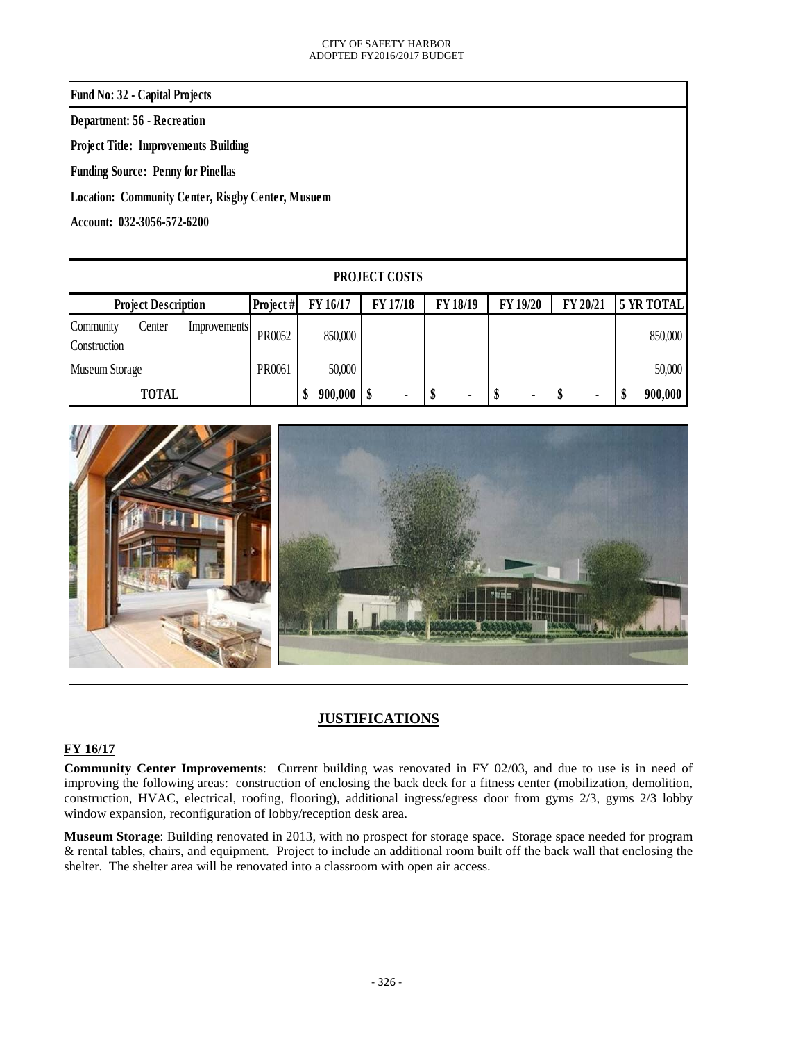**Fund No: 32 - Capital Projects**

**Department: 56 - Recreation**

**Project Title: Improvements Building**

**Funding Source: Penny for Pinellas**

**Location: Community Center, Risgby Center, Musuem**

**Account: 032-3056-572-6200**

| PROJECT COSTS | | | | | | | |
|---|---|---|---|---|---|---|---|
| **Project Description** | **Project #** | **FY 16/17** | **FY 17/18** | **FY 18/19** | **FY 19/20** | **FY 20/21** | **5 YR TOTAL** |
| Community Center Improvements Construction | PR0052 | 850,000 | | | | | 850,000 |
| Museum Storage | PR0061 | 50,000 | | | | | 50,000 |
| **TOTAL** | | **$ 900,000** | **$ -** | **$ -** | **$ -** | **$ -** | **$ 900,000** |

## JUSTIFICATIONS

**FY 16/17**

**Community Center Improvements**: Current building was renovated in FY 02/03, and due to use is in need of improving the following areas: construction of enclosing the back deck for a fitness center (mobilization, demolition, construction, HVAC, electrical, roofing, flooring), additional ingress/egress door from gyms 2/3, gyms 2/3 lobby window expansion, reconfiguration of lobby/reception desk area.

**Museum Storage**: Building renovated in 2013, with no prospect for storage space. Storage space needed for program & rental tables, chairs, and equipment. Project to include an additional room built off the back wall that enclosing the shelter. The shelter area will be renovated into a classroom with open air access.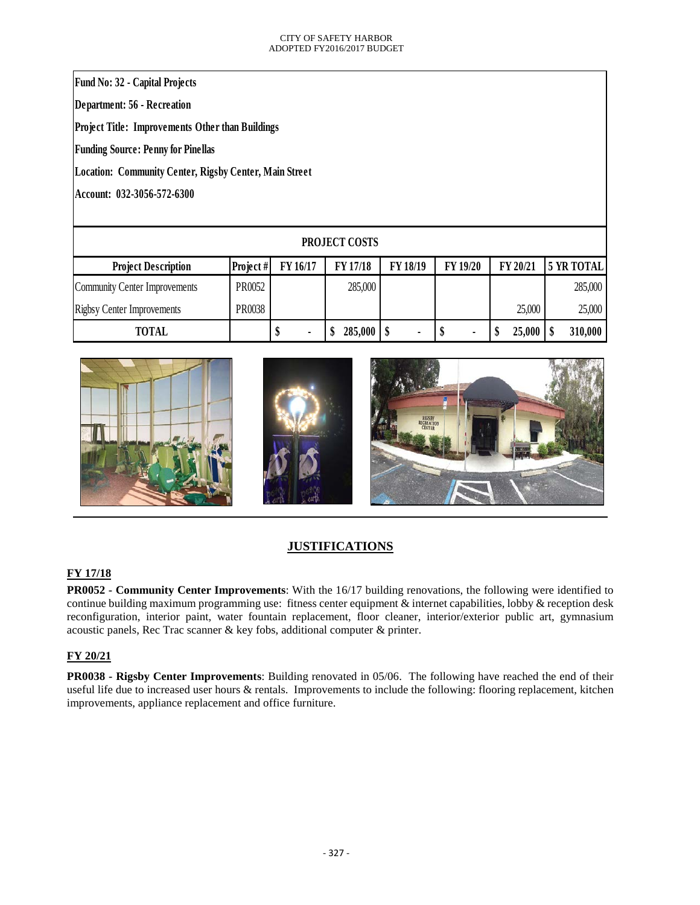**Fund No: 32 - Capital Projects**

**Department: 56 - Recreation**

**Project Title: Improvements Other than Buildings**

**Funding Source: Penny for Pinellas**

**Location: Community Center, Rigsby Center, Main Street**

**Account: 032-3056-572-6300**

**PROJECT COSTS**

| Project Description | Project # | FY 16/17 | FY 17/18 | FY 18/19 | FY 19/20 | FY 20/21 | 5 YR TOTAL |
|---|---|---|---|---|---|---|---|
| Community Center Improvements | PR0052 | | 285,000 | | | | 285,000 |
| Rigbsy Center Improvements | PR0038 | | | | | 25,000 | 25,000 |
| **TOTAL** | | **$ -** | **$ 285,000** | **$ -** | **$ -** | **$ 25,000** | **$ 310,000** |

## JUSTIFICATIONS

### FY 17/18

**PR0052 - Community Center Improvements**: With the 16/17 building renovations, the following were identified to continue building maximum programming use: fitness center equipment & internet capabilities, lobby & reception desk reconfiguration, interior paint, water fountain replacement, floor cleaner, interior/exterior public art, gymnasium acoustic panels, Rec Trac scanner & key fobs, additional computer & printer.

### FY 20/21

**PR0038 - Rigsby Center Improvements**: Building renovated in 05/06. The following have reached the end of their useful life due to increased user hours & rentals. Improvements to include the following: flooring replacement, kitchen improvements, appliance replacement and office furniture.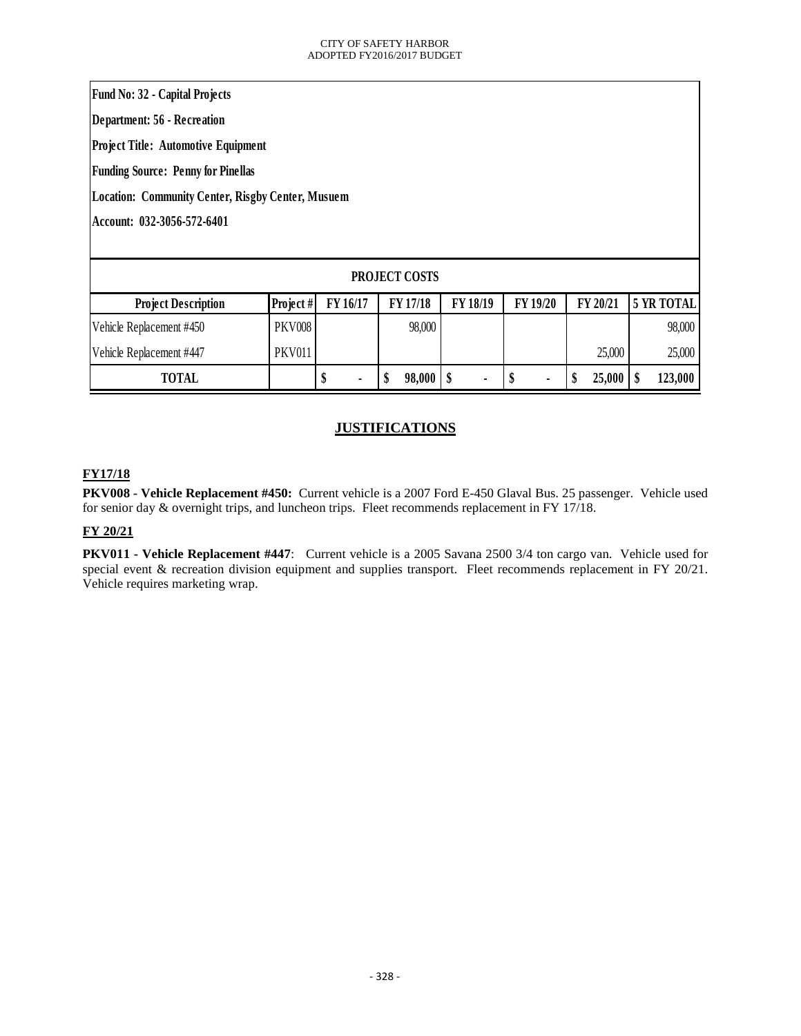**Fund No: 32 - Capital Projects**

**Department: 56 - Recreation**

**Project Title: Automotive Equipment**

**Funding Source: Penny for Pinellas**

**Location: Community Center, Risgby Center, Musuem**

**Account: 032-3056-572-6401**

| PROJECT COSTS | | | | | | | |
|---|---|---|---|---|---|---|---|
| **Project Description** | **Project #** | **FY 16/17** | **FY 17/18** | **FY 18/19** | **FY 19/20** | **FY 20/21** | **5 YR TOTAL** |
| Vehicle Replacement #450 | PKV008 | | 98,000 | | | | 98,000 |
| Vehicle Replacement #447 | PKV011 | | | | | 25,000 | 25,000 |
| **TOTAL** | | **$ -** | **$ 98,000** | **$ -** | **$ -** | **$ 25,000** | **$ 123,000** |

## JUSTIFICATIONS

**FY17/18**

**PKV008 - Vehicle Replacement #450:** Current vehicle is a 2007 Ford E-450 Glaval Bus. 25 passenger. Vehicle used for senior day & overnight trips, and luncheon trips. Fleet recommends replacement in FY 17/18.

**FY 20/21**

**PKV011 - Vehicle Replacement #447**: Current vehicle is a 2005 Savana 2500 3/4 ton cargo van. Vehicle used for special event & recreation division equipment and supplies transport. Fleet recommends replacement in FY 20/21. Vehicle requires marketing wrap.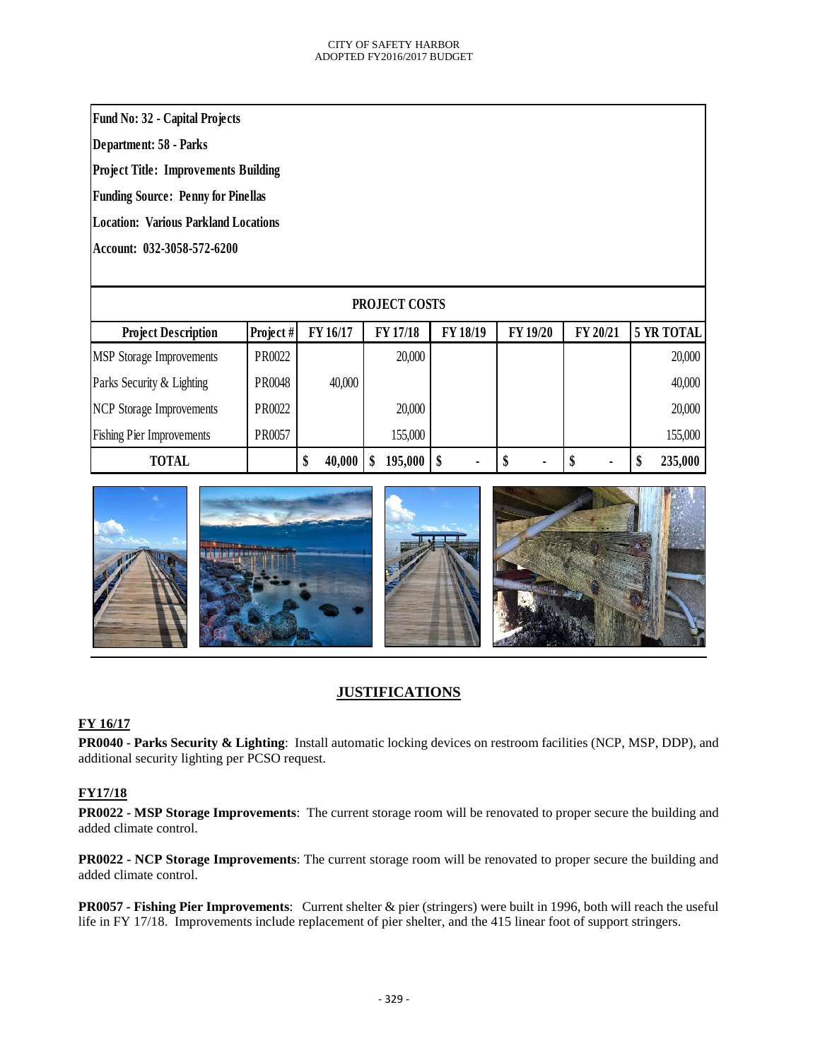**Fund No: 32 - Capital Projects**

**Department: 58 - Parks**

**Project Title: Improvements Building**

**Funding Source: Penny for Pinellas**

**Location: Various Parkland Locations**

**Account: 032-3058-572-6200**

| PROJECT COSTS | | | | | | | |
|---|---|---|---|---|---|---|---|
| **Project Description** | **Project #** | **FY 16/17** | **FY 17/18** | **FY 18/19** | **FY 19/20** | **FY 20/21** | **5 YR TOTAL** |
| MSP Storage Improvements | PR0022 | | 20,000 | | | | 20,000 |
| Parks Security & Lighting | PR0048 | 40,000 | | | | | 40,000 |
| NCP Storage Improvements | PR0022 | | 20,000 | | | | 20,000 |
| Fishing Pier Improvements | PR0057 | | 155,000 | | | | 155,000 |
| **TOTAL** | | **$ 40,000** | **$ 195,000** | **$ -** | **$ -** | **$ -** | **$ 235,000** |

## JUSTIFICATIONS

**FY 16/17**

**PR0040 - Parks Security & Lighting**: Install automatic locking devices on restroom facilities (NCP, MSP, DDP), and additional security lighting per PCSO request.

**FY17/18**

**PR0022 - MSP Storage Improvements**: The current storage room will be renovated to proper secure the building and added climate control.

**PR0022 - NCP Storage Improvements**: The current storage room will be renovated to proper secure the building and added climate control.

**PR0057 - Fishing Pier Improvements**: Current shelter & pier (stringers) were built in 1996, both will reach the useful life in FY 17/18. Improvements include replacement of pier shelter, and the 415 linear foot of support stringers.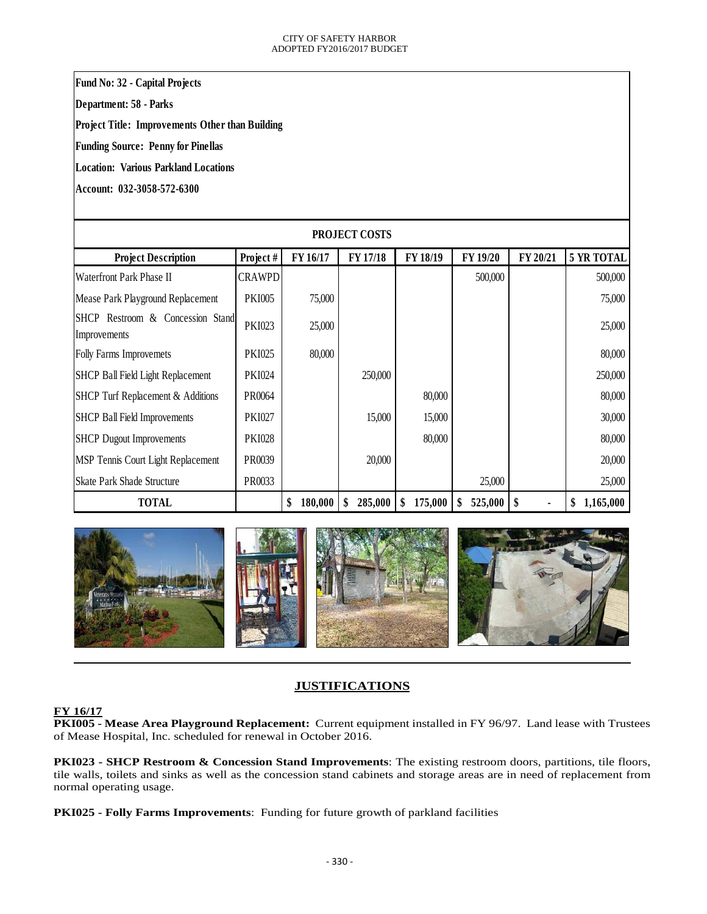**Fund No: 32 - Capital Projects**

**Department: 58 - Parks**

**Project Title: Improvements Other than Building**

**Funding Source: Penny for Pinellas**

**Location: Various Parkland Locations**

**Account: 032-3058-572-6300**

| PROJECT COSTS | | | | | | | |
|---|---|---|---|---|---|---|---|
| **Project Description** | **Project #** | **FY 16/17** | **FY 17/18** | **FY 18/19** | **FY 19/20** | **FY 20/21** | **5 YR TOTAL** |
| Waterfront Park Phase II | CRAWPD | | | | 500,000 | | 500,000 |
| Mease Park Playground Replacement | PKI005 | 75,000 | | | | | 75,000 |
| SHCP Restroom & Concession Stand Improvements | PKI023 | 25,000 | | | | | 25,000 |
| Folly Farms Improvemets | PKI025 | 80,000 | | | | | 80,000 |
| SHCP Ball Field Light Replacement | PKI024 | | 250,000 | | | | 250,000 |
| SHCP Turf Replacement & Additions | PR0064 | | | 80,000 | | | 80,000 |
| SHCP Ball Field Improvements | PKI027 | | 15,000 | 15,000 | | | 30,000 |
| SHCP Dugout Improvements | PKI028 | | | 80,000 | | | 80,000 |
| MSP Tennis Court Light Replacement | PR0039 | | 20,000 | | | | 20,000 |
| Skate Park Shade Structure | PR0033 | | | | 25,000 | | 25,000 |
| **TOTAL** | | **$ 180,000** | **$ 285,000** | **$ 175,000** | **$ 525,000** | **$ -** | **$ 1,165,000** |

## JUSTIFICATIONS

**FY 16/17**

**PKI005 - Mease Area Playground Replacement:** Current equipment installed in FY 96/97. Land lease with Trustees of Mease Hospital, Inc. scheduled for renewal in October 2016.

**PKI023 - SHCP Restroom & Concession Stand Improvements**: The existing restroom doors, partitions, tile floors, tile walls, toilets and sinks as well as the concession stand cabinets and storage areas are in need of replacement from normal operating usage.

**PKI025 - Folly Farms Improvements**: Funding for future growth of parkland facilities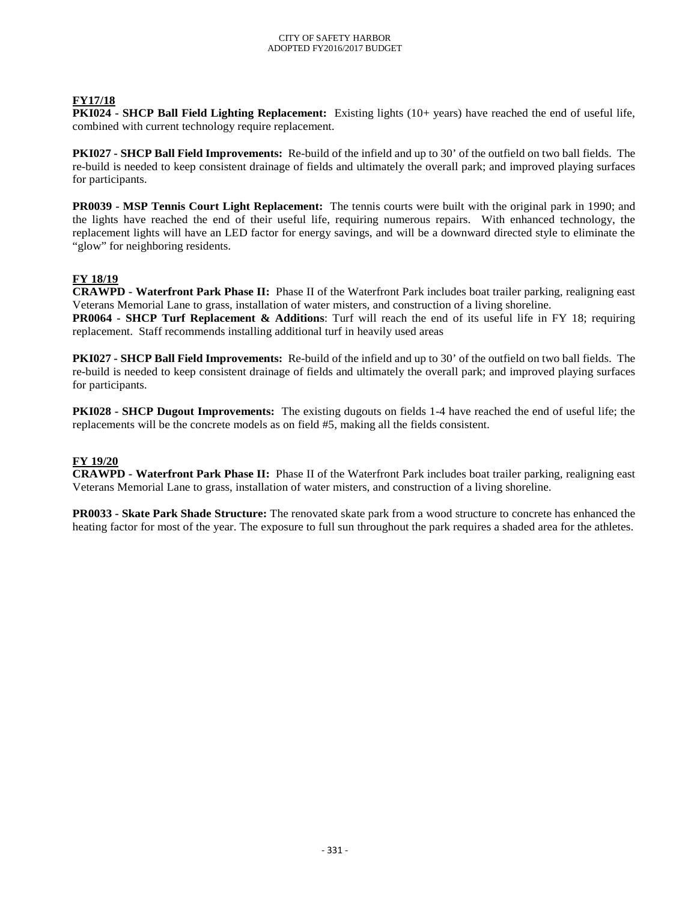**FY17/18**

**PKI024 - SHCP Ball Field Lighting Replacement:** Existing lights (10+ years) have reached the end of useful life, combined with current technology require replacement.

**PKI027 - SHCP Ball Field Improvements:** Re-build of the infield and up to 30' of the outfield on two ball fields. The re-build is needed to keep consistent drainage of fields and ultimately the overall park; and improved playing surfaces for participants.

**PR0039 - MSP Tennis Court Light Replacement:** The tennis courts were built with the original park in 1990; and the lights have reached the end of their useful life, requiring numerous repairs. With enhanced technology, the replacement lights will have an LED factor for energy savings, and will be a downward directed style to eliminate the "glow" for neighboring residents.

**FY 18/19**

**CRAWPD - Waterfront Park Phase II:** Phase II of the Waterfront Park includes boat trailer parking, realigning east Veterans Memorial Lane to grass, installation of water misters, and construction of a living shoreline.

**PR0064 - SHCP Turf Replacement & Additions**: Turf will reach the end of its useful life in FY 18; requiring replacement. Staff recommends installing additional turf in heavily used areas

**PKI027 - SHCP Ball Field Improvements:** Re-build of the infield and up to 30' of the outfield on two ball fields. The re-build is needed to keep consistent drainage of fields and ultimately the overall park; and improved playing surfaces for participants.

**PKI028 - SHCP Dugout Improvements:** The existing dugouts on fields 1-4 have reached the end of useful life; the replacements will be the concrete models as on field #5, making all the fields consistent.

**FY 19/20**

**CRAWPD - Waterfront Park Phase II:** Phase II of the Waterfront Park includes boat trailer parking, realigning east Veterans Memorial Lane to grass, installation of water misters, and construction of a living shoreline.

**PR0033 - Skate Park Shade Structure:** The renovated skate park from a wood structure to concrete has enhanced the heating factor for most of the year. The exposure to full sun throughout the park requires a shaded area for the athletes.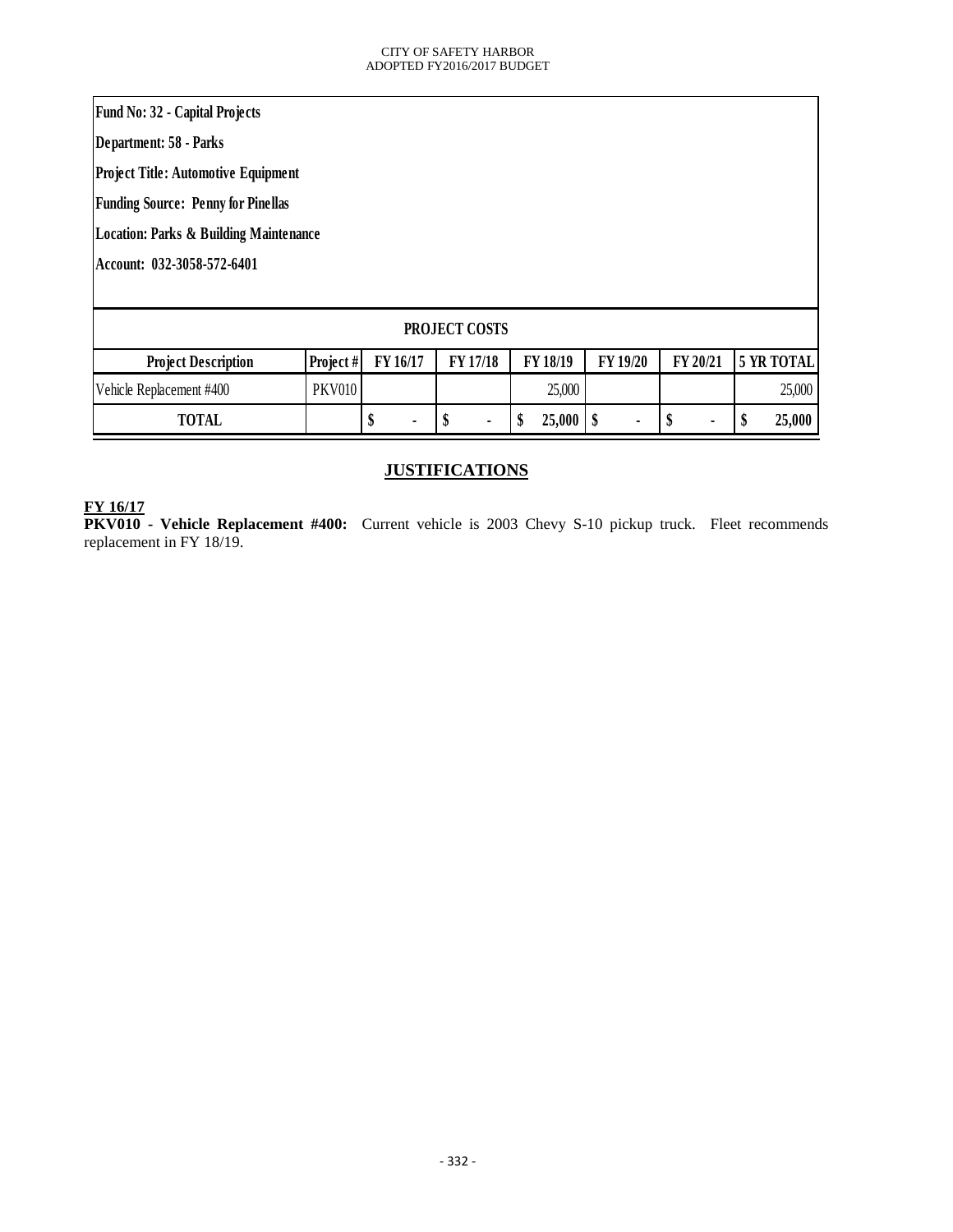Fund No: 32 - Capital Projects

Department: 58 - Parks

Project Title: Automotive Equipment

Funding Source: Penny for Pinellas

Location: Parks & Building Maintenance

Account: 032-3058-572-6401

**PROJECT COSTS**

| Project Description | Project # | FY 16/17 | FY 17/18 | FY 18/19 | FY 19/20 | FY 20/21 | 5 YR TOTAL |
|---|---|---|---|---|---|---|---|
| Vehicle Replacement #400 | PKV010 | | | 25,000 | | | 25,000 |
| **TOTAL** | | **$ -** | **$ -** | **$ 25,000** | **$ -** | **$ -** | **$ 25,000** |

## JUSTIFICATIONS

**FY 16/17**

**PKV010 - Vehicle Replacement #400:** Current vehicle is 2003 Chevy S-10 pickup truck. Fleet recommends replacement in FY 18/19.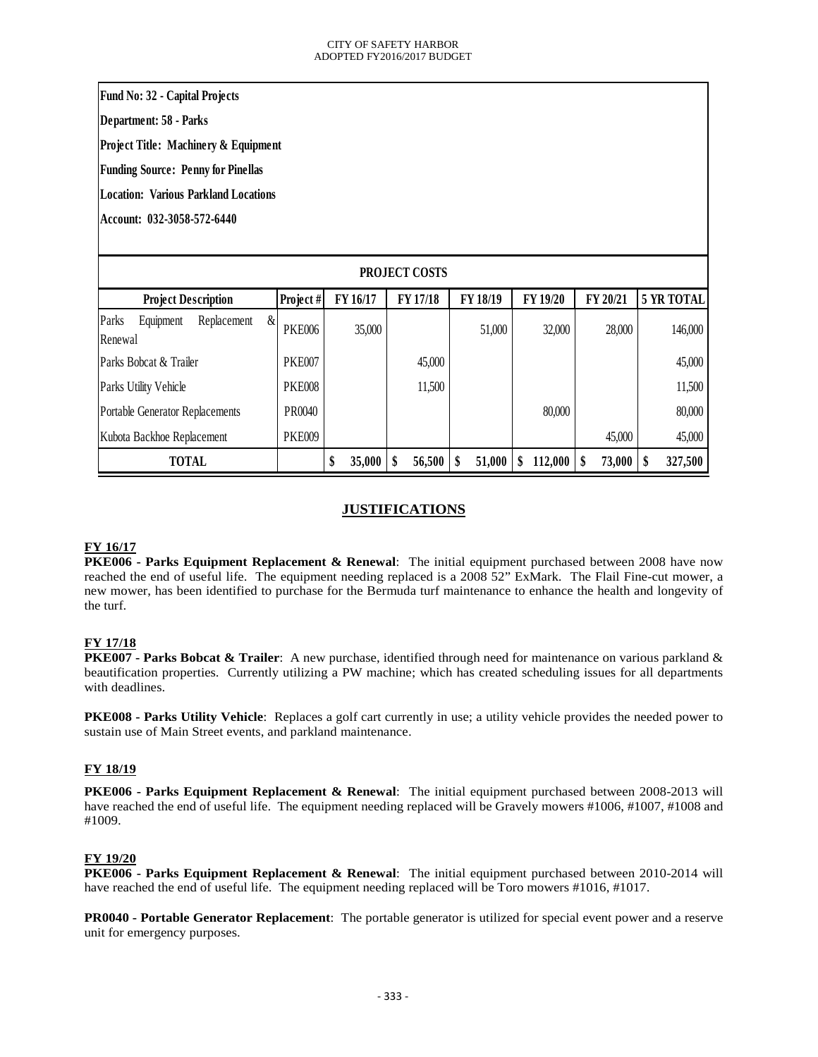**Fund No: 32 - Capital Projects**

**Department: 58 - Parks**

**Project Title: Machinery & Equipment**

**Funding Source: Penny for Pinellas**

**Location: Various Parkland Locations**

**Account: 032-3058-572-6440**

| PROJECT COSTS | | | | | | | |
|---|---|---|---|---|---|---|---|
| **Project Description** | **Project #** | **FY 16/17** | **FY 17/18** | **FY 18/19** | **FY 19/20** | **FY 20/21** | **5 YR TOTAL** |
| Parks Equipment Replacement & Renewal | PKE006 | 35,000 | | 51,000 | 32,000 | 28,000 | 146,000 |
| Parks Bobcat & Trailer | PKE007 | | 45,000 | | | | 45,000 |
| Parks Utility Vehicle | PKE008 | | 11,500 | | | | 11,500 |
| Portable Generator Replacements | PR0040 | | | | 80,000 | | 80,000 |
| Kubota Backhoe Replacement | PKE009 | | | | | 45,000 | 45,000 |
| **TOTAL** | | **$ 35,000** | **$ 56,500** | **$ 51,000** | **$ 112,000** | **$ 73,000** | **$ 327,500** |

## JUSTIFICATIONS

### FY 16/17

**PKE006 - Parks Equipment Replacement & Renewal**: The initial equipment purchased between 2008 have now reached the end of useful life. The equipment needing replaced is a 2008 52" ExMark. The Flail Fine-cut mower, a new mower, has been identified to purchase for the Bermuda turf maintenance to enhance the health and longevity of the turf.

### FY 17/18

**PKE007 - Parks Bobcat & Trailer**: A new purchase, identified through need for maintenance on various parkland & beautification properties. Currently utilizing a PW machine; which has created scheduling issues for all departments with deadlines.

**PKE008 - Parks Utility Vehicle**: Replaces a golf cart currently in use; a utility vehicle provides the needed power to sustain use of Main Street events, and parkland maintenance.

### FY 18/19

**PKE006 - Parks Equipment Replacement & Renewal**: The initial equipment purchased between 2008-2013 will have reached the end of useful life. The equipment needing replaced will be Gravely mowers #1006, #1007, #1008 and #1009.

### FY 19/20

**PKE006 - Parks Equipment Replacement & Renewal**: The initial equipment purchased between 2010-2014 will have reached the end of useful life. The equipment needing replaced will be Toro mowers #1016, #1017.

**PR0040 - Portable Generator Replacement**: The portable generator is utilized for special event power and a reserve unit for emergency purposes.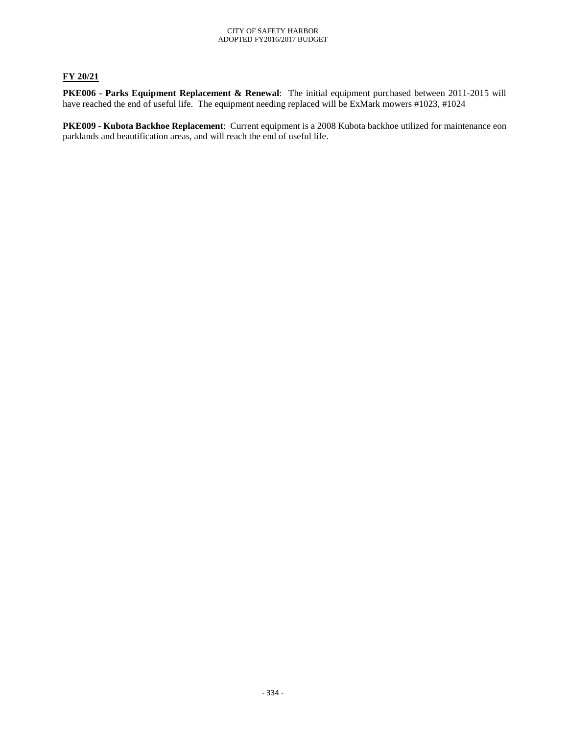**FY 20/21**

**PKE006 - Parks Equipment Replacement & Renewal**: The initial equipment purchased between 2011-2015 will have reached the end of useful life. The equipment needing replaced will be ExMark mowers #1023, #1024

**PKE009 - Kubota Backhoe Replacement**: Current equipment is a 2008 Kubota backhoe utilized for maintenance eon parklands and beautification areas, and will reach the end of useful life.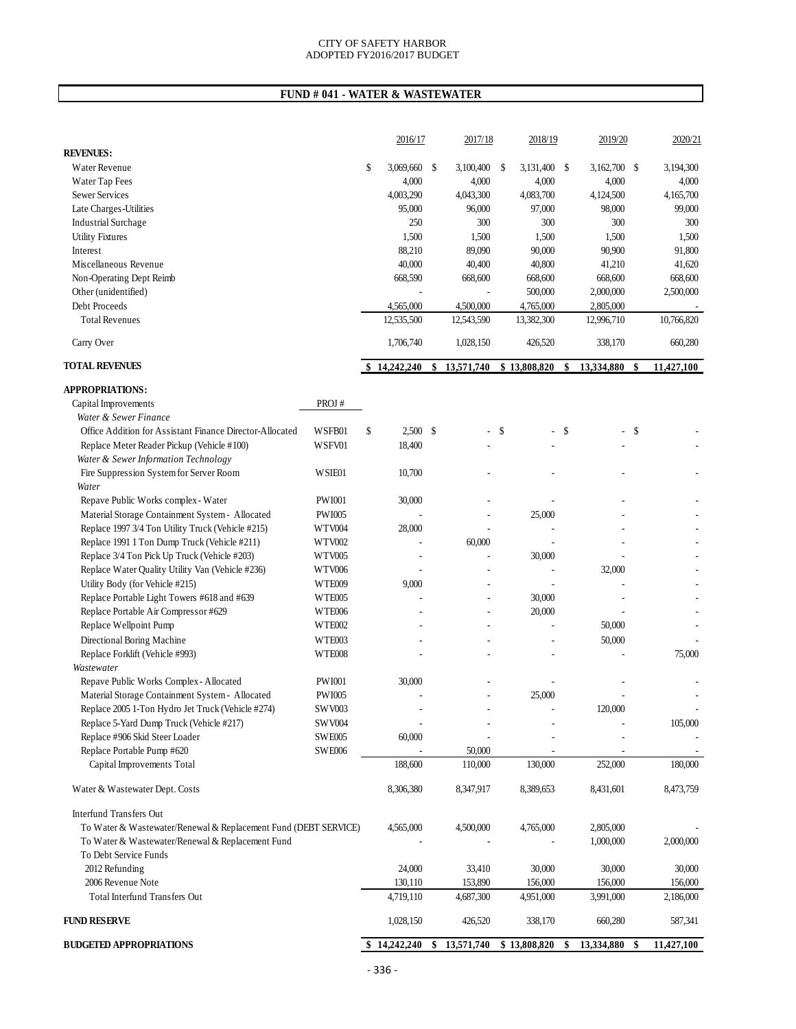CITY OF SAFETY HARBOR
ADOPTED FY2016/2017 BUDGET

## FUND # 041 - WATER & WASTEWATER

| | PROJ # | 2016/17 | 2017/18 | 2018/19 | 2019/20 | 2020/21 |
|---|---|---|---|---|---|---|
| **REVENUES:** | | | | | | |
| Water Revenue | | $ 3,069,660 | $ 3,100,400 | $ 3,131,400 | $ 3,162,700 | $ 3,194,300 |
| Water Tap Fees | | 4,000 | 4,000 | 4,000 | 4,000 | 4,000 |
| Sewer Services | | 4,003,290 | 4,043,300 | 4,083,700 | 4,124,500 | 4,165,700 |
| Late Charges-Utilities | | 95,000 | 96,000 | 97,000 | 98,000 | 99,000 |
| Industrial Surchage | | 250 | 300 | 300 | 300 | 300 |
| Utility Fixtures | | 1,500 | 1,500 | 1,500 | 1,500 | 1,500 |
| Interest | | 88,210 | 89,090 | 90,000 | 90,900 | 91,800 |
| Miscellaneous Revenue | | 40,000 | 40,400 | 40,800 | 41,210 | 41,620 |
| Non-Operating Dept Reimb | | 668,590 | 668,600 | 668,600 | 668,600 | 668,600 |
| Other (unidentified) | | - | - | 500,000 | 2,000,000 | 2,500,000 |
| Debt Proceeds | | 4,565,000 | 4,500,000 | 4,765,000 | 2,805,000 | - |
| Total Revenues | | 12,535,500 | 12,543,590 | 13,382,300 | 12,996,710 | 10,766,820 |
| Carry Over | | 1,706,740 | 1,028,150 | 426,520 | 338,170 | 660,280 |
| **TOTAL REVENUES** | | **$ 14,242,240** | **$ 13,571,740** | **$ 13,808,820** | **$ 13,334,880** | **$ 11,427,100** |
| **APPROPRIATIONS:** | | | | | | |
| Capital Improvements | PROJ # | | | | | |
| *Water & Sewer Finance* | | | | | | |
| Office Addition for Assistant Finance Director-Allocated | WSFB01 | $ 2,500 | $ - | $ - | $ - | $ - |
| Replace Meter Reader Pickup (Vehicle #100) | WSFV01 | 18,400 | - | - | - | - |
| *Water & Sewer Information Technology* | | | | | | |
| Fire Suppression System for Server Room | WSIE01 | 10,700 | - | - | - | - |
| *Water* | | | | | | |
| Repave Public Works complex - Water | PWI001 | 30,000 | - | - | - | - |
| Material Storage Containment System - Allocated | PWI005 | - | - | 25,000 | - | - |
| Replace 1997 3/4 Ton Utility Truck (Vehicle #215) | WTV004 | 28,000 | - | - | - | - |
| Replace 1991 1 Ton Dump Truck (Vehicle #211) | WTV002 | - | 60,000 | - | - | - |
| Replace 3/4 Ton Pick Up Truck (Vehicle #203) | WTV005 | - | - | 30,000 | - | - |
| Replace Water Quality Utility Van (Vehicle #236) | WTV006 | - | - | - | 32,000 | - |
| Utility Body (for Vehicle #215) | WTE009 | 9,000 | - | - | - | - |
| Replace Portable Light Towers #618 and #639 | WTE005 | - | - | 30,000 | - | - |
| Replace Portable Air Compressor #629 | WTE006 | - | - | 20,000 | - | - |
| Replace Wellpoint Pump | WTE002 | - | - | - | 50,000 | - |
| Directional Boring Machine | WTE003 | - | - | - | 50,000 | - |
| Replace Forklift (Vehicle #993) | WTE008 | - | - | - | - | 75,000 |
| *Wastewater* | | | | | | |
| Repave Public Works Complex - Allocated | PWI001 | 30,000 | - | - | - | - |
| Material Storage Containment System - Allocated | PWI005 | - | - | 25,000 | - | - |
| Replace 2005 1-Ton Hydro Jet Truck (Vehicle #274) | SWV003 | - | - | - | 120,000 | - |
| Replace 5-Yard Dump Truck (Vehicle #217) | SWV004 | - | - | - | - | 105,000 |
| Replace #906 Skid Steer Loader | SWE005 | 60,000 | - | - | - | - |
| Replace Portable Pump #620 | SWE006 | - | 50,000 | - | - | - |
| Capital Improvements Total | | 188,600 | 110,000 | 130,000 | 252,000 | 180,000 |
| Water & Wastewater Dept. Costs | | 8,306,380 | 8,347,917 | 8,389,653 | 8,431,601 | 8,473,759 |
| Interfund Transfers Out | | | | | | |
| To Water & Wastewater/Renewal & Replacement Fund (DEBT SERVICE) | | 4,565,000 | 4,500,000 | 4,765,000 | 2,805,000 | - |
| To Water & Wastewater/Renewal & Replacement Fund | | - | - | - | 1,000,000 | 2,000,000 |
| To Debt Service Funds | | | | | | |
| 2012 Refunding | | 24,000 | 33,410 | 30,000 | 30,000 | 30,000 |
| 2006 Revenue Note | | 130,110 | 153,890 | 156,000 | 156,000 | 156,000 |
| Total Interfund Transfers Out | | 4,719,110 | 4,687,300 | 4,951,000 | 3,991,000 | 2,186,000 |
| **FUND RESERVE** | | 1,028,150 | 426,520 | 338,170 | 660,280 | 587,341 |
| **BUDGETED APPROPRIATIONS** | | **$ 14,242,240** | **$ 13,571,740** | **$ 13,808,820** | **$ 13,334,880** | **$ 11,427,100** |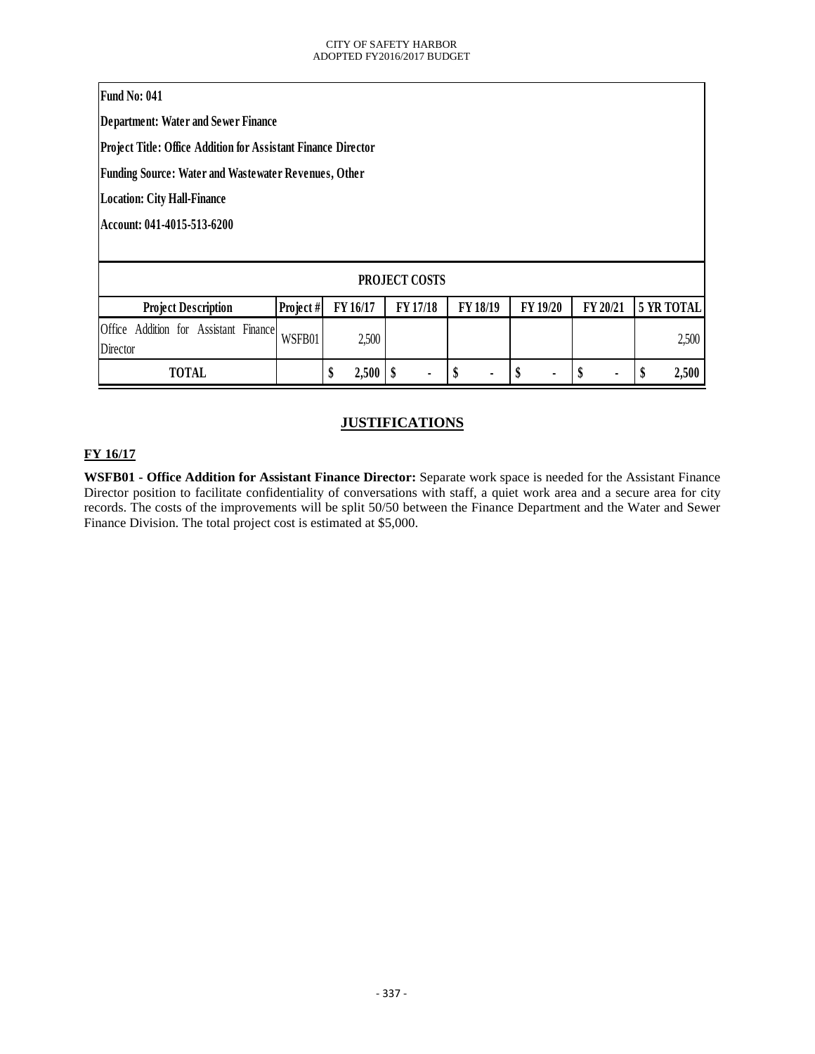**Fund No: 041**

**Department: Water and Sewer Finance**

**Project Title: Office Addition for Assistant Finance Director**

**Funding Source: Water and Wastewater Revenues, Other**

**Location: City Hall-Finance**

**Account: 041-4015-513-6200**

| PROJECT COSTS | | | | | | | |
|---|---|---|---|---|---|---|---|
| **Project Description** | **Project #** | **FY 16/17** | **FY 17/18** | **FY 18/19** | **FY 19/20** | **FY 20/21** | **5 YR TOTAL** |
| Office Addition for Assistant Finance Director | WSFB01 | 2,500 | | | | | 2,500 |
| **TOTAL** | | **$ 2,500** | **$ -** | **$ -** | **$ -** | **$ -** | **$ 2,500** |

## JUSTIFICATIONS

**FY 16/17**

**WSFB01 - Office Addition for Assistant Finance Director:** Separate work space is needed for the Assistant Finance Director position to facilitate confidentiality of conversations with staff, a quiet work area and a secure area for city records. The costs of the improvements will be split 50/50 between the Finance Department and the Water and Sewer Finance Division. The total project cost is estimated at $5,000.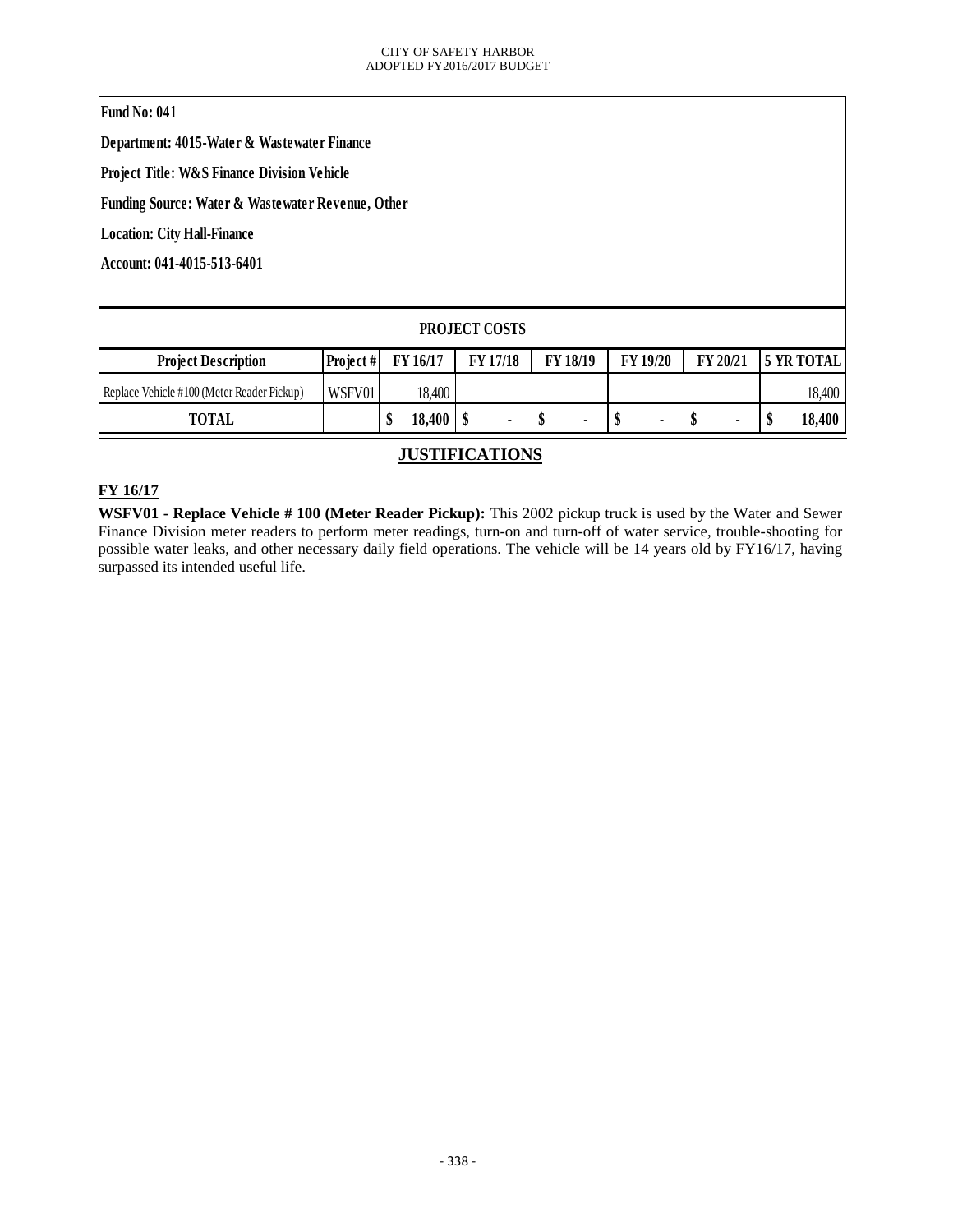**Fund No: 041**

**Department: 4015-Water & Wastewater Finance**

**Project Title: W&S Finance Division Vehicle**

**Funding Source: Water & Wastewater Revenue, Other**

**Location: City Hall-Finance**

**Account: 041-4015-513-6401**

**PROJECT COSTS**

| Project Description | Project # | FY 16/17 | FY 17/18 | FY 18/19 | FY 19/20 | FY 20/21 | 5 YR TOTAL |
|---|---|---|---|---|---|---|---|
| Replace Vehicle #100 (Meter Reader Pickup) | WSFV01 | 18,400 | | | | | 18,400 |
| **TOTAL** | | **$ 18,400** | **$ -** | **$ -** | **$ -** | **$ -** | **$ 18,400** |

## JUSTIFICATIONS

**FY 16/17**

**WSFV01 - Replace Vehicle # 100 (Meter Reader Pickup):** This 2002 pickup truck is used by the Water and Sewer Finance Division meter readers to perform meter readings, turn-on and turn-off of water service, trouble-shooting for possible water leaks, and other necessary daily field operations. The vehicle will be 14 years old by FY16/17, having surpassed its intended useful life.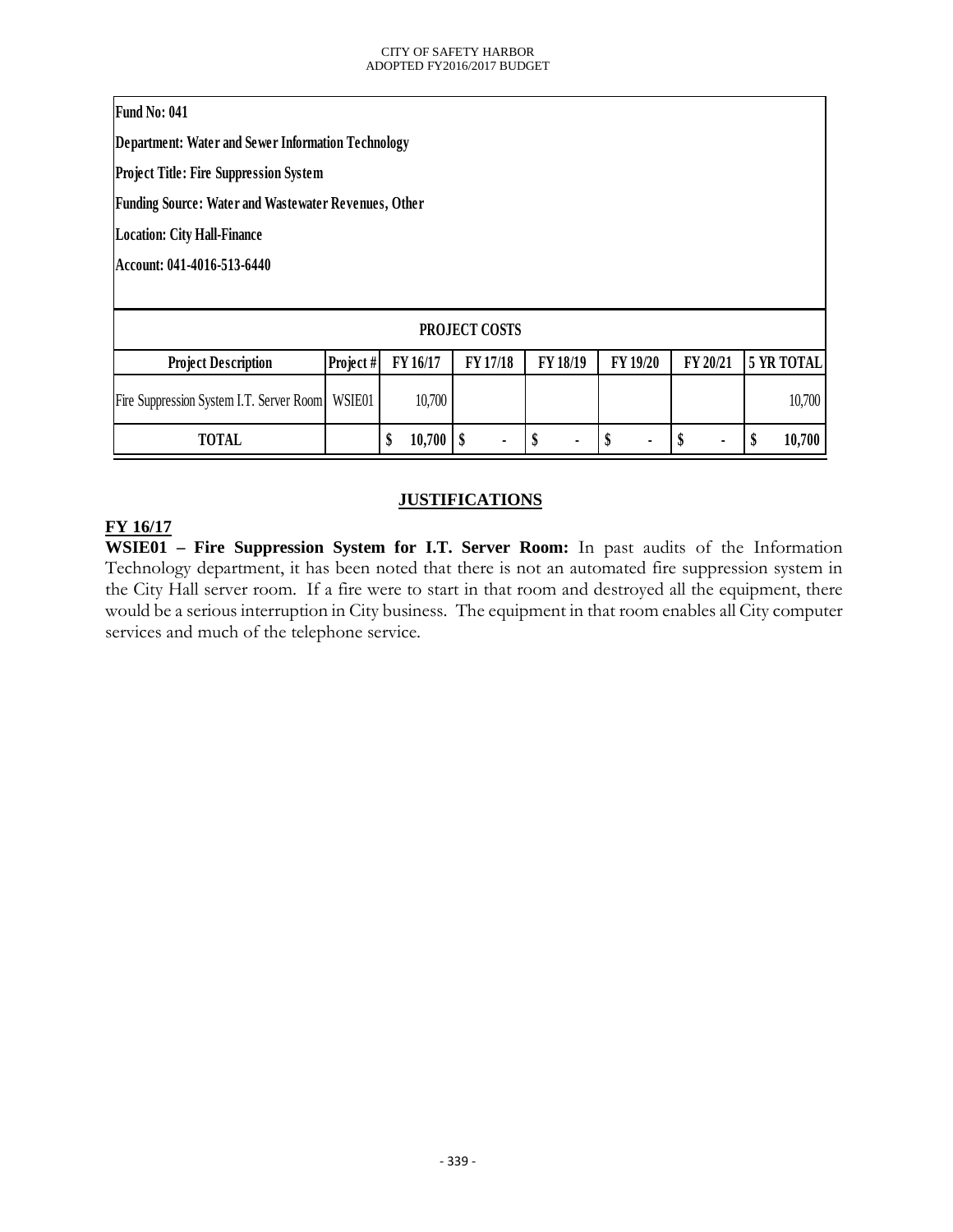**Fund No: 041**

**Department: Water and Sewer Information Technology**

**Project Title: Fire Suppression System**

**Funding Source: Water and Wastewater Revenues, Other**

**Location: City Hall-Finance**

**Account: 041-4016-513-6440**

**PROJECT COSTS**

| Project Description | Project # | FY 16/17 | FY 17/18 | FY 18/19 | FY 19/20 | FY 20/21 | 5 YR TOTAL |
|---|---|---|---|---|---|---|---|
| Fire Suppression System I.T. Server Room | WSIE01 | 10,700 | | | | | 10,700 |
| **TOTAL** | | **$ 10,700** | **$ -** | **$ -** | **$ -** | **$ -** | **$ 10,700** |

## JUSTIFICATIONS

### FY 16/17

**WSIE01 – Fire Suppression System for I.T. Server Room:** In past audits of the Information Technology department, it has been noted that there is not an automated fire suppression system in the City Hall server room. If a fire were to start in that room and destroyed all the equipment, there would be a serious interruption in City business. The equipment in that room enables all City computer services and much of the telephone service.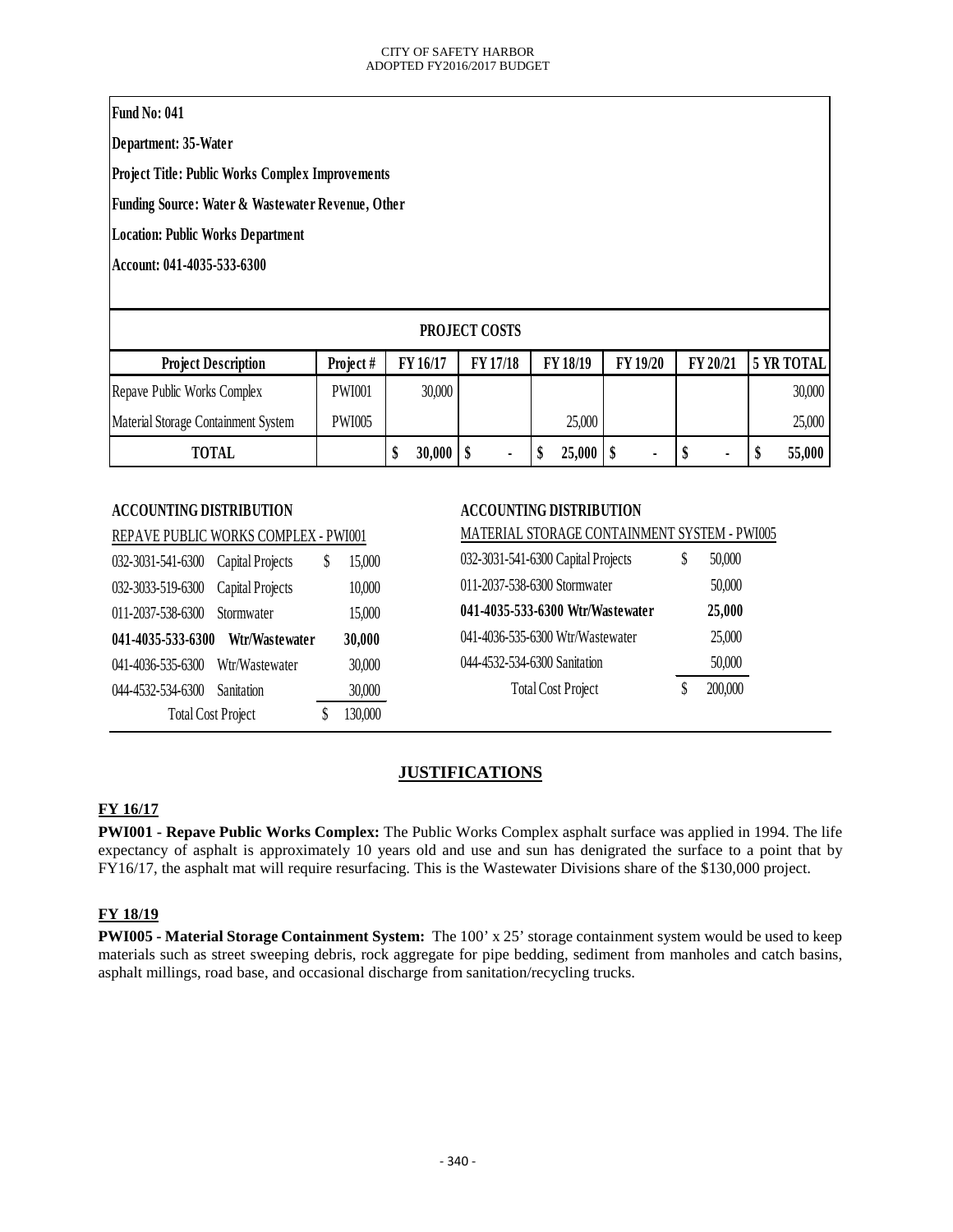**Fund No: 041**

**Department: 35-Water**

**Project Title: Public Works Complex Improvements**

**Funding Source: Water & Wastewater Revenue, Other**

**Location: Public Works Department**

**Account: 041-4035-533-6300**

**PROJECT COSTS**

| Project Description | Project # | FY 16/17 | FY 17/18 | FY 18/19 | FY 19/20 | FY 20/21 | 5 YR TOTAL |
|---|---|---|---|---|---|---|---|
| Repave Public Works Complex | PWI001 | 30,000 | | | | | 30,000 |
| Material Storage Containment System | PWI005 | | | 25,000 | | | 25,000 |
| **TOTAL** | | **$ 30,000** | **$ -** | **$ 25,000** | **$ -** | **$ -** | **$ 55,000** |

**ACCOUNTING DISTRIBUTION**

REPAVE PUBLIC WORKS COMPLEX - PWI001

| Account | Description | Amount |
|---|---|---|
| 032-3031-541-6300 | Capital Projects | $ 15,000 |
| 032-3033-519-6300 | Capital Projects | 10,000 |
| 011-2037-538-6300 | Stormwater | 15,000 |
| **041-4035-533-6300** | **Wtr/Wastewater** | **30,000** |
| 041-4036-535-6300 | Wtr/Wastewater | 30,000 |
| 044-4532-534-6300 | Sanitation | 30,000 |
| | Total Cost Project | $ 130,000 |

**ACCOUNTING DISTRIBUTION**

MATERIAL STORAGE CONTAINMENT SYSTEM - PWI005

| Account | Amount |
|---|---|
| 032-3031-541-6300 Capital Projects | $ 50,000 |
| 011-2037-538-6300 Stormwater | 50,000 |
| **041-4035-533-6300 Wtr/Wastewater** | **25,000** |
| 041-4036-535-6300 Wtr/Wastewater | 25,000 |
| 044-4532-534-6300 Sanitation | 50,000 |
| Total Cost Project | $ 200,000 |

## JUSTIFICATIONS

### FY 16/17

**PWI001 - Repave Public Works Complex:** The Public Works Complex asphalt surface was applied in 1994. The life expectancy of asphalt is approximately 10 years old and use and sun has denigrated the surface to a point that by FY16/17, the asphalt mat will require resurfacing. This is the Wastewater Divisions share of the $130,000 project.

### FY 18/19

**PWI005 - Material Storage Containment System:** The 100' x 25' storage containment system would be used to keep materials such as street sweeping debris, rock aggregate for pipe bedding, sediment from manholes and catch basins, asphalt millings, road base, and occasional discharge from sanitation/recycling trucks.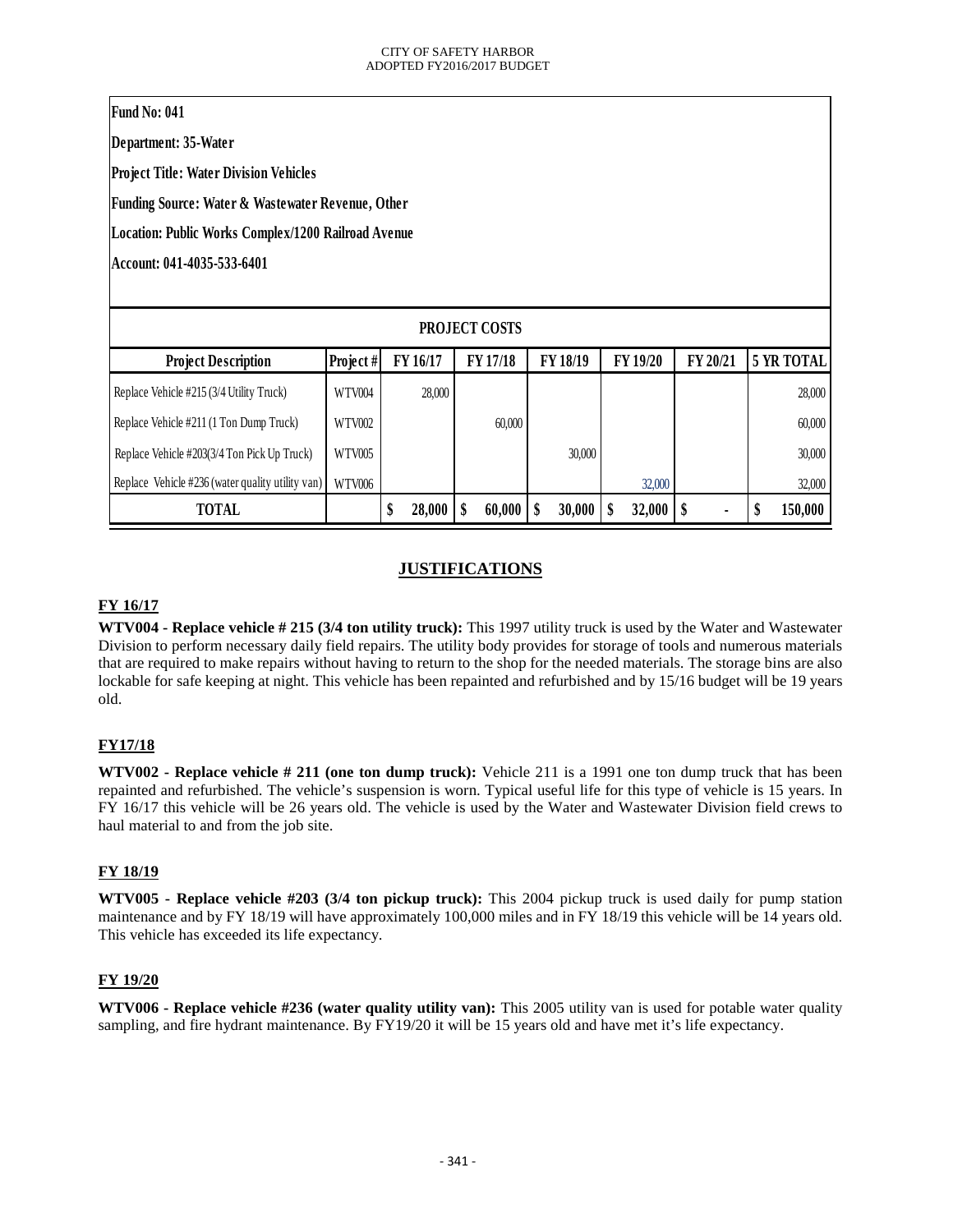**Fund No: 041**

**Department: 35-Water**

**Project Title: Water Division Vehicles**

**Funding Source: Water & Wastewater Revenue, Other**

**Location: Public Works Complex/1200 Railroad Avenue**

**Account: 041-4035-533-6401**

| PROJECT COSTS | | | | | | | |
|---|---|---|---|---|---|---|---|
| **Project Description** | **Project #** | **FY 16/17** | **FY 17/18** | **FY 18/19** | **FY 19/20** | **FY 20/21** | **5 YR TOTAL** |
| Replace Vehicle #215 (3/4 Utility Truck) | WTV004 | 28,000 | | | | | 28,000 |
| Replace Vehicle #211 (1 Ton Dump Truck) | WTV002 | | 60,000 | | | | 60,000 |
| Replace Vehicle #203(3/4 Ton Pick Up Truck) | WTV005 | | | 30,000 | | | 30,000 |
| Replace Vehicle #236 (water quality utility van) | WTV006 | | | | 32,000 | | 32,000 |
| **TOTAL** | | **$ 28,000** | **$ 60,000** | **$ 30,000** | **$ 32,000** | **$ -** | **$ 150,000** |

## JUSTIFICATIONS

**FY 16/17**

**WTV004 - Replace vehicle # 215 (3/4 ton utility truck):** This 1997 utility truck is used by the Water and Wastewater Division to perform necessary daily field repairs. The utility body provides for storage of tools and numerous materials that are required to make repairs without having to return to the shop for the needed materials. The storage bins are also lockable for safe keeping at night. This vehicle has been repainted and refurbished and by 15/16 budget will be 19 years old.

**FY17/18**

**WTV002 - Replace vehicle # 211 (one ton dump truck):** Vehicle 211 is a 1991 one ton dump truck that has been repainted and refurbished. The vehicle's suspension is worn. Typical useful life for this type of vehicle is 15 years. In FY 16/17 this vehicle will be 26 years old. The vehicle is used by the Water and Wastewater Division field crews to haul material to and from the job site.

**FY 18/19**

**WTV005 - Replace vehicle #203 (3/4 ton pickup truck):** This 2004 pickup truck is used daily for pump station maintenance and by FY 18/19 will have approximately 100,000 miles and in FY 18/19 this vehicle will be 14 years old. This vehicle has exceeded its life expectancy.

**FY 19/20**

**WTV006 - Replace vehicle #236 (water quality utility van):** This 2005 utility van is used for potable water quality sampling, and fire hydrant maintenance. By FY19/20 it will be 15 years old and have met it's life expectancy.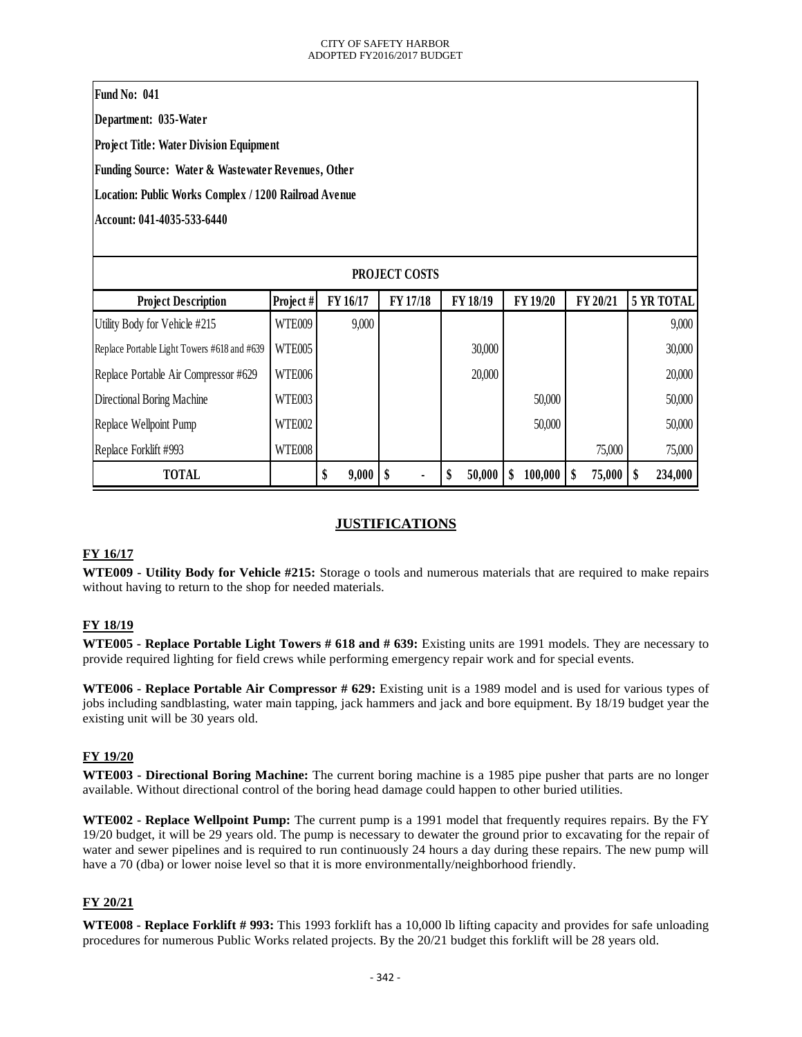**Fund No: 041**

**Department: 035-Water**

**Project Title: Water Division Equipment**

**Funding Source: Water & Wastewater Revenues, Other**

**Location: Public Works Complex / 1200 Railroad Avenue**

**Account: 041-4035-533-6440**

| PROJECT COSTS | | | | | | | |
|---|---|---|---|---|---|---|---|
| **Project Description** | **Project #** | **FY 16/17** | **FY 17/18** | **FY 18/19** | **FY 19/20** | **FY 20/21** | **5 YR TOTAL** |
| Utility Body for Vehicle #215 | WTE009 | 9,000 | | | | | 9,000 |
| Replace Portable Light Towers #618 and #639 | WTE005 | | | 30,000 | | | 30,000 |
| Replace Portable Air Compressor #629 | WTE006 | | | 20,000 | | | 20,000 |
| Directional Boring Machine | WTE003 | | | | 50,000 | | 50,000 |
| Replace Wellpoint Pump | WTE002 | | | | 50,000 | | 50,000 |
| Replace Forklift #993 | WTE008 | | | | | 75,000 | 75,000 |
| **TOTAL** | | **$ 9,000** | **$ -** | **$ 50,000** | **$ 100,000** | **$ 75,000** | **$ 234,000** |

## JUSTIFICATIONS

### FY 16/17

**WTE009 - Utility Body for Vehicle #215:** Storage o tools and numerous materials that are required to make repairs without having to return to the shop for needed materials.

### FY 18/19

**WTE005 - Replace Portable Light Towers # 618 and # 639:** Existing units are 1991 models. They are necessary to provide required lighting for field crews while performing emergency repair work and for special events.

**WTE006 - Replace Portable Air Compressor # 629:** Existing unit is a 1989 model and is used for various types of jobs including sandblasting, water main tapping, jack hammers and jack and bore equipment. By 18/19 budget year the existing unit will be 30 years old.

### FY 19/20

**WTE003 - Directional Boring Machine:** The current boring machine is a 1985 pipe pusher that parts are no longer available. Without directional control of the boring head damage could happen to other buried utilities.

**WTE002 - Replace Wellpoint Pump:** The current pump is a 1991 model that frequently requires repairs. By the FY 19/20 budget, it will be 29 years old. The pump is necessary to dewater the ground prior to excavating for the repair of water and sewer pipelines and is required to run continuously 24 hours a day during these repairs. The new pump will have a 70 (dba) or lower noise level so that it is more environmentally/neighborhood friendly.

### FY 20/21

**WTE008 - Replace Forklift # 993:** This 1993 forklift has a 10,000 lb lifting capacity and provides for safe unloading procedures for numerous Public Works related projects. By the 20/21 budget this forklift will be 28 years old.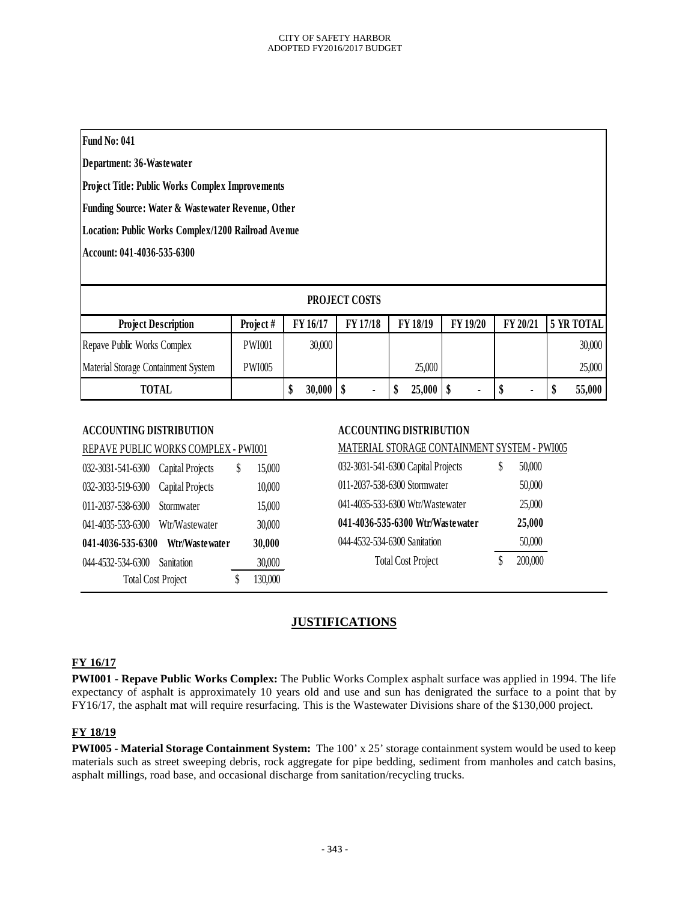**Fund No: 041**

**Department: 36-Wastewater**

**Project Title: Public Works Complex Improvements**

**Funding Source: Water & Wastewater Revenue, Other**

**Location: Public Works Complex/1200 Railroad Avenue**

**Account: 041-4036-535-6300**

**PROJECT COSTS**

| Project Description | Project # | FY 16/17 | FY 17/18 | FY 18/19 | FY 19/20 | FY 20/21 | 5 YR TOTAL |
|---|---|---|---|---|---|---|---|
| Repave Public Works Complex | PWI001 | 30,000 | | | | | 30,000 |
| Material Storage Containment System | PWI005 | | | 25,000 | | | 25,000 |
| **TOTAL** | | **$ 30,000** | **$ -** | **$ 25,000** | **$ -** | **$ -** | **$ 55,000** |

**ACCOUNTING DISTRIBUTION**

REPAVE PUBLIC WORKS COMPLEX - PWI001

| Account | Fund | Amount |
|---|---|---|
| 032-3031-541-6300 | Capital Projects | $ 15,000 |
| 032-3033-519-6300 | Capital Projects | 10,000 |
| 011-2037-538-6300 | Stormwater | 15,000 |
| 041-4035-533-6300 | Wtr/Wastewater | 30,000 |
| **041-4036-535-6300** | **Wtr/Wastewater** | **30,000** |
| 044-4532-534-6300 | Sanitation | 30,000 |
| Total Cost Project | | $ 130,000 |

**ACCOUNTING DISTRIBUTION**

MATERIAL STORAGE CONTAINMENT SYSTEM - PWI005

| Account | Fund | Amount |
|---|---|---|
| 032-3031-541-6300 | Capital Projects | $ 50,000 |
| 011-2037-538-6300 | Stormwater | 50,000 |
| 041-4035-533-6300 | Wtr/Wastewater | 25,000 |
| **041-4036-535-6300** | **Wtr/Wastewater** | **25,000** |
| 044-4532-534-6300 | Sanitation | 50,000 |
| Total Cost Project | | $ 200,000 |

## JUSTIFICATIONS

**FY 16/17**

**PWI001 - Repave Public Works Complex:** The Public Works Complex asphalt surface was applied in 1994. The life expectancy of asphalt is approximately 10 years old and use and sun has denigrated the surface to a point that by FY16/17, the asphalt mat will require resurfacing. This is the Wastewater Divisions share of the $130,000 project.

**FY 18/19**

**PWI005 - Material Storage Containment System:** The 100' x 25' storage containment system would be used to keep materials such as street sweeping debris, rock aggregate for pipe bedding, sediment from manholes and catch basins, asphalt millings, road base, and occasional discharge from sanitation/recycling trucks.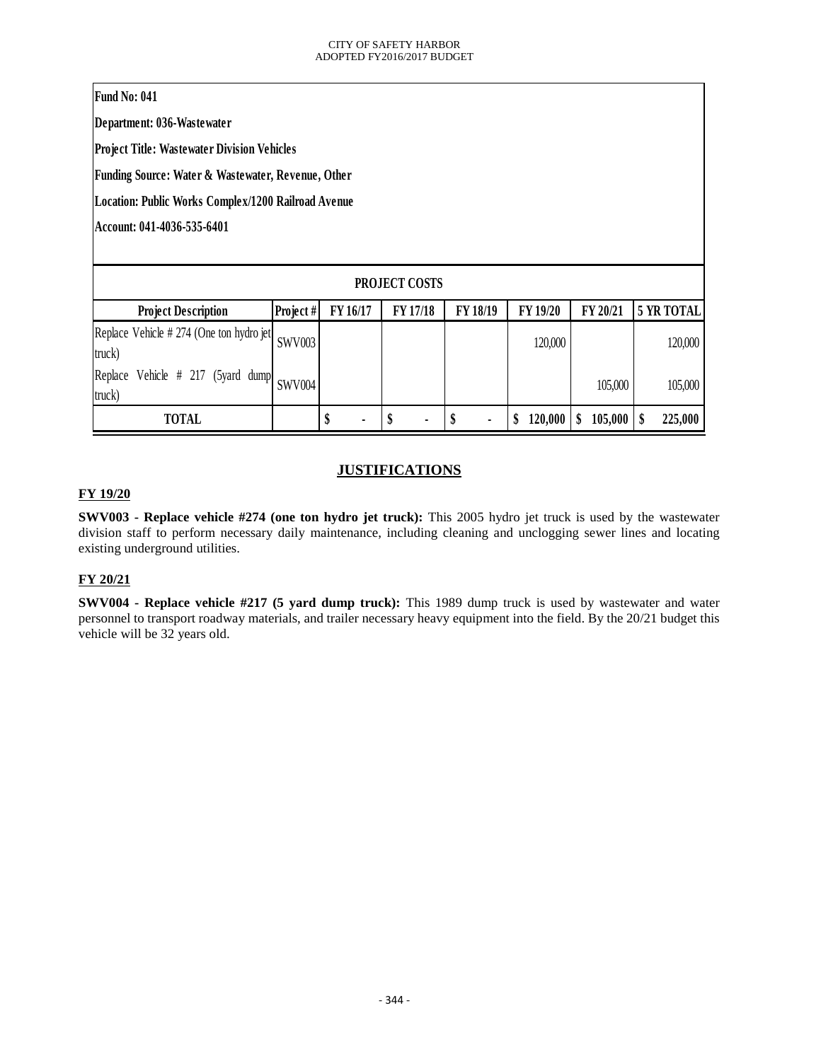**Fund No: 041**

**Department: 036-Wastewater**

**Project Title: Wastewater Division Vehicles**

**Funding Source: Water & Wastewater, Revenue, Other**

**Location: Public Works Complex/1200 Railroad Avenue**

**Account: 041-4036-535-6401**

**PROJECT COSTS**

| Project Description | Project # | FY 16/17 | FY 17/18 | FY 18/19 | FY 19/20 | FY 20/21 | 5 YR TOTAL |
|---|---|---|---|---|---|---|---|
| Replace Vehicle # 274 (One ton hydro jet truck) | SWV003 | | | | 120,000 | | 120,000 |
| Replace Vehicle # 217 (5yard dump truck) | SWV004 | | | | | 105,000 | 105,000 |
| **TOTAL** | | **$ -** | **$ -** | **$ -** | **$ 120,000** | **$ 105,000** | **$ 225,000** |

## JUSTIFICATIONS

**FY 19/20**

**SWV003 - Replace vehicle #274 (one ton hydro jet truck):** This 2005 hydro jet truck is used by the wastewater division staff to perform necessary daily maintenance, including cleaning and unclogging sewer lines and locating existing underground utilities.

**FY 20/21**

**SWV004 - Replace vehicle #217 (5 yard dump truck):** This 1989 dump truck is used by wastewater and water personnel to transport roadway materials, and trailer necessary heavy equipment into the field. By the 20/21 budget this vehicle will be 32 years old.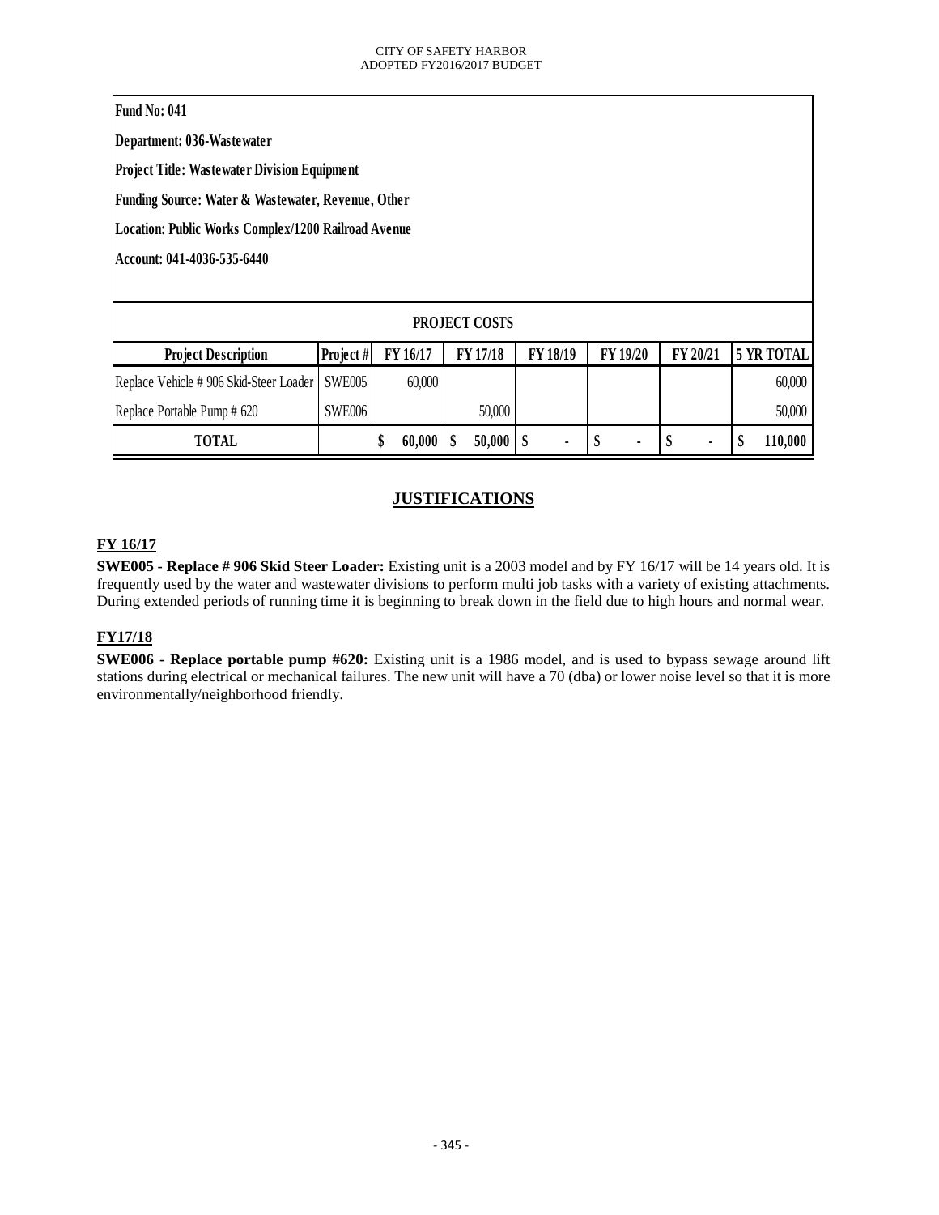**Fund No: 041**

**Department: 036-Wastewater**

**Project Title: Wastewater Division Equipment**

**Funding Source: Water & Wastewater, Revenue, Other**

**Location: Public Works Complex/1200 Railroad Avenue**

**Account: 041-4036-535-6440**

| PROJECT COSTS | | | | | | | |
|---|---|---|---|---|---|---|---|
| **Project Description** | **Project #** | **FY 16/17** | **FY 17/18** | **FY 18/19** | **FY 19/20** | **FY 20/21** | **5 YR TOTAL** |
| Replace Vehicle # 906 Skid-Steer Loader | SWE005 | 60,000 | | | | | 60,000 |
| Replace Portable Pump # 620 | SWE006 | | 50,000 | | | | 50,000 |
| **TOTAL** | | **$ 60,000** | **$ 50,000** | **$ -** | **$ -** | **$ -** | **$ 110,000** |

## JUSTIFICATIONS

### FY 16/17

**SWE005 - Replace # 906 Skid Steer Loader:** Existing unit is a 2003 model and by FY 16/17 will be 14 years old. It is frequently used by the water and wastewater divisions to perform multi job tasks with a variety of existing attachments. During extended periods of running time it is beginning to break down in the field due to high hours and normal wear.

### FY17/18

**SWE006 - Replace portable pump #620:** Existing unit is a 1986 model, and is used to bypass sewage around lift stations during electrical or mechanical failures. The new unit will have a 70 (dba) or lower noise level so that it is more environmentally/neighborhood friendly.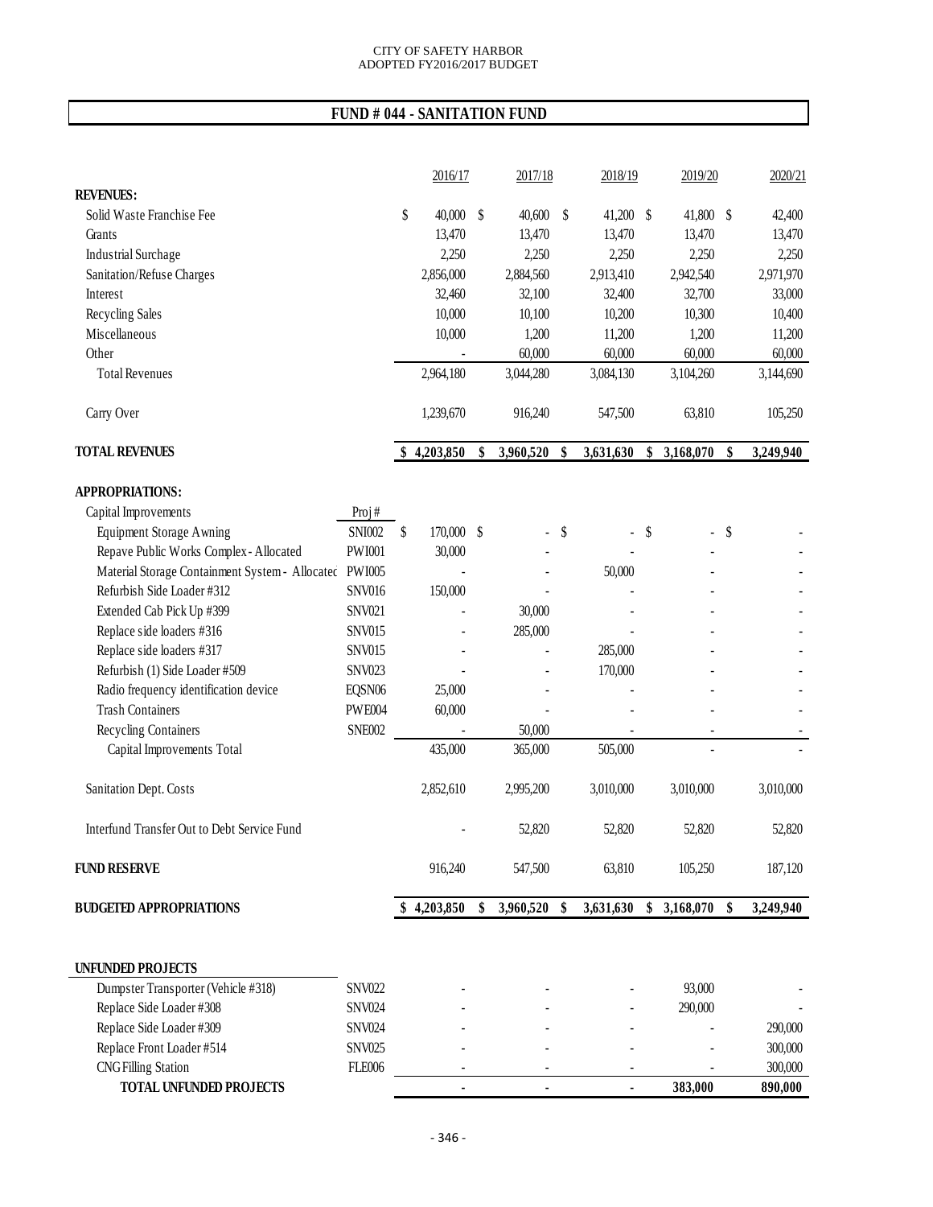CITY OF SAFETY HARBOR
ADOPTED FY2016/2017 BUDGET

## FUND # 044 - SANITATION FUND

| | | 2016/17 | 2017/18 | 2018/19 | 2019/20 | 2020/21 |
|---|---|---|---|---|---|---|
| **REVENUES:** | | | | | | |
| Solid Waste Franchise Fee | | $ 40,000 | $ 40,600 | $ 41,200 | $ 41,800 | $ 42,400 |
| Grants | | 13,470 | 13,470 | 13,470 | 13,470 | 13,470 |
| Industrial Surchage | | 2,250 | 2,250 | 2,250 | 2,250 | 2,250 |
| Sanitation/Refuse Charges | | 2,856,000 | 2,884,560 | 2,913,410 | 2,942,540 | 2,971,970 |
| Interest | | 32,460 | 32,100 | 32,400 | 32,700 | 33,000 |
| Recycling Sales | | 10,000 | 10,100 | 10,200 | 10,300 | 10,400 |
| Miscellaneous | | 10,000 | 1,200 | 11,200 | 1,200 | 11,200 |
| Other | | - | 60,000 | 60,000 | 60,000 | 60,000 |
| Total Revenues | | 2,964,180 | 3,044,280 | 3,084,130 | 3,104,260 | 3,144,690 |
| Carry Over | | 1,239,670 | 916,240 | 547,500 | 63,810 | 105,250 |
| **TOTAL REVENUES** | | **$ 4,203,850** | **$ 3,960,520** | **$ 3,631,630** | **$ 3,168,070** | **$ 3,249,940** |
| **APPROPRIATIONS:** | | | | | | |
| Capital Improvements | Proj # | | | | | |
| Equipment Storage Awning | SNI002 | $ 170,000 | $ - | $ - | $ - | $ - |
| Repave Public Works Complex - Allocated | PWI001 | 30,000 | - | - | - | - |
| Material Storage Containment System - Allocated | PWI005 | - | - | 50,000 | - | - |
| Refurbish Side Loader #312 | SNV016 | 150,000 | - | - | - | - |
| Extended Cab Pick Up #399 | SNV021 | - | 30,000 | - | - | - |
| Replace side loaders #316 | SNV015 | - | 285,000 | - | - | - |
| Replace side loaders #317 | SNV015 | - | - | 285,000 | - | - |
| Refurbish (1) Side Loader #509 | SNV023 | - | - | 170,000 | - | - |
| Radio frequency identification device | EQSN06 | 25,000 | - | - | - | - |
| Trash Containers | PWE004 | 60,000 | - | - | - | - |
| Recycling Containers | SNE002 | - | 50,000 | - | - | - |
| Capital Improvements Total | | 435,000 | 365,000 | 505,000 | - | - |
| Sanitation Dept. Costs | | 2,852,610 | 2,995,200 | 3,010,000 | 3,010,000 | 3,010,000 |
| Interfund Transfer Out to Debt Service Fund | | - | 52,820 | 52,820 | 52,820 | 52,820 |
| **FUND RESERVE** | | 916,240 | 547,500 | 63,810 | 105,250 | 187,120 |
| **BUDGETED APPROPRIATIONS** | | **$ 4,203,850** | **$ 3,960,520** | **$ 3,631,630** | **$ 3,168,070** | **$ 3,249,940** |

| **UNFUNDED PROJECTS** | | | | | | |
|---|---|---|---|---|---|---|
| Dumpster Transporter (Vehicle #318) | SNV022 | - | - | - | 93,000 | - |
| Replace Side Loader #308 | SNV024 | - | - | - | 290,000 | - |
| Replace Side Loader #309 | SNV024 | - | - | - | - | 290,000 |
| Replace Front Loader #514 | SNV025 | - | - | - | - | 300,000 |
| CNG Filling Station | FLE006 | - | - | - | - | 300,000 |
| **TOTAL UNFUNDED PROJECTS** | | **-** | **-** | **-** | **383,000** | **890,000** |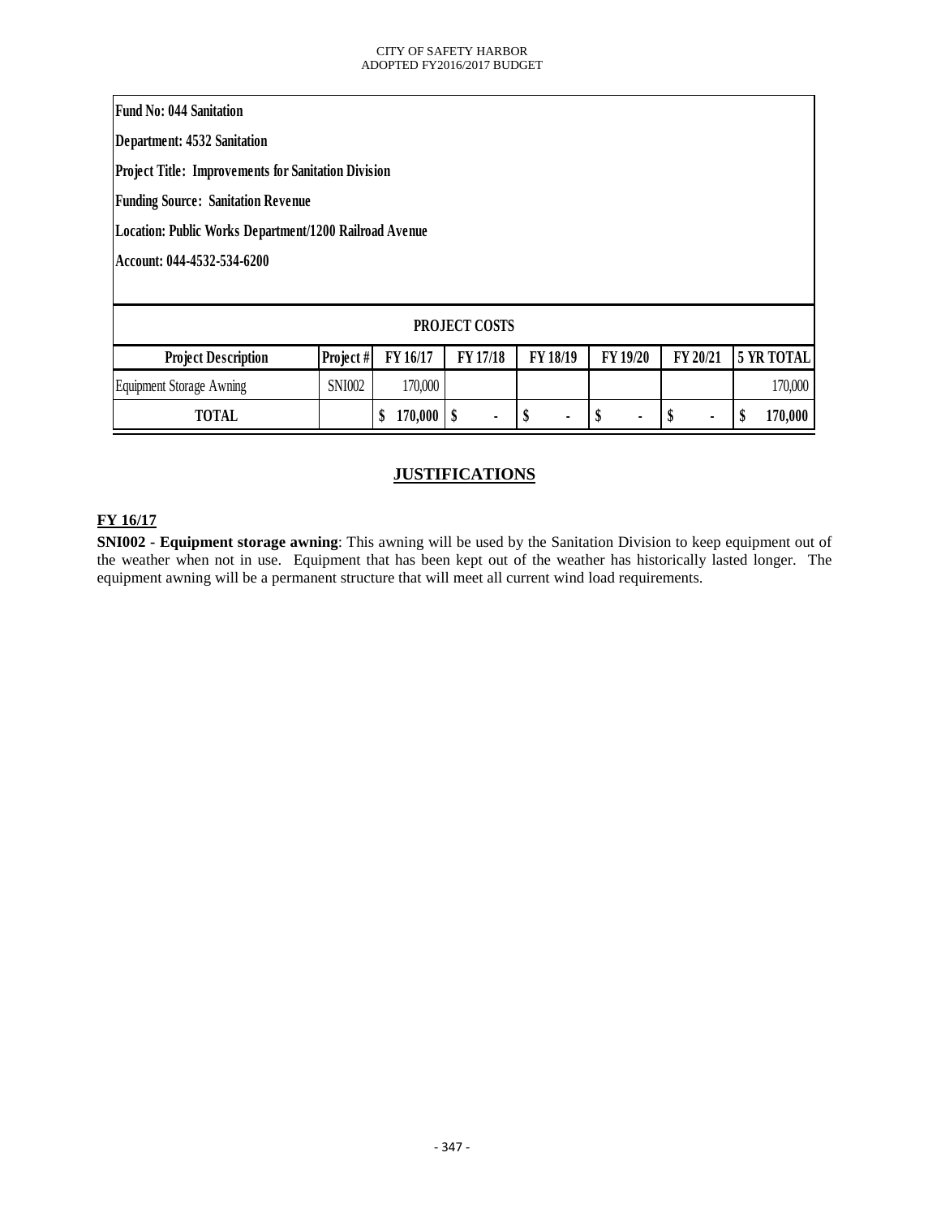**Fund No: 044 Sanitation**

**Department: 4532 Sanitation**

**Project Title: Improvements for Sanitation Division**

**Funding Source: Sanitation Revenue**

**Location: Public Works Department/1200 Railroad Avenue**

**Account: 044-4532-534-6200**

| PROJECT COSTS | | | | | | | |
|---|---|---|---|---|---|---|---|
| **Project Description** | **Project #** | **FY 16/17** | **FY 17/18** | **FY 18/19** | **FY 19/20** | **FY 20/21** | **5 YR TOTAL** |
| Equipment Storage Awning | SNI002 | 170,000 | | | | | 170,000 |
| **TOTAL** | | **$ 170,000** | **$ -** | **$ -** | **$ -** | **$ -** | **$ 170,000** |

## JUSTIFICATIONS

**FY 16/17**

**SNI002 - Equipment storage awning**: This awning will be used by the Sanitation Division to keep equipment out of the weather when not in use. Equipment that has been kept out of the weather has historically lasted longer. The equipment awning will be a permanent structure that will meet all current wind load requirements.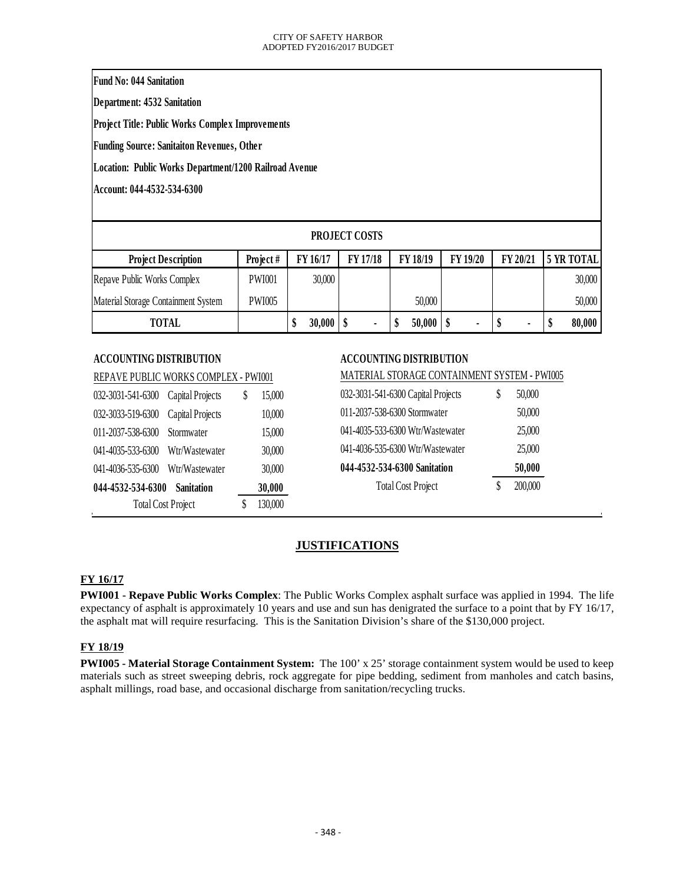**Fund No: 044 Sanitation**

**Department: 4532 Sanitation**

**Project Title: Public Works Complex Improvements**

**Funding Source: Sanitaiton Revenues, Other**

**Location: Public Works Department/1200 Railroad Avenue**

**Account: 044-4532-534-6300**

**PROJECT COSTS**

| Project Description | Project # | FY 16/17 | FY 17/18 | FY 18/19 | FY 19/20 | FY 20/21 | 5 YR TOTAL |
|---|---|---|---|---|---|---|---|
| Repave Public Works Complex | PWI001 | 30,000 | | | | | 30,000 |
| Material Storage Containment System | PWI005 | | | 50,000 | | | 50,000 |
| **TOTAL** | | **$ 30,000** | **$ -** | **$ 50,000** | **$ -** | **$ -** | **$ 80,000** |

**ACCOUNTING DISTRIBUTION**

REPAVE PUBLIC WORKS COMPLEX - PWI001

| Account | Fund | Amount |
|---|---|---|
| 032-3031-541-6300 | Capital Projects | $ 15,000 |
| 032-3033-519-6300 | Capital Projects | 10,000 |
| 011-2037-538-6300 | Stormwater | 15,000 |
| 041-4035-533-6300 | Wtr/Wastewater | 30,000 |
| 041-4036-535-6300 | Wtr/Wastewater | 30,000 |
| **044-4532-534-6300** | **Sanitation** | **30,000** |
| Total Cost Project | | $ 130,000 |

**ACCOUNTING DISTRIBUTION**

MATERIAL STORAGE CONTAINMENT SYSTEM - PWI005

| Account | Amount |
|---|---|
| 032-3031-541-6300 Capital Projects | $ 50,000 |
| 011-2037-538-6300 Stormwater | 50,000 |
| 041-4035-533-6300 Wtr/Wastewater | 25,000 |
| 041-4036-535-6300 Wtr/Wastewater | 25,000 |
| **044-4532-534-6300 Sanitation** | **50,000** |
| Total Cost Project | $ 200,000 |

## JUSTIFICATIONS

### FY 16/17

**PWI001 - Repave Public Works Complex**: The Public Works Complex asphalt surface was applied in 1994. The life expectancy of asphalt is approximately 10 years and use and sun has denigrated the surface to a point that by FY 16/17, the asphalt mat will require resurfacing. This is the Sanitation Division's share of the $130,000 project.

### FY 18/19

**PWI005 - Material Storage Containment System:** The 100' x 25' storage containment system would be used to keep materials such as street sweeping debris, rock aggregate for pipe bedding, sediment from manholes and catch basins, asphalt millings, road base, and occasional discharge from sanitation/recycling trucks.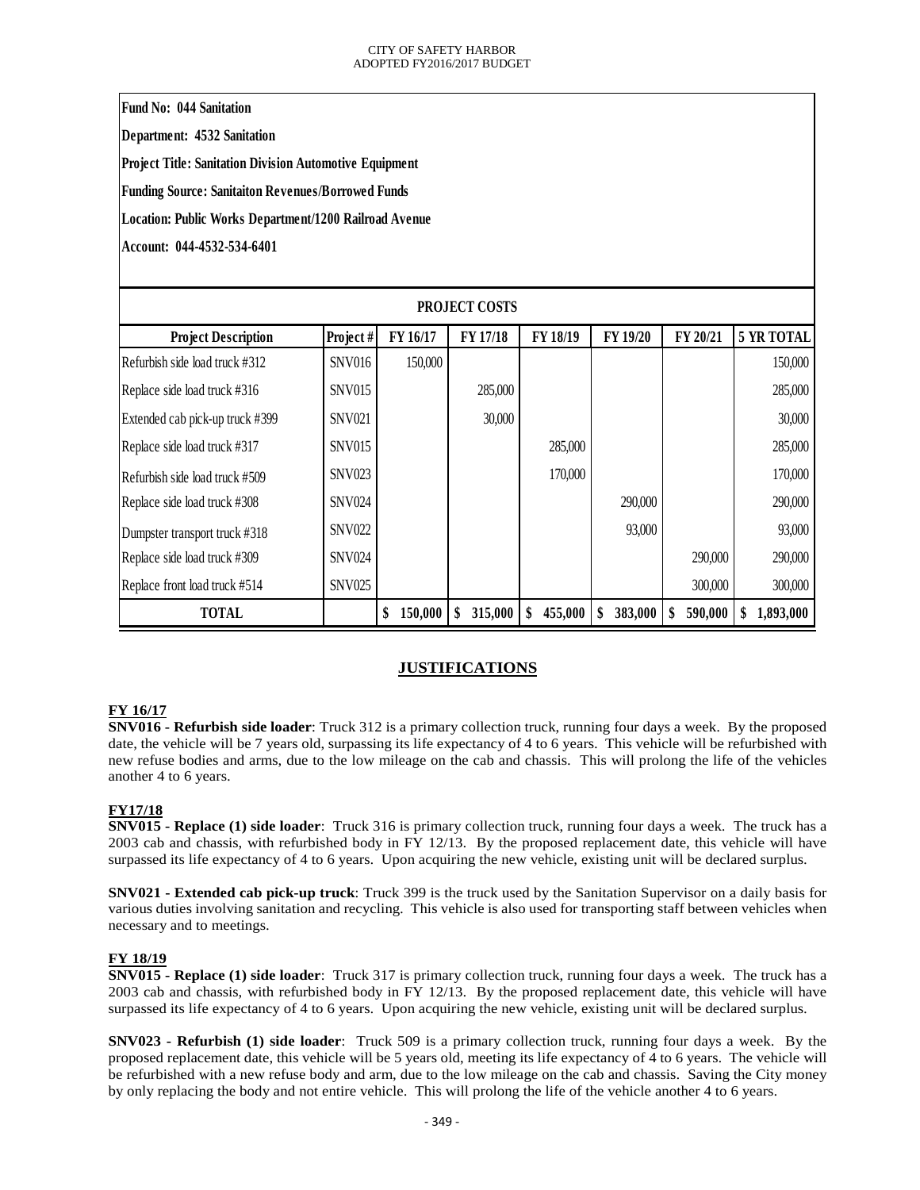**Fund No: 044 Sanitation**

**Department: 4532 Sanitation**

**Project Title: Sanitation Division Automotive Equipment**

**Funding Source: Sanitaiton Revenues/Borrowed Funds**

**Location: Public Works Department/1200 Railroad Avenue**

**Account: 044-4532-534-6401**

| PROJECT COSTS | | | | | | | |
|---|---|---|---|---|---|---|---|
| **Project Description** | **Project #** | **FY 16/17** | **FY 17/18** | **FY 18/19** | **FY 19/20** | **FY 20/21** | **5 YR TOTAL** |
| Refurbish side load truck #312 | SNV016 | 150,000 | | | | | 150,000 |
| Replace side load truck #316 | SNV015 | | 285,000 | | | | 285,000 |
| Extended cab pick-up truck #399 | SNV021 | | 30,000 | | | | 30,000 |
| Replace side load truck #317 | SNV015 | | | 285,000 | | | 285,000 |
| Refurbish side load truck #509 | SNV023 | | | 170,000 | | | 170,000 |
| Replace side load truck #308 | SNV024 | | | | 290,000 | | 290,000 |
| Dumpster transport truck #318 | SNV022 | | | | 93,000 | | 93,000 |
| Replace side load truck #309 | SNV024 | | | | | 290,000 | 290,000 |
| Replace front load truck #514 | SNV025 | | | | | 300,000 | 300,000 |
| **TOTAL** | | **$ 150,000** | **$ 315,000** | **$ 455,000** | **$ 383,000** | **$ 590,000** | **$ 1,893,000** |

## JUSTIFICATIONS

**FY 16/17**

**SNV016 - Refurbish side loader**: Truck 312 is a primary collection truck, running four days a week. By the proposed date, the vehicle will be 7 years old, surpassing its life expectancy of 4 to 6 years. This vehicle will be refurbished with new refuse bodies and arms, due to the low mileage on the cab and chassis. This will prolong the life of the vehicles another 4 to 6 years.

**FY17/18**

**SNV015 - Replace (1) side loader**: Truck 316 is primary collection truck, running four days a week. The truck has a 2003 cab and chassis, with refurbished body in FY 12/13. By the proposed replacement date, this vehicle will have surpassed its life expectancy of 4 to 6 years. Upon acquiring the new vehicle, existing unit will be declared surplus.

**SNV021 - Extended cab pick-up truck**: Truck 399 is the truck used by the Sanitation Supervisor on a daily basis for various duties involving sanitation and recycling. This vehicle is also used for transporting staff between vehicles when necessary and to meetings.

**FY 18/19**

**SNV015 - Replace (1) side loader**: Truck 317 is primary collection truck, running four days a week. The truck has a 2003 cab and chassis, with refurbished body in FY 12/13. By the proposed replacement date, this vehicle will have surpassed its life expectancy of 4 to 6 years. Upon acquiring the new vehicle, existing unit will be declared surplus.

**SNV023 - Refurbish (1) side loader**: Truck 509 is a primary collection truck, running four days a week. By the proposed replacement date, this vehicle will be 5 years old, meeting its life expectancy of 4 to 6 years. The vehicle will be refurbished with a new refuse body and arm, due to the low mileage on the cab and chassis. Saving the City money by only replacing the body and not entire vehicle. This will prolong the life of the vehicle another 4 to 6 years.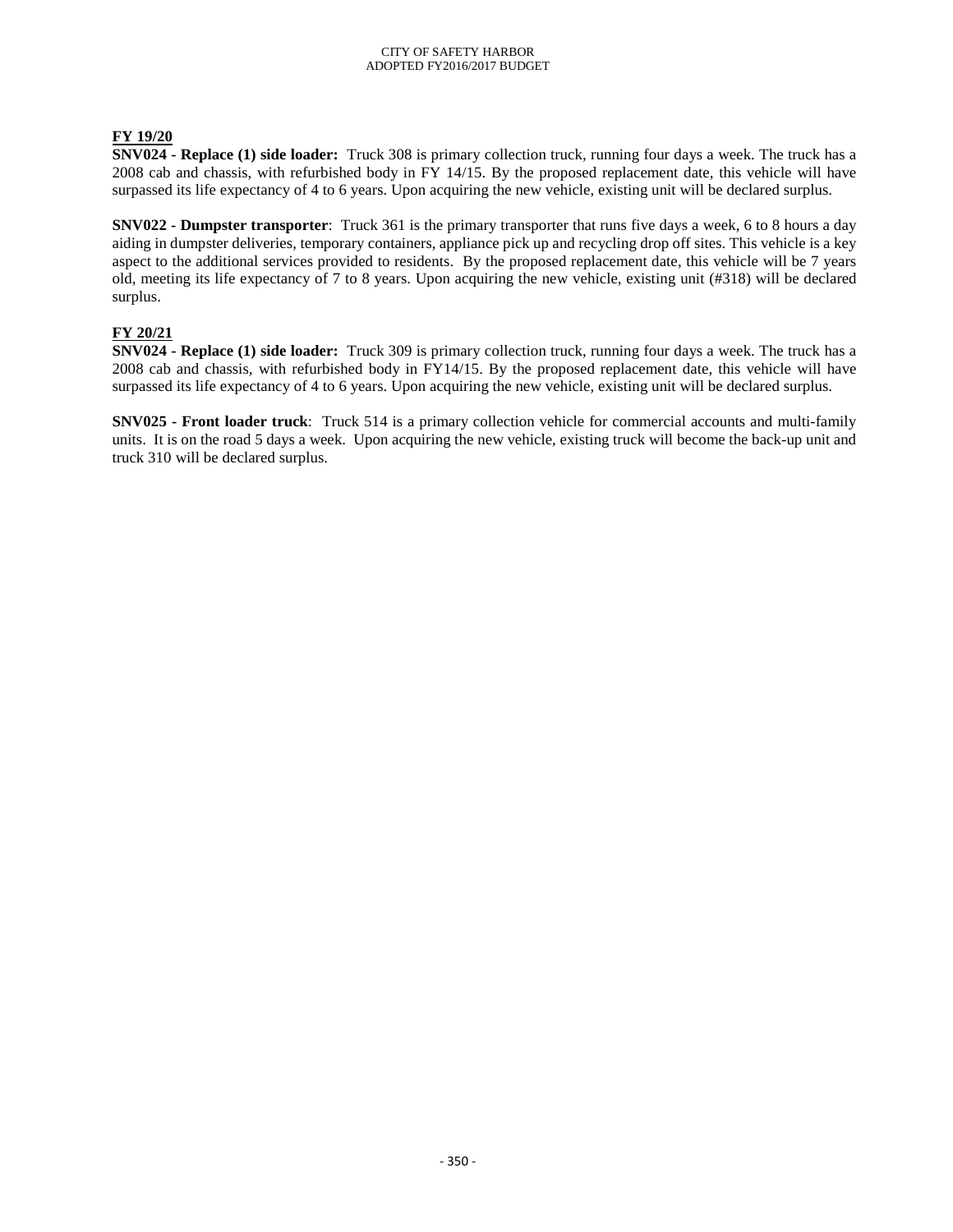**FY 19/20**

**SNV024 - Replace (1) side loader:** Truck 308 is primary collection truck, running four days a week. The truck has a 2008 cab and chassis, with refurbished body in FY 14/15. By the proposed replacement date, this vehicle will have surpassed its life expectancy of 4 to 6 years. Upon acquiring the new vehicle, existing unit will be declared surplus.

**SNV022 - Dumpster transporter**: Truck 361 is the primary transporter that runs five days a week, 6 to 8 hours a day aiding in dumpster deliveries, temporary containers, appliance pick up and recycling drop off sites. This vehicle is a key aspect to the additional services provided to residents. By the proposed replacement date, this vehicle will be 7 years old, meeting its life expectancy of 7 to 8 years. Upon acquiring the new vehicle, existing unit (#318) will be declared surplus.

**FY 20/21**

**SNV024 - Replace (1) side loader:** Truck 309 is primary collection truck, running four days a week. The truck has a 2008 cab and chassis, with refurbished body in FY14/15. By the proposed replacement date, this vehicle will have surpassed its life expectancy of 4 to 6 years. Upon acquiring the new vehicle, existing unit will be declared surplus.

**SNV025 - Front loader truck**: Truck 514 is a primary collection vehicle for commercial accounts and multi-family units. It is on the road 5 days a week. Upon acquiring the new vehicle, existing truck will become the back-up unit and truck 310 will be declared surplus.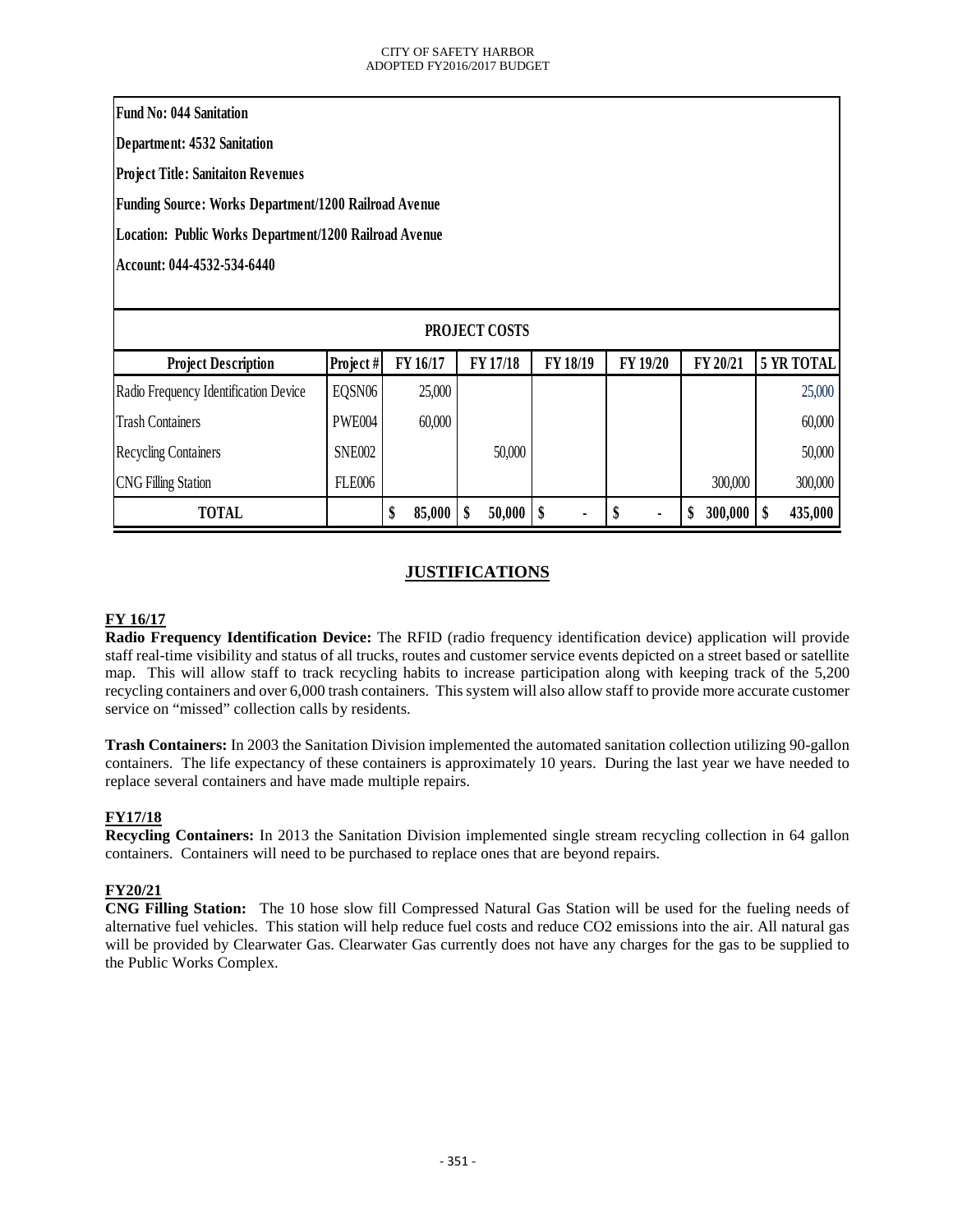**Fund No: 044 Sanitation**

**Department: 4532 Sanitation**

**Project Title: Sanitaiton Revenues**

**Funding Source: Works Department/1200 Railroad Avenue**

**Location: Public Works Department/1200 Railroad Avenue**

**Account: 044-4532-534-6440**

**PROJECT COSTS**

| Project Description | Project # | FY 16/17 | FY 17/18 | FY 18/19 | FY 19/20 | FY 20/21 | 5 YR TOTAL |
|---|---|---|---|---|---|---|---|
| Radio Frequency Identification Device | EQSN06 | 25,000 | | | | | 25,000 |
| Trash Containers | PWE004 | 60,000 | | | | | 60,000 |
| Recycling Containers | SNE002 | | 50,000 | | | | 50,000 |
| CNG Filling Station | FLE006 | | | | | 300,000 | 300,000 |
| **TOTAL** | | **$ 85,000** | **$ 50,000** | **$ -** | **$ -** | **$ 300,000** | **$ 435,000** |

## JUSTIFICATIONS

**FY 16/17**

**Radio Frequency Identification Device:** The RFID (radio frequency identification device) application will provide staff real-time visibility and status of all trucks, routes and customer service events depicted on a street based or satellite map. This will allow staff to track recycling habits to increase participation along with keeping track of the 5,200 recycling containers and over 6,000 trash containers. This system will also allow staff to provide more accurate customer service on "missed" collection calls by residents.

**Trash Containers:** In 2003 the Sanitation Division implemented the automated sanitation collection utilizing 90-gallon containers. The life expectancy of these containers is approximately 10 years. During the last year we have needed to replace several containers and have made multiple repairs.

**FY17/18**

**Recycling Containers:** In 2013 the Sanitation Division implemented single stream recycling collection in 64 gallon containers. Containers will need to be purchased to replace ones that are beyond repairs.

**FY20/21**

**CNG Filling Station:** The 10 hose slow fill Compressed Natural Gas Station will be used for the fueling needs of alternative fuel vehicles. This station will help reduce fuel costs and reduce $CO_2$ emissions into the air. All natural gas will be provided by Clearwater Gas. Clearwater Gas currently does not have any charges for the gas to be supplied to the Public Works Complex.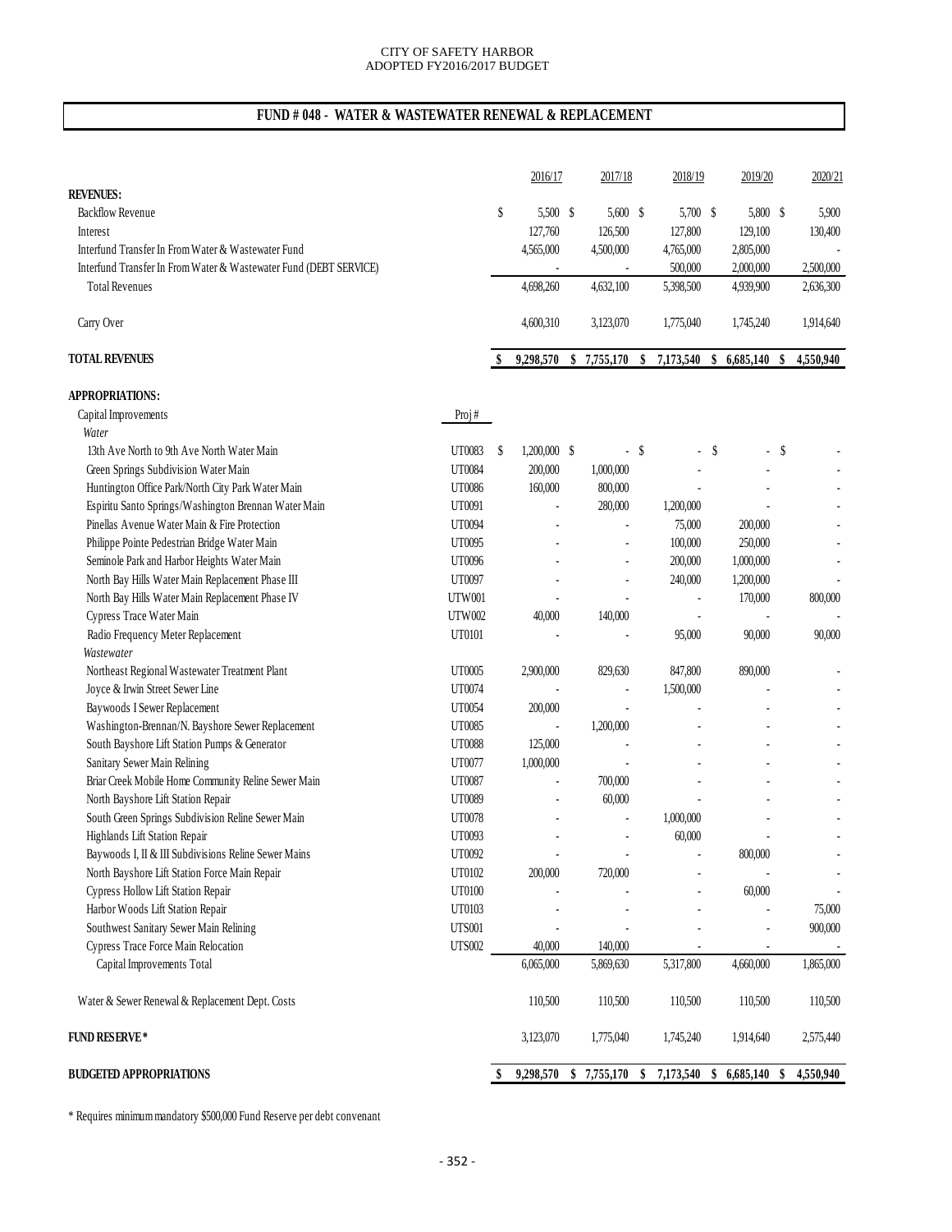CITY OF SAFETY HARBOR
ADOPTED FY2016/2017 BUDGET

## FUND # 048 - WATER & WASTEWATER RENEWAL & REPLACEMENT

| | Proj # | 2016/17 | 2017/18 | 2018/19 | 2019/20 | 2020/21 |
|---|---|---|---|---|---|---|
| **REVENUES:** | | | | | | |
| Backflow Revenue | | $ 5,500 | $ 5,600 | $ 5,700 | $ 5,800 | $ 5,900 |
| Interest | | 127,760 | 126,500 | 127,800 | 129,100 | 130,400 |
| Interfund Transfer In From Water & Wastewater Fund | | 4,565,000 | 4,500,000 | 4,765,000 | 2,805,000 | - |
| Interfund Transfer In From Water & Wastewater Fund (DEBT SERVICE) | | - | - | 500,000 | 2,000,000 | 2,500,000 |
| Total Revenues | | 4,698,260 | 4,632,100 | 5,398,500 | 4,939,900 | 2,636,300 |
| Carry Over | | 4,600,310 | 3,123,070 | 1,775,040 | 1,745,240 | 1,914,640 |
| **TOTAL REVENUES** | | **$ 9,298,570** | **$ 7,755,170** | **$ 7,173,540** | **$ 6,685,140** | **$ 4,550,940** |
| **APPROPRIATIONS:** | | | | | | |
| Capital Improvements | Proj # | | | | | |
| *Water* | | | | | | |
| 13th Ave North to 9th Ave North Water Main | UT0083 | $ 1,200,000 | $ - | $ - | $ - | $ - |
| Green Springs Subdivision Water Main | UT0084 | 200,000 | 1,000,000 | - | - | - |
| Huntington Office Park/North City Park Water Main | UT0086 | 160,000 | 800,000 | - | - | - |
| Espiritu Santo Springs/Washington Brennan Water Main | UT0091 | - | 280,000 | 1,200,000 | - | - |
| Pinellas Avenue Water Main & Fire Protection | UT0094 | - | - | 75,000 | 200,000 | - |
| Philippe Pointe Pedestrian Bridge Water Main | UT0095 | - | - | 100,000 | 250,000 | - |
| Seminole Park and Harbor Heights Water Main | UT0096 | - | - | 200,000 | 1,000,000 | - |
| North Bay Hills Water Main Replacement Phase III | UT0097 | - | - | 240,000 | 1,200,000 | - |
| North Bay Hills Water Main Replacement Phase IV | UTW001 | - | - | - | 170,000 | 800,000 |
| Cypress Trace Water Main | UTW002 | 40,000 | 140,000 | - | - | - |
| Radio Frequency Meter Replacement | UT0101 | - | - | 95,000 | 90,000 | 90,000 |
| *Wastewater* | | | | | | |
| Northeast Regional Wastewater Treatment Plant | UT0005 | 2,900,000 | 829,630 | 847,800 | 890,000 | - |
| Joyce & Irwin Street Sewer Line | UT0074 | - | - | 1,500,000 | - | - |
| Baywoods I Sewer Replacement | UT0054 | 200,000 | - | - | - | - |
| Washington-Brennan/N. Bayshore Sewer Replacement | UT0085 | - | 1,200,000 | - | - | - |
| South Bayshore Lift Station Pumps & Generator | UT0088 | 125,000 | - | - | - | - |
| Sanitary Sewer Main Relining | UT0077 | 1,000,000 | - | - | - | - |
| Briar Creek Mobile Home Community Reline Sewer Main | UT0087 | - | 700,000 | - | - | - |
| North Bayshore Lift Station Repair | UT0089 | - | 60,000 | - | - | - |
| South Green Springs Subdivision Reline Sewer Main | UT0078 | - | - | 1,000,000 | - | - |
| Highlands Lift Station Repair | UT0093 | - | - | 60,000 | - | - |
| Baywoods I, II & III Subdivisions Reline Sewer Mains | UT0092 | - | - | - | 800,000 | - |
| North Bayshore Lift Station Force Main Repair | UT0102 | 200,000 | 720,000 | - | - | - |
| Cypress Hollow Lift Station Repair | UT0100 | - | - | - | 60,000 | - |
| Harbor Woods Lift Station Repair | UT0103 | - | - | - | - | 75,000 |
| Southwest Sanitary Sewer Main Relining | UTS001 | - | - | - | - | 900,000 |
| Cypress Trace Force Main Relocation | UTS002 | 40,000 | 140,000 | - | - | - |
| Capital Improvements Total | | 6,065,000 | 5,869,630 | 5,317,800 | 4,660,000 | 1,865,000 |
| Water & Sewer Renewal & Replacement Dept. Costs | | 110,500 | 110,500 | 110,500 | 110,500 | 110,500 |
| **FUND RESERVE*** | | 3,123,070 | 1,775,040 | 1,745,240 | 1,914,640 | 2,575,440 |
| **BUDGETED APPROPRIATIONS** | | **$ 9,298,570** | **$ 7,755,170** | **$ 7,173,540** | **$ 6,685,140** | **$ 4,550,940** |

* Requires minimum mandatory $500,000 Fund Reserve per debt convenant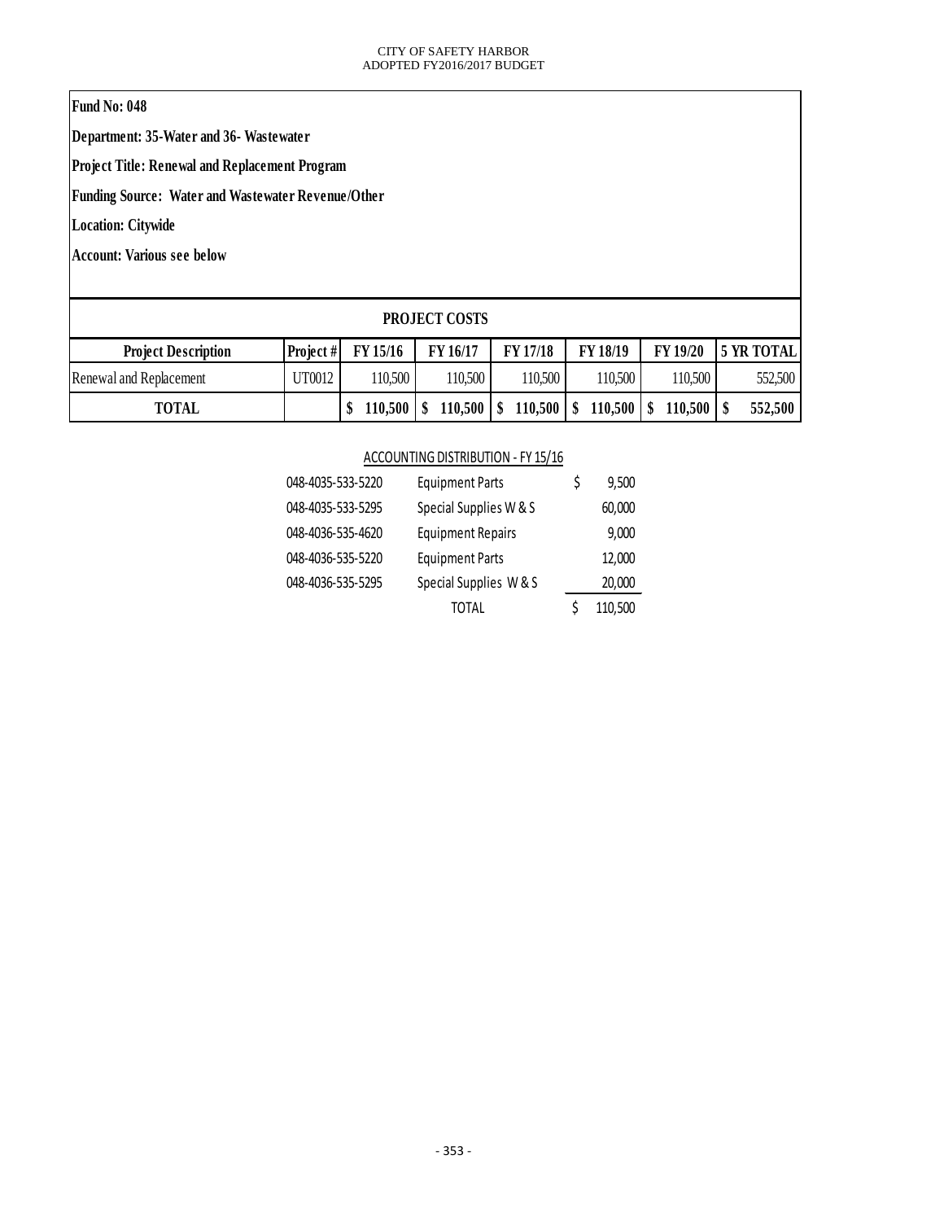**Fund No: 048**

**Department: 35-Water and 36- Wastewater**

**Project Title: Renewal and Replacement Program**

**Funding Source: Water and Wastewater Revenue/Other**

**Location: Citywide**

**Account: Various see below**

**PROJECT COSTS**

| Project Description | Project # | FY 15/16 | FY 16/17 | FY 17/18 | FY 18/19 | FY 19/20 | 5 YR TOTAL |
|---|---|---|---|---|---|---|---|
| Renewal and Replacement | UT0012 | 110,500 | 110,500 | 110,500 | 110,500 | 110,500 | 552,500 |
| **TOTAL** | | **$ 110,500** | **$ 110,500** | **$ 110,500** | **$ 110,500** | **$ 110,500** | **$ 552,500** |

ACCOUNTING DISTRIBUTION - FY 15/16

| Account | Description | Amount |
|---|---|---|
| 048-4035-533-5220 | Equipment Parts | $ 9,500 |
| 048-4035-533-5295 | Special Supplies W & S | 60,000 |
| 048-4036-535-4620 | Equipment Repairs | 9,000 |
| 048-4036-535-5220 | Equipment Parts | 12,000 |
| 048-4036-535-5295 | Special Supplies W & S | 20,000 |
| | TOTAL | $ 110,500 |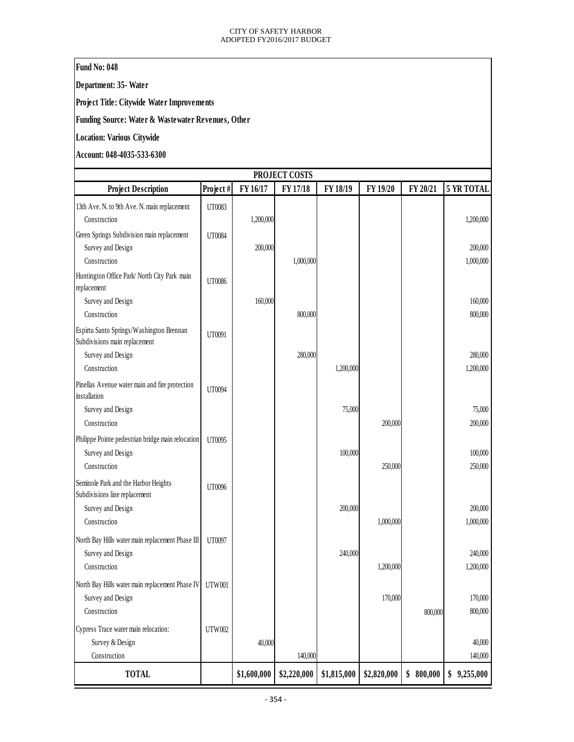**Fund No: 048**

**Department: 35- Water**

**Project Title: Citywide Water Improvements**

**Funding Source: Water & Wastewater Revenues, Other**

**Location: Various Citywide**

**Account: 048-4035-533-6300**

| PROJECT COSTS | | | | | | | |
|---|---|---|---|---|---|---|---|
| **Project Description** | **Project #** | **FY 16/17** | **FY 17/18** | **FY 18/19** | **FY 19/20** | **FY 20/21** | **5 YR TOTAL** |
| 13th Ave. N. to 9th Ave. N. main replacement | UT0083 | | | | | | |
| Construction | | 1,200,000 | | | | | 1,200,000 |
| Green Springs Subdivision main replacement | UT0084 | | | | | | |
| Survey and Design | | 200,000 | | | | | 200,000 |
| Construction | | | 1,000,000 | | | | 1,000,000 |
| Huntington Office Park/ North City Park main replacement | UT0086 | | | | | | |
| Survey and Design | | 160,000 | | | | | 160,000 |
| Construction | | | 800,000 | | | | 800,000 |
| Espirtu Santo Springs/Washington Brennan Subdivisions main replacement | UT0091 | | | | | | |
| Survey and Design | | | 280,000 | | | | 280,000 |
| Construction | | | | 1,200,000 | | | 1,200,000 |
| Pinellas Avenue water main and fire protection installation | UT0094 | | | | | | |
| Survey and Design | | | | 75,000 | | | 75,000 |
| Construction | | | | | 200,000 | | 200,000 |
| Philippe Pointe pedestrian bridge main relocation | UT0095 | | | | | | |
| Survey and Design | | | | 100,000 | | | 100,000 |
| Construction | | | | | 250,000 | | 250,000 |
| Seminole Park and the Harbor Heights Subdivisions line replacement | UT0096 | | | | | | |
| Survey and Design | | | | 200,000 | | | 200,000 |
| Construction | | | | | 1,000,000 | | 1,000,000 |
| North Bay Hills water main replacement Phase III | UT0097 | | | | | | |
| Survey and Design | | | | 240,000 | | | 240,000 |
| Construction | | | | | 1,200,000 | | 1,200,000 |
| North Bay Hills water main replacement Phase IV | UTW001 | | | | | | |
| Survey and Design | | | | | 170,000 | | 170,000 |
| Construction | | | | | | 800,000 | 800,000 |
| Cypress Trace water main relocation: | UTW002 | | | | | | |
| Survey & Design | | 40,000 | | | | | 40,000 |
| Construction | | | 140,000 | | | | 140,000 |
| **TOTAL** | | **$1,600,000** | **$2,220,000** | **$1,815,000** | **$2,820,000** | **$ 800,000** | **$ 9,255,000** |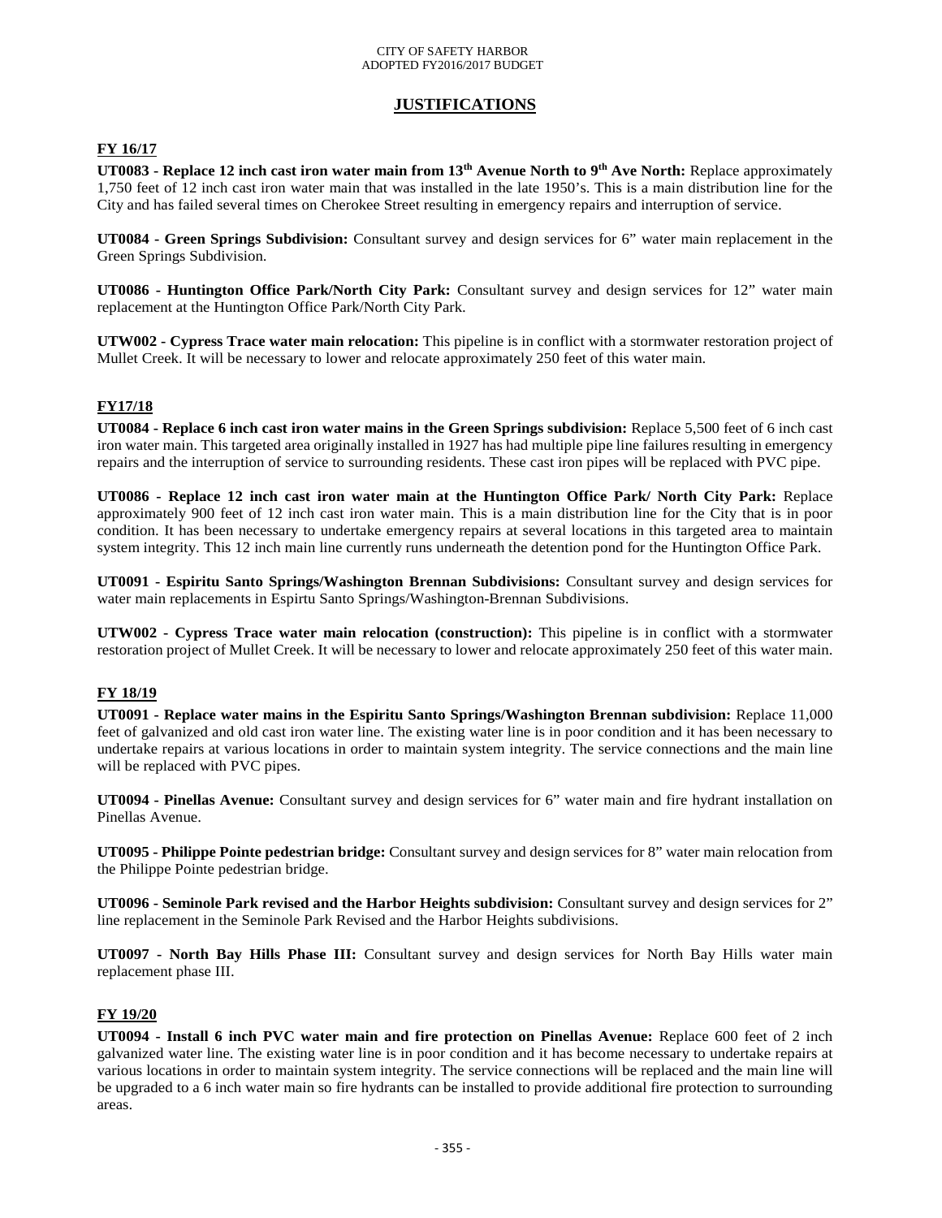# JUSTIFICATIONS

## FY 16/17

**UT0083 - Replace 12 inch cast iron water main from 13th Avenue North to 9th Ave North:** Replace approximately 1,750 feet of 12 inch cast iron water main that was installed in the late 1950's. This is a main distribution line for the City and has failed several times on Cherokee Street resulting in emergency repairs and interruption of service.

**UT0084 - Green Springs Subdivision:** Consultant survey and design services for 6" water main replacement in the Green Springs Subdivision.

**UT0086 - Huntington Office Park/North City Park:** Consultant survey and design services for 12" water main replacement at the Huntington Office Park/North City Park.

**UTW002 - Cypress Trace water main relocation:** This pipeline is in conflict with a stormwater restoration project of Mullet Creek. It will be necessary to lower and relocate approximately 250 feet of this water main.

## FY17/18

**UT0084 - Replace 6 inch cast iron water mains in the Green Springs subdivision:** Replace 5,500 feet of 6 inch cast iron water main. This targeted area originally installed in 1927 has had multiple pipe line failures resulting in emergency repairs and the interruption of service to surrounding residents. These cast iron pipes will be replaced with PVC pipe.

**UT0086 - Replace 12 inch cast iron water main at the Huntington Office Park/ North City Park:** Replace approximately 900 feet of 12 inch cast iron water main. This is a main distribution line for the City that is in poor condition. It has been necessary to undertake emergency repairs at several locations in this targeted area to maintain system integrity. This 12 inch main line currently runs underneath the detention pond for the Huntington Office Park.

**UT0091 - Espiritu Santo Springs/Washington Brennan Subdivisions:** Consultant survey and design services for water main replacements in Espirtu Santo Springs/Washington-Brennan Subdivisions.

**UTW002 - Cypress Trace water main relocation (construction):** This pipeline is in conflict with a stormwater restoration project of Mullet Creek. It will be necessary to lower and relocate approximately 250 feet of this water main.

## FY 18/19

**UT0091 - Replace water mains in the Espiritu Santo Springs/Washington Brennan subdivision:** Replace 11,000 feet of galvanized and old cast iron water line. The existing water line is in poor condition and it has been necessary to undertake repairs at various locations in order to maintain system integrity. The service connections and the main line will be replaced with PVC pipes.

**UT0094 - Pinellas Avenue:** Consultant survey and design services for 6" water main and fire hydrant installation on Pinellas Avenue.

**UT0095 - Philippe Pointe pedestrian bridge:** Consultant survey and design services for 8" water main relocation from the Philippe Pointe pedestrian bridge.

**UT0096 - Seminole Park revised and the Harbor Heights subdivision:** Consultant survey and design services for 2" line replacement in the Seminole Park Revised and the Harbor Heights subdivisions.

**UT0097 - North Bay Hills Phase III:** Consultant survey and design services for North Bay Hills water main replacement phase III.

## FY 19/20

**UT0094 - Install 6 inch PVC water main and fire protection on Pinellas Avenue:** Replace 600 feet of 2 inch galvanized water line. The existing water line is in poor condition and it has become necessary to undertake repairs at various locations in order to maintain system integrity. The service connections will be replaced and the main line will be upgraded to a 6 inch water main so fire hydrants can be installed to provide additional fire protection to surrounding areas.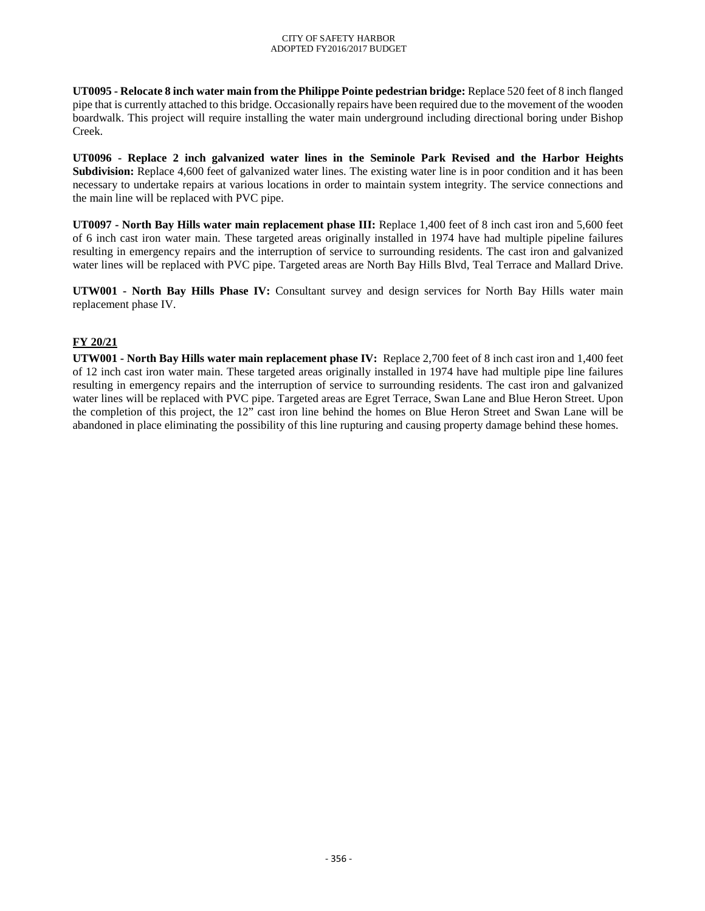**UT0095 - Relocate 8 inch water main from the Philippe Pointe pedestrian bridge:** Replace 520 feet of 8 inch flanged pipe that is currently attached to this bridge. Occasionally repairs have been required due to the movement of the wooden boardwalk. This project will require installing the water main underground including directional boring under Bishop Creek.

**UT0096 - Replace 2 inch galvanized water lines in the Seminole Park Revised and the Harbor Heights Subdivision:** Replace 4,600 feet of galvanized water lines. The existing water line is in poor condition and it has been necessary to undertake repairs at various locations in order to maintain system integrity. The service connections and the main line will be replaced with PVC pipe.

**UT0097 - North Bay Hills water main replacement phase III:** Replace 1,400 feet of 8 inch cast iron and 5,600 feet of 6 inch cast iron water main. These targeted areas originally installed in 1974 have had multiple pipeline failures resulting in emergency repairs and the interruption of service to surrounding residents. The cast iron and galvanized water lines will be replaced with PVC pipe. Targeted areas are North Bay Hills Blvd, Teal Terrace and Mallard Drive.

**UTW001 - North Bay Hills Phase IV:** Consultant survey and design services for North Bay Hills water main replacement phase IV.

## FY 20/21

**UTW001 - North Bay Hills water main replacement phase IV:** Replace 2,700 feet of 8 inch cast iron and 1,400 feet of 12 inch cast iron water main. These targeted areas originally installed in 1974 have had multiple pipe line failures resulting in emergency repairs and the interruption of service to surrounding residents. The cast iron and galvanized water lines will be replaced with PVC pipe. Targeted areas are Egret Terrace, Swan Lane and Blue Heron Street. Upon the completion of this project, the 12" cast iron line behind the homes on Blue Heron Street and Swan Lane will be abandoned in place eliminating the possibility of this line rupturing and causing property damage behind these homes.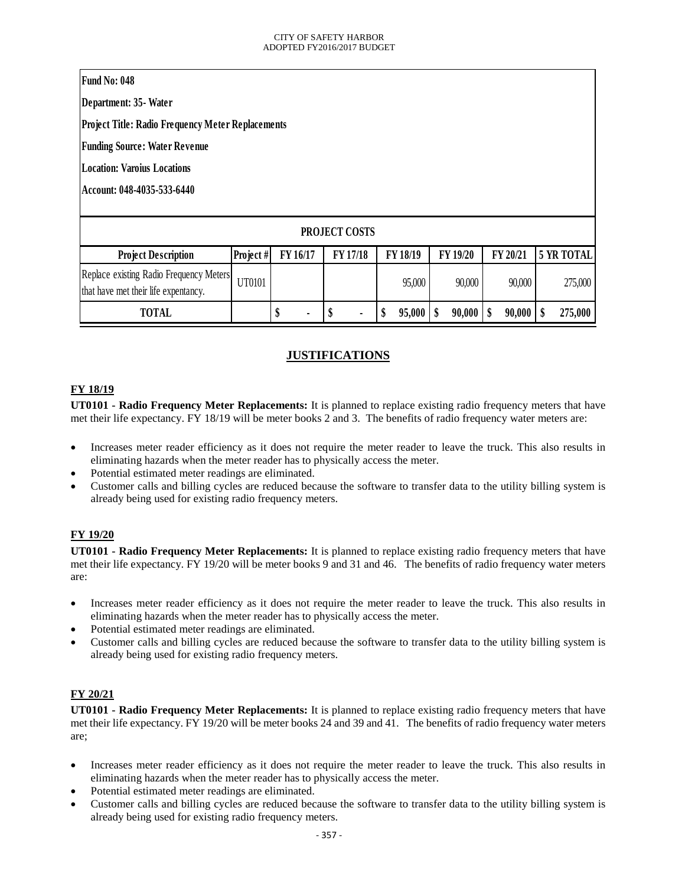**Fund No: 048**

**Department: 35- Water**

**Project Title: Radio Frequency Meter Replacements**

**Funding Source: Water Revenue**

**Location: Varoius Locations**

**Account: 048-4035-533-6440**

| PROJECT COSTS | | | | | | | |
|---|---|---|---|---|---|---|---|
| **Project Description** | **Project #** | **FY 16/17** | **FY 17/18** | **FY 18/19** | **FY 19/20** | **FY 20/21** | **5 YR TOTAL** |
| Replace existing Radio Frequency Meters that have met their life expectancy. | UT0101 | | | 95,000 | 90,000 | 90,000 | 275,000 |
| **TOTAL** | | **$ -** | **$ -** | **$ 95,000** | **$ 90,000** | **$ 90,000** | **$ 275,000** |

## JUSTIFICATIONS

### FY 18/19

**UT0101 - Radio Frequency Meter Replacements:** It is planned to replace existing radio frequency meters that have met their life expectancy. FY 18/19 will be meter books 2 and 3. The benefits of radio frequency water meters are:

- Increases meter reader efficiency as it does not require the meter reader to leave the truck. This also results in eliminating hazards when the meter reader has to physically access the meter.
- Potential estimated meter readings are eliminated.
- Customer calls and billing cycles are reduced because the software to transfer data to the utility billing system is already being used for existing radio frequency meters.

### FY 19/20

**UT0101 - Radio Frequency Meter Replacements:** It is planned to replace existing radio frequency meters that have met their life expectancy. FY 19/20 will be meter books 9 and 31 and 46. The benefits of radio frequency water meters are:

- Increases meter reader efficiency as it does not require the meter reader to leave the truck. This also results in eliminating hazards when the meter reader has to physically access the meter.
- Potential estimated meter readings are eliminated.
- Customer calls and billing cycles are reduced because the software to transfer data to the utility billing system is already being used for existing radio frequency meters.

### FY 20/21

**UT0101 - Radio Frequency Meter Replacements:** It is planned to replace existing radio frequency meters that have met their life expectancy. FY 19/20 will be meter books 24 and 39 and 41. The benefits of radio frequency water meters are;

- Increases meter reader efficiency as it does not require the meter reader to leave the truck. This also results in eliminating hazards when the meter reader has to physically access the meter.
- Potential estimated meter readings are eliminated.
- Customer calls and billing cycles are reduced because the software to transfer data to the utility billing system is already being used for existing radio frequency meters.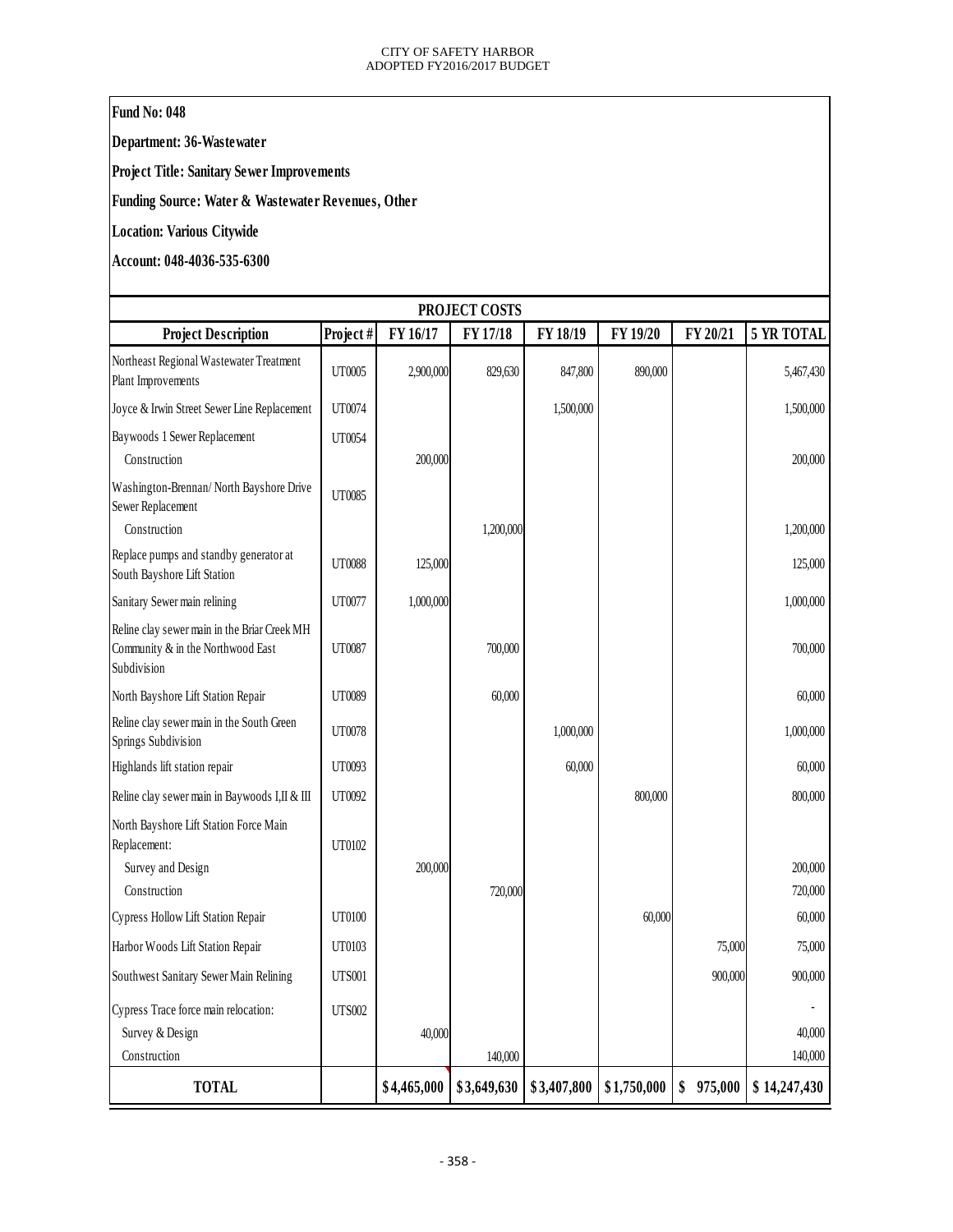**Fund No: 048**

**Department: 36-Wastewater**

**Project Title: Sanitary Sewer Improvements**

**Funding Source: Water & Wastewater Revenues, Other**

**Location: Various Citywide**

**Account: 048-4036-535-6300**

| PROJECT COSTS | | | | | | | | |
|---|---|---|---|---|---|---|---|---|
| **Project Description** | **Project #** | **FY 16/17** | **FY 17/18** | **FY 18/19** | **FY 19/20** | **FY 20/21** | **5 YR TOTAL** |
| Northeast Regional Wastewater Treatment Plant Improvements | UT0005 | 2,900,000 | 829,630 | 847,800 | 890,000 | | 5,467,430 |
| Joyce & Irwin Street Sewer Line Replacement | UT0074 | | | 1,500,000 | | | 1,500,000 |
| Baywoods 1 Sewer Replacement | UT0054 | | | | | | |
| Construction | | 200,000 | | | | | 200,000 |
| Washington-Brennan/ North Bayshore Drive Sewer Replacement | UT0085 | | | | | | |
| Construction | | | 1,200,000 | | | | 1,200,000 |
| Replace pumps and standby generator at South Bayshore Lift Station | UT0088 | 125,000 | | | | | 125,000 |
| Sanitary Sewer main relining | UT0077 | 1,000,000 | | | | | 1,000,000 |
| Reline clay sewer main in the Briar Creek MH Community & in the Northwood East Subdivision | UT0087 | | 700,000 | | | | 700,000 |
| North Bayshore Lift Station Repair | UT0089 | | 60,000 | | | | 60,000 |
| Reline clay sewer main in the South Green Springs Subdivision | UT0078 | | | 1,000,000 | | | 1,000,000 |
| Highlands lift station repair | UT0093 | | | 60,000 | | | 60,000 |
| Reline clay sewer main in Baywoods I,II & III | UT0092 | | | | 800,000 | | 800,000 |
| North Bayshore Lift Station Force Main Replacement: | UT0102 | | | | | | |
| Survey and Design | | 200,000 | | | | | 200,000 |
| Construction | | | 720,000 | | | | 720,000 |
| Cypress Hollow Lift Station Repair | UT0100 | | | | 60,000 | | 60,000 |
| Harbor Woods Lift Station Repair | UT0103 | | | | | 75,000 | 75,000 |
| Southwest Sanitary Sewer Main Relining | UTS001 | | | | | 900,000 | 900,000 |
| Cypress Trace force main relocation: | UTS002 | | | | | | - |
| Survey & Design | | 40,000 | | | | | 40,000 |
| Construction | | | 140,000 | | | | 140,000 |
| **TOTAL** | | **$4,465,000** | **$3,649,630** | **$3,407,800** | **$1,750,000** | **$ 975,000** | **$ 14,247,430** |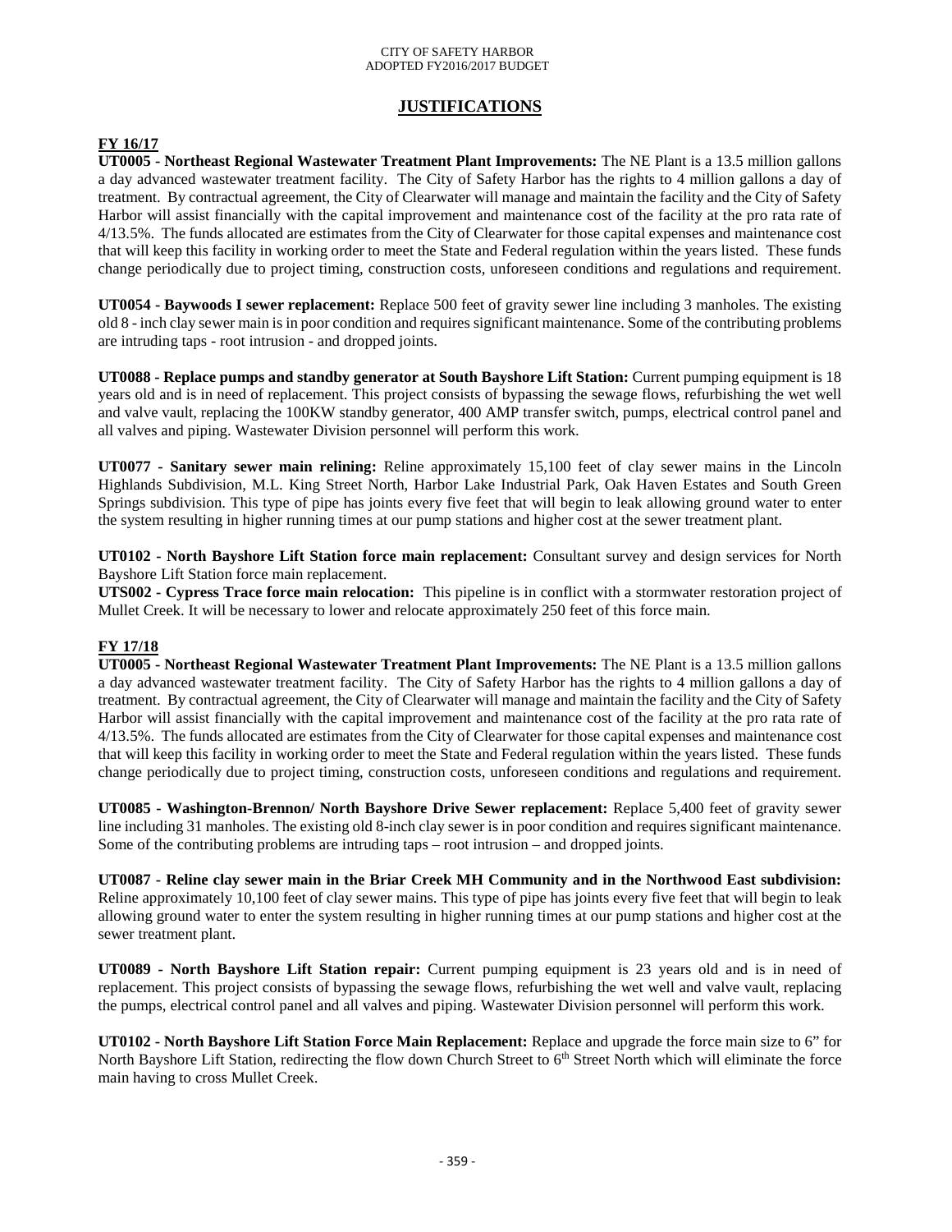# JUSTIFICATIONS

## FY 16/17

**UT0005 - Northeast Regional Wastewater Treatment Plant Improvements:** The NE Plant is a 13.5 million gallons a day advanced wastewater treatment facility. The City of Safety Harbor has the rights to 4 million gallons a day of treatment. By contractual agreement, the City of Clearwater will manage and maintain the facility and the City of Safety Harbor will assist financially with the capital improvement and maintenance cost of the facility at the pro rata rate of 4/13.5%. The funds allocated are estimates from the City of Clearwater for those capital expenses and maintenance cost that will keep this facility in working order to meet the State and Federal regulation within the years listed. These funds change periodically due to project timing, construction costs, unforeseen conditions and regulations and requirement.

**UT0054 - Baywoods I sewer replacement:** Replace 500 feet of gravity sewer line including 3 manholes. The existing old 8 - inch clay sewer main is in poor condition and requires significant maintenance. Some of the contributing problems are intruding taps - root intrusion - and dropped joints.

**UT0088 - Replace pumps and standby generator at South Bayshore Lift Station:** Current pumping equipment is 18 years old and is in need of replacement. This project consists of bypassing the sewage flows, refurbishing the wet well and valve vault, replacing the 100KW standby generator, 400 AMP transfer switch, pumps, electrical control panel and all valves and piping. Wastewater Division personnel will perform this work.

**UT0077 - Sanitary sewer main relining:** Reline approximately 15,100 feet of clay sewer mains in the Lincoln Highlands Subdivision, M.L. King Street North, Harbor Lake Industrial Park, Oak Haven Estates and South Green Springs subdivision. This type of pipe has joints every five feet that will begin to leak allowing ground water to enter the system resulting in higher running times at our pump stations and higher cost at the sewer treatment plant.

**UT0102 - North Bayshore Lift Station force main replacement:** Consultant survey and design services for North Bayshore Lift Station force main replacement.

**UTS002 - Cypress Trace force main relocation:** This pipeline is in conflict with a stormwater restoration project of Mullet Creek. It will be necessary to lower and relocate approximately 250 feet of this force main.

## FY 17/18

**UT0005 - Northeast Regional Wastewater Treatment Plant Improvements:** The NE Plant is a 13.5 million gallons a day advanced wastewater treatment facility. The City of Safety Harbor has the rights to 4 million gallons a day of treatment. By contractual agreement, the City of Clearwater will manage and maintain the facility and the City of Safety Harbor will assist financially with the capital improvement and maintenance cost of the facility at the pro rata rate of 4/13.5%. The funds allocated are estimates from the City of Clearwater for those capital expenses and maintenance cost that will keep this facility in working order to meet the State and Federal regulation within the years listed. These funds change periodically due to project timing, construction costs, unforeseen conditions and regulations and requirement.

**UT0085 - Washington-Brennon/ North Bayshore Drive Sewer replacement:** Replace 5,400 feet of gravity sewer line including 31 manholes. The existing old 8-inch clay sewer is in poor condition and requires significant maintenance. Some of the contributing problems are intruding taps – root intrusion – and dropped joints.

**UT0087 - Reline clay sewer main in the Briar Creek MH Community and in the Northwood East subdivision:** Reline approximately 10,100 feet of clay sewer mains. This type of pipe has joints every five feet that will begin to leak allowing ground water to enter the system resulting in higher running times at our pump stations and higher cost at the sewer treatment plant.

**UT0089 - North Bayshore Lift Station repair:** Current pumping equipment is 23 years old and is in need of replacement. This project consists of bypassing the sewage flows, refurbishing the wet well and valve vault, replacing the pumps, electrical control panel and all valves and piping. Wastewater Division personnel will perform this work.

**UT0102 - North Bayshore Lift Station Force Main Replacement:** Replace and upgrade the force main size to 6" for North Bayshore Lift Station, redirecting the flow down Church Street to 6th Street North which will eliminate the force main having to cross Mullet Creek.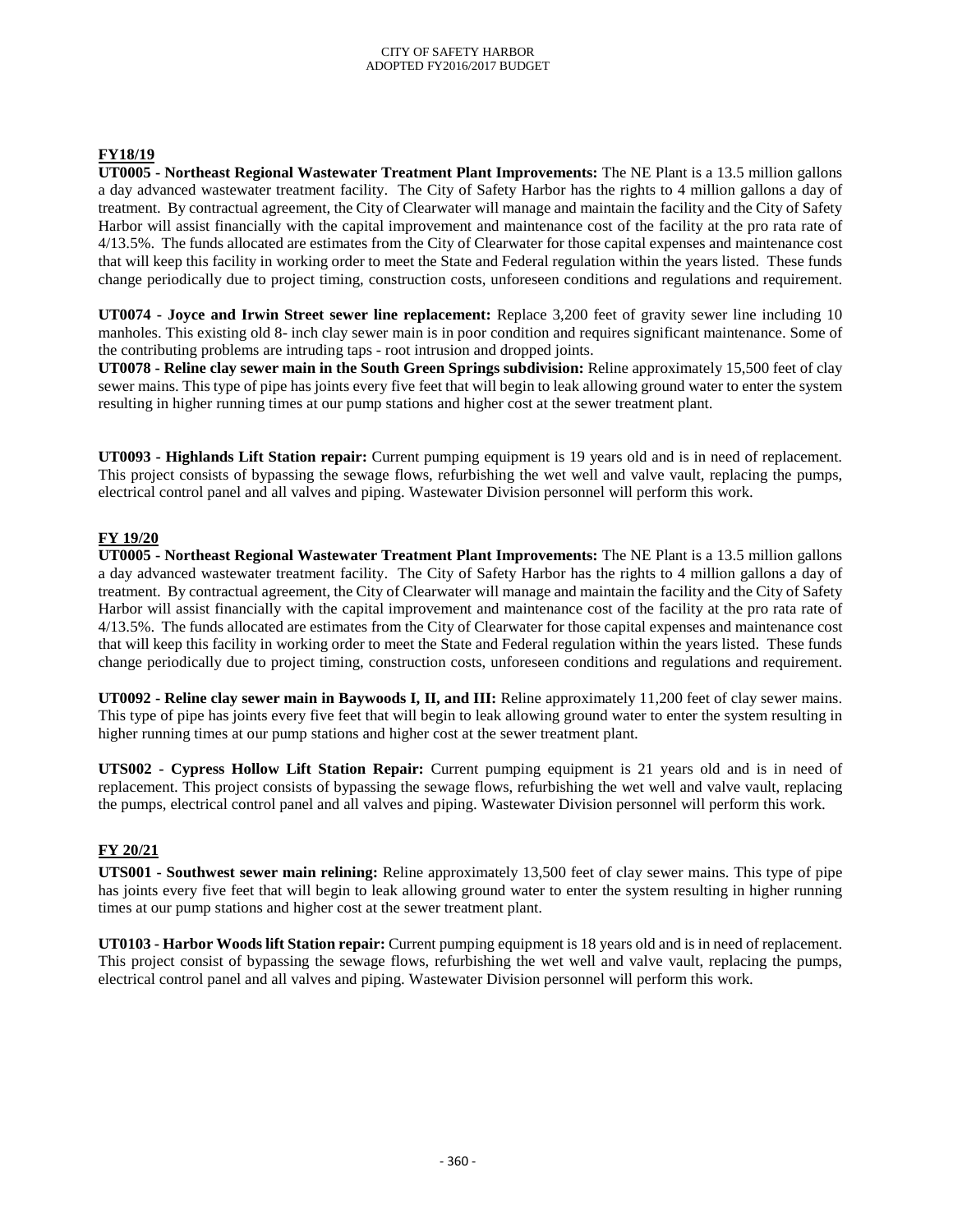## FY18/19

**UT0005 - Northeast Regional Wastewater Treatment Plant Improvements:** The NE Plant is a 13.5 million gallons a day advanced wastewater treatment facility. The City of Safety Harbor has the rights to 4 million gallons a day of treatment. By contractual agreement, the City of Clearwater will manage and maintain the facility and the City of Safety Harbor will assist financially with the capital improvement and maintenance cost of the facility at the pro rata rate of 4/13.5%. The funds allocated are estimates from the City of Clearwater for those capital expenses and maintenance cost that will keep this facility in working order to meet the State and Federal regulation within the years listed. These funds change periodically due to project timing, construction costs, unforeseen conditions and regulations and requirement.

**UT0074 - Joyce and Irwin Street sewer line replacement:** Replace 3,200 feet of gravity sewer line including 10 manholes. This existing old 8- inch clay sewer main is in poor condition and requires significant maintenance. Some of the contributing problems are intruding taps - root intrusion and dropped joints.

**UT0078 - Reline clay sewer main in the South Green Springs subdivision:** Reline approximately 15,500 feet of clay sewer mains. This type of pipe has joints every five feet that will begin to leak allowing ground water to enter the system resulting in higher running times at our pump stations and higher cost at the sewer treatment plant.

**UT0093 - Highlands Lift Station repair:** Current pumping equipment is 19 years old and is in need of replacement. This project consists of bypassing the sewage flows, refurbishing the wet well and valve vault, replacing the pumps, electrical control panel and all valves and piping. Wastewater Division personnel will perform this work.

## FY 19/20

**UT0005 - Northeast Regional Wastewater Treatment Plant Improvements:** The NE Plant is a 13.5 million gallons a day advanced wastewater treatment facility. The City of Safety Harbor has the rights to 4 million gallons a day of treatment. By contractual agreement, the City of Clearwater will manage and maintain the facility and the City of Safety Harbor will assist financially with the capital improvement and maintenance cost of the facility at the pro rata rate of 4/13.5%. The funds allocated are estimates from the City of Clearwater for those capital expenses and maintenance cost that will keep this facility in working order to meet the State and Federal regulation within the years listed. These funds change periodically due to project timing, construction costs, unforeseen conditions and regulations and requirement.

**UT0092 - Reline clay sewer main in Baywoods I, II, and III:** Reline approximately 11,200 feet of clay sewer mains. This type of pipe has joints every five feet that will begin to leak allowing ground water to enter the system resulting in higher running times at our pump stations and higher cost at the sewer treatment plant.

**UTS002 - Cypress Hollow Lift Station Repair:** Current pumping equipment is 21 years old and is in need of replacement. This project consists of bypassing the sewage flows, refurbishing the wet well and valve vault, replacing the pumps, electrical control panel and all valves and piping. Wastewater Division personnel will perform this work.

## FY 20/21

**UTS001 - Southwest sewer main relining:** Reline approximately 13,500 feet of clay sewer mains. This type of pipe has joints every five feet that will begin to leak allowing ground water to enter the system resulting in higher running times at our pump stations and higher cost at the sewer treatment plant.

**UT0103 - Harbor Woods lift Station repair:** Current pumping equipment is 18 years old and is in need of replacement. This project consist of bypassing the sewage flows, refurbishing the wet well and valve vault, replacing the pumps, electrical control panel and all valves and piping. Wastewater Division personnel will perform this work.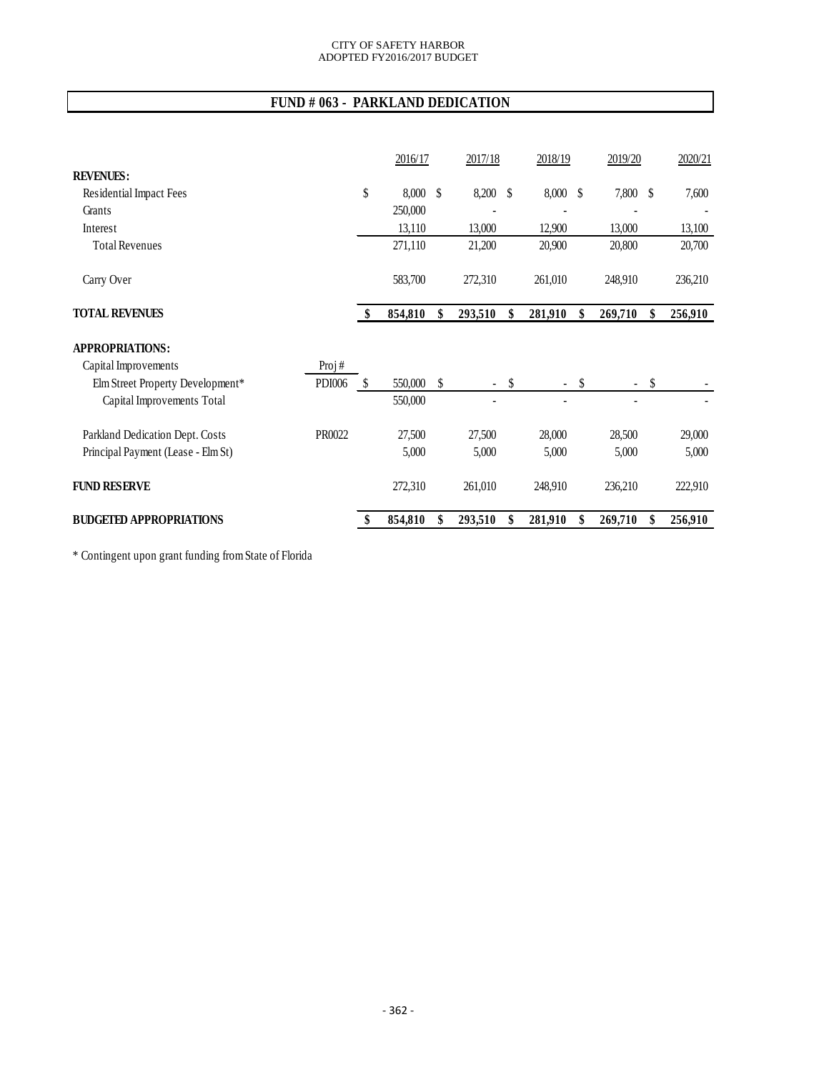CITY OF SAFETY HARBOR
ADOPTED FY2016/2017 BUDGET

## FUND # 063 - PARKLAND DEDICATION

| | | 2016/17 | 2017/18 | 2018/19 | 2019/20 | 2020/21 |
|---|---|---|---|---|---|---|
| **REVENUES:** | | | | | | |
| Residential Impact Fees | | $ 8,000 | $ 8,200 | $ 8,000 | $ 7,800 | $ 7,600 |
| Grants | | 250,000 | - | - | - | - |
| Interest | | 13,110 | 13,000 | 12,900 | 13,000 | 13,100 |
| Total Revenues | | 271,110 | 21,200 | 20,900 | 20,800 | 20,700 |
| Carry Over | | 583,700 | 272,310 | 261,010 | 248,910 | 236,210 |
| **TOTAL REVENUES** | | **$ 854,810** | **$ 293,510** | **$ 281,910** | **$ 269,710** | **$ 256,910** |
| **APPROPRIATIONS:** | | | | | | |
| Capital Improvements | Proj # | | | | | |
| Elm Street Property Development* | PDI006 | $ 550,000 | $ - | $ - | $ - | $ - |
| Capital Improvements Total | | 550,000 | - | - | - | - |
| Parkland Dedication Dept. Costs | PR0022 | 27,500 | 27,500 | 28,000 | 28,500 | 29,000 |
| Principal Payment (Lease - Elm St) | | 5,000 | 5,000 | 5,000 | 5,000 | 5,000 |
| **FUND RESERVE** | | 272,310 | 261,010 | 248,910 | 236,210 | 222,910 |
| **BUDGETED APPROPRIATIONS** | | **$ 854,810** | **$ 293,510** | **$ 281,910** | **$ 269,710** | **$ 256,910** |

* Contingent upon grant funding from State of Florida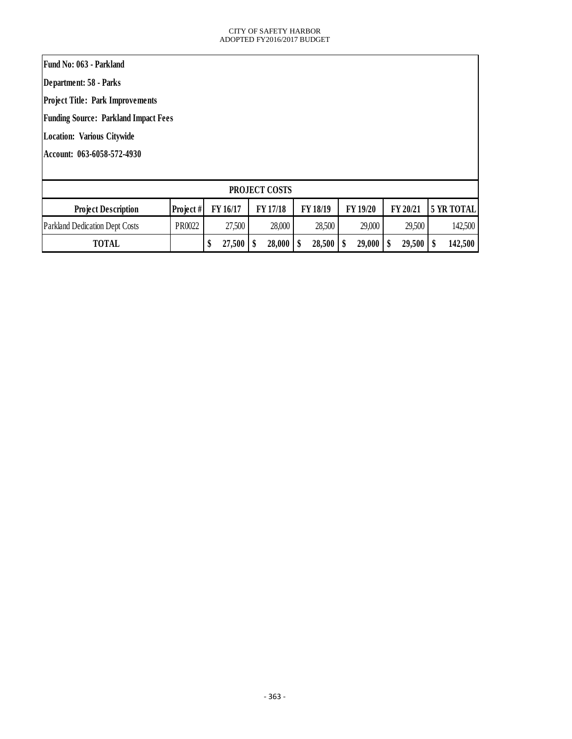**Fund No: 063 - Parkland**

**Department: 58 - Parks**

**Project Title: Park Improvements**

**Funding Source: Parkland Impact Fees**

**Location: Various Citywide**

**Account: 063-6058-572-4930**

| PROJECT COSTS | | | | | | | |
|---|---|---|---|---|---|---|---|
| **Project Description** | **Project #** | **FY 16/17** | **FY 17/18** | **FY 18/19** | **FY 19/20** | **FY 20/21** | **5 YR TOTAL** |
| Parkland Dedication Dept Costs | PR0022 | 27,500 | 28,000 | 28,500 | 29,000 | 29,500 | 142,500 |
| **TOTAL** | | **$ 27,500** | **$ 28,000** | **$ 28,500** | **$ 29,000** | **$ 29,500** | **$ 142,500** |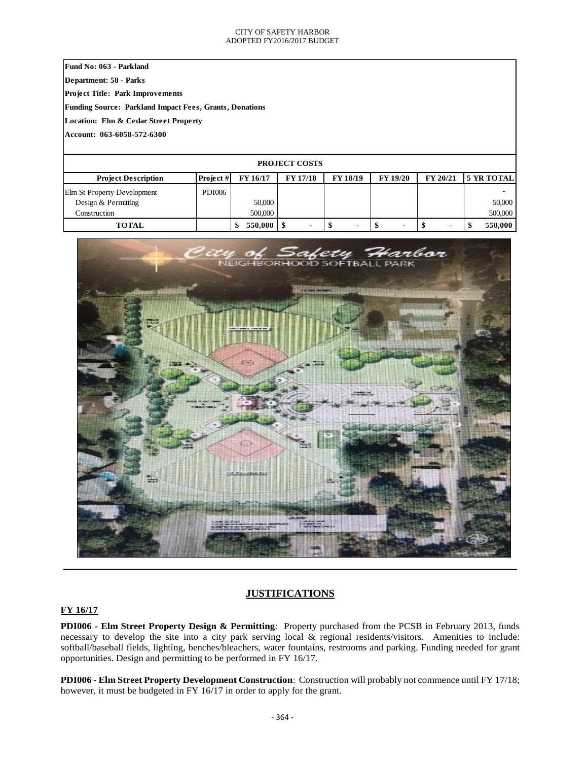**Fund No: 063 - Parkland**

**Department: 58 - Parks**

**Project Title: Park Improvements**

**Funding Source: Parkland Impact Fees, Grants, Donations**

**Location: Elm & Cedar Street Property**

**Account: 063-6058-572-6300**

**PROJECT COSTS**

| Project Description | Project # | FY 16/17 | FY 17/18 | FY 18/19 | FY 19/20 | FY 20/21 | 5 YR TOTAL |
|---|---|---|---|---|---|---|---|
| Elm St Property Development | PDI006 | | | | | | - |
| Design & Permitting | | 50,000 | | | | | 50,000 |
| Construction | | 500,000 | | | | | 500,000 |
| **TOTAL** | | **$ 550,000** | **$ -** | **$ -** | **$ -** | **$ -** | **$ 550,000** |

## JUSTIFICATIONS

### FY 16/17

**PDI006 - Elm Street Property Design & Permitting**: Property purchased from the PCSB in February 2013, funds necessary to develop the site into a city park serving local & regional residents/visitors. Amenities to include: softball/baseball fields, lighting, benches/bleachers, water fountains, restrooms and parking. Funding needed for grant opportunities. Design and permitting to be performed in FY 16/17.

**PDI006 - Elm Street Property Development Construction**: Construction will probably not commence until FY 17/18; however, it must be budgeted in FY 16/17 in order to apply for the grant.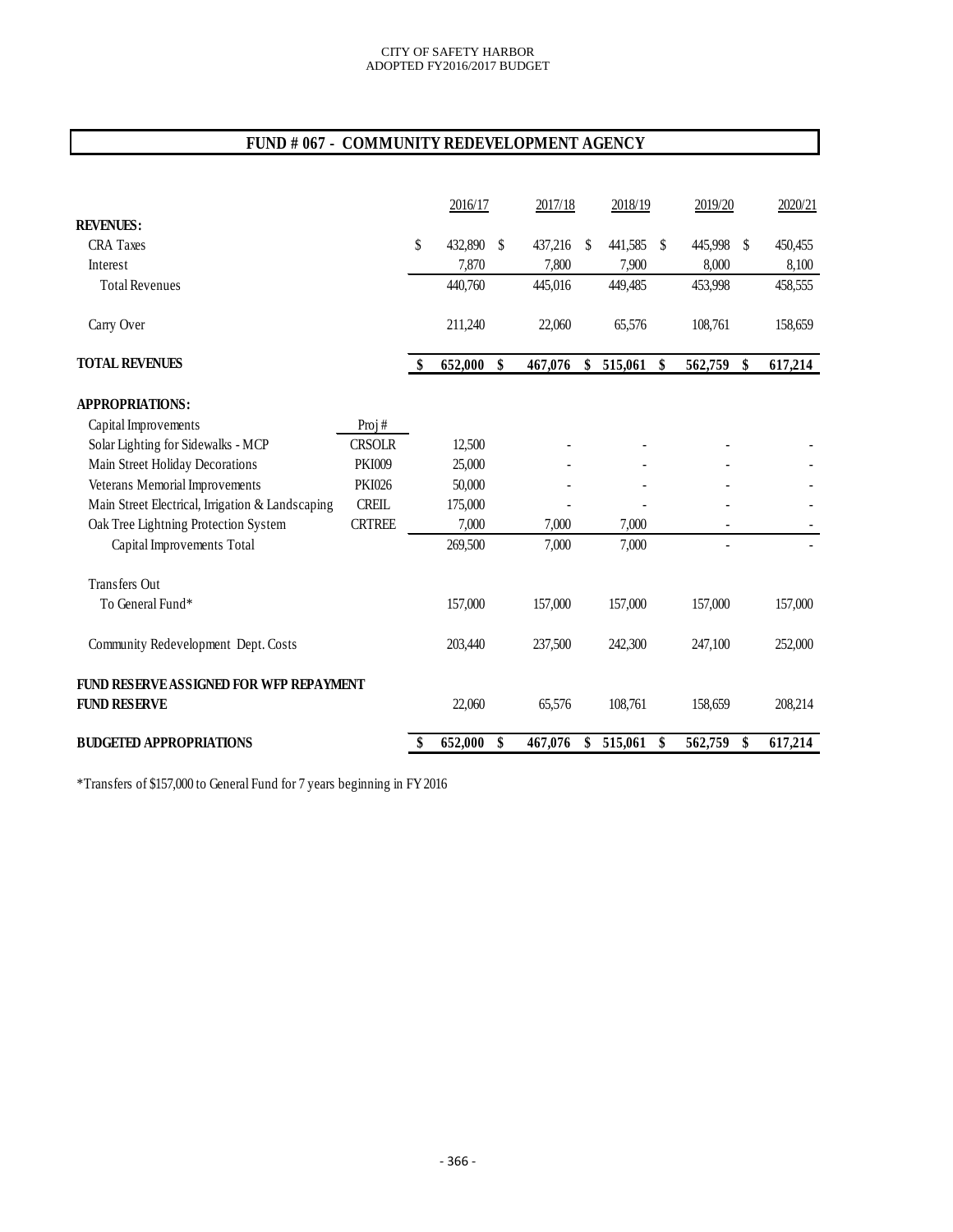CITY OF SAFETY HARBOR
ADOPTED FY2016/2017 BUDGET

## FUND # 067 - COMMUNITY REDEVELOPMENT AGENCY

| | | 2016/17 | 2017/18 | 2018/19 | 2019/20 | 2020/21 |
|---|---|---|---|---|---|---|
| **REVENUES:** | | | | | | |
| CRA Taxes | | $ 432,890 | $ 437,216 | $ 441,585 | $ 445,998 | $ 450,455 |
| Interest | | 7,870 | 7,800 | 7,900 | 8,000 | 8,100 |
| Total Revenues | | 440,760 | 445,016 | 449,485 | 453,998 | 458,555 |
| Carry Over | | 211,240 | 22,060 | 65,576 | 108,761 | 158,659 |
| **TOTAL REVENUES** | | **$ 652,000** | **$ 467,076** | **$ 515,061** | **$ 562,759** | **$ 617,214** |
| **APPROPRIATIONS:** | | | | | | |
| Capital Improvements | Proj # | | | | | |
| Solar Lighting for Sidewalks - MCP | CRSOLR | 12,500 | - | - | - | - |
| Main Street Holiday Decorations | PKI009 | 25,000 | - | - | - | - |
| Veterans Memorial Improvements | PKI026 | 50,000 | - | - | - | - |
| Main Street Electrical, Irrigation & Landscaping | CREIL | 175,000 | - | - | - | - |
| Oak Tree Lightning Protection System | CRTREE | 7,000 | 7,000 | 7,000 | - | - |
| Capital Improvements Total | | 269,500 | 7,000 | 7,000 | - | - |
| Transfers Out | | | | | | |
| To General Fund* | | 157,000 | 157,000 | 157,000 | 157,000 | 157,000 |
| Community Redevelopment Dept. Costs | | 203,440 | 237,500 | 242,300 | 247,100 | 252,000 |
| **FUND RESERVE ASSIGNED FOR WFP REPAYMENT** | | | | | | |
| **FUND RESERVE** | | 22,060 | 65,576 | 108,761 | 158,659 | 208,214 |
| **BUDGETED APPROPRIATIONS** | | **$ 652,000** | **$ 467,076** | **$ 515,061** | **$ 562,759** | **$ 617,214** |

*Transfers of $157,000 to General Fund for 7 years beginning in FY 2016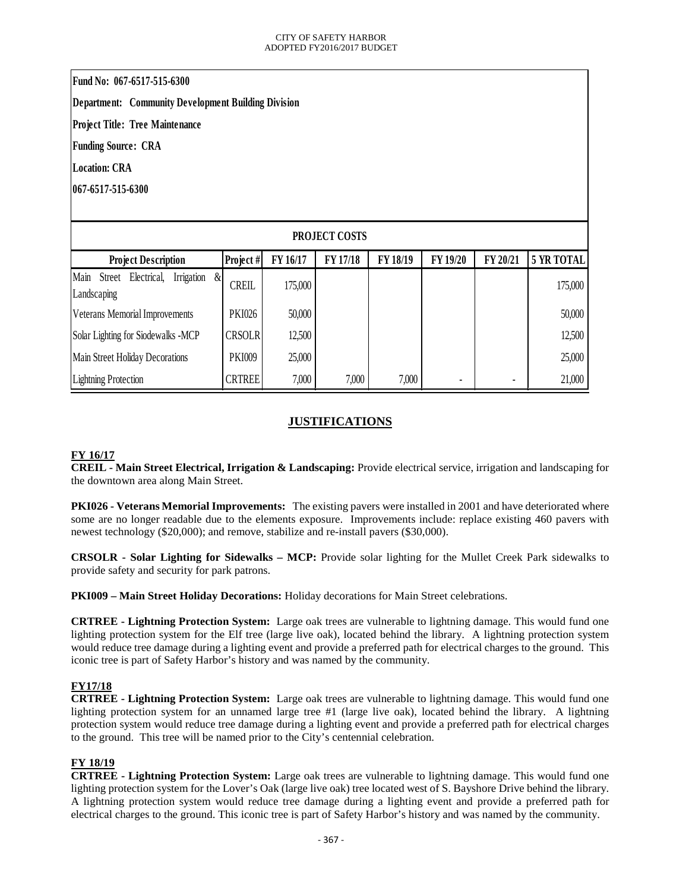**Fund No: 067-6517-515-6300**

**Department: Community Development Building Division**

**Project Title: Tree Maintenance**

**Funding Source: CRA**

**Location: CRA**

**067-6517-515-6300**

| PROJECT COSTS | | | | | | | |
|---|---|---|---|---|---|---|---|
| **Project Description** | **Project #** | **FY 16/17** | **FY 17/18** | **FY 18/19** | **FY 19/20** | **FY 20/21** | **5 YR TOTAL** |
| Main Street Electrical, Irrigation & Landscaping | CREIL | 175,000 | | | | | 175,000 |
| Veterans Memorial Improvements | PKI026 | 50,000 | | | | | 50,000 |
| Solar Lighting for Siodewalks -MCP | CRSOLR | 12,500 | | | | | 12,500 |
| Main Street Holiday Decorations | PKI009 | 25,000 | | | | | 25,000 |
| Lightning Protection | CRTREE | 7,000 | 7,000 | 7,000 | - | - | 21,000 |

## JUSTIFICATIONS

### FY 16/17

**CREIL - Main Street Electrical, Irrigation & Landscaping:** Provide electrical service, irrigation and landscaping for the downtown area along Main Street.

**PKI026 - Veterans Memorial Improvements:** The existing pavers were installed in 2001 and have deteriorated where some are no longer readable due to the elements exposure. Improvements include: replace existing 460 pavers with newest technology ($20,000); and remove, stabilize and re-install pavers ($30,000).

**CRSOLR - Solar Lighting for Sidewalks – MCP:** Provide solar lighting for the Mullet Creek Park sidewalks to provide safety and security for park patrons.

**PKI009 – Main Street Holiday Decorations:** Holiday decorations for Main Street celebrations.

**CRTREE - Lightning Protection System:** Large oak trees are vulnerable to lightning damage. This would fund one lighting protection system for the Elf tree (large live oak), located behind the library. A lightning protection system would reduce tree damage during a lighting event and provide a preferred path for electrical charges to the ground. This iconic tree is part of Safety Harbor's history and was named by the community.

### FY17/18

**CRTREE - Lightning Protection System:** Large oak trees are vulnerable to lightning damage. This would fund one lighting protection system for an unnamed large tree #1 (large live oak), located behind the library. A lightning protection system would reduce tree damage during a lighting event and provide a preferred path for electrical charges to the ground. This tree will be named prior to the City's centennial celebration.

### FY 18/19

**CRTREE - Lightning Protection System:** Large oak trees are vulnerable to lightning damage. This would fund one lighting protection system for the Lover's Oak (large live oak) tree located west of S. Bayshore Drive behind the library. A lightning protection system would reduce tree damage during a lighting event and provide a preferred path for electrical charges to the ground. This iconic tree is part of Safety Harbor's history and was named by the community.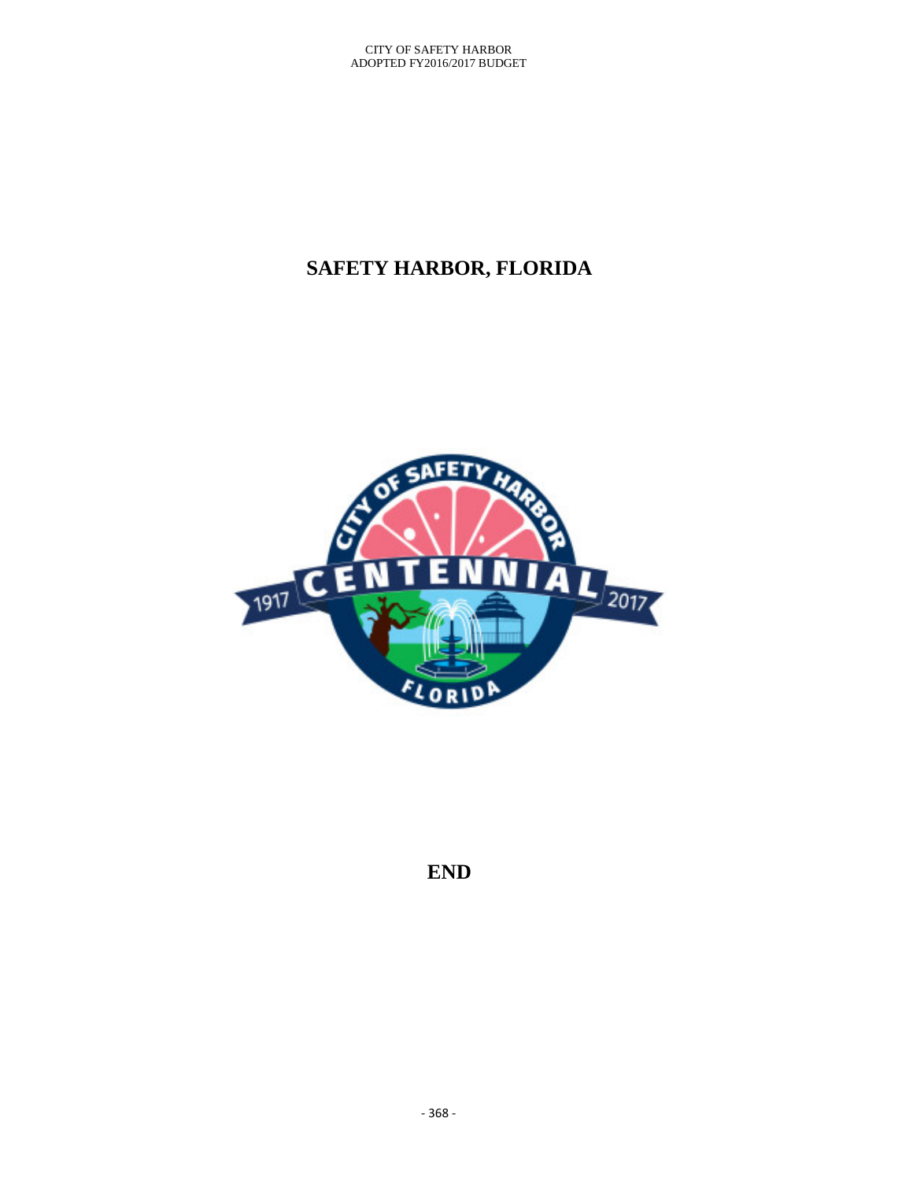# SAFETY HARBOR, FLORIDA

**END**